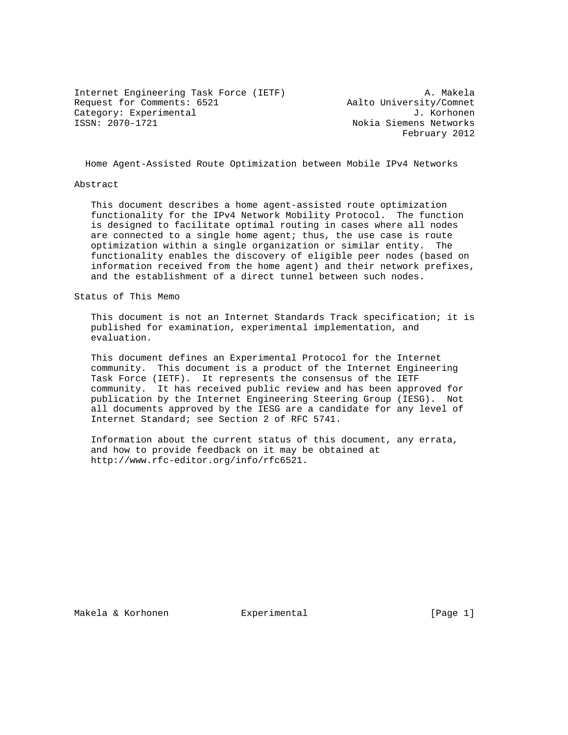Internet Engineering Task Force (IETF) A. Makela
Request for Comments: 6521 Aalto University/Comnet
Category: Experimental J. Korhonen
ISSN: 2070-1721 Nokia Siemens Networks
February 2012

# Home Agent-Assisted Route Optimization between Mobile IPv4 Networks

## Abstract

This document describes a home agent-assisted route optimization functionality for the IPv4 Network Mobility Protocol. The function is designed to facilitate optimal routing in cases where all nodes are connected to a single home agent; thus, the use case is route optimization within a single organization or similar entity. The functionality enables the discovery of eligible peer nodes (based on information received from the home agent) and their network prefixes, and the establishment of a direct tunnel between such nodes.

## Status of This Memo

This document is not an Internet Standards Track specification; it is published for examination, experimental implementation, and evaluation.

This document defines an Experimental Protocol for the Internet community. This document is a product of the Internet Engineering Task Force (IETF). It represents the consensus of the IETF community. It has received public review and has been approved for publication by the Internet Engineering Steering Group (IESG). Not all documents approved by the IESG are a candidate for any level of Internet Standard; see Section 2 of RFC 5741.

Information about the current status of this document, any errata, and how to provide feedback on it may be obtained at http://www.rfc-editor.org/info/rfc6521.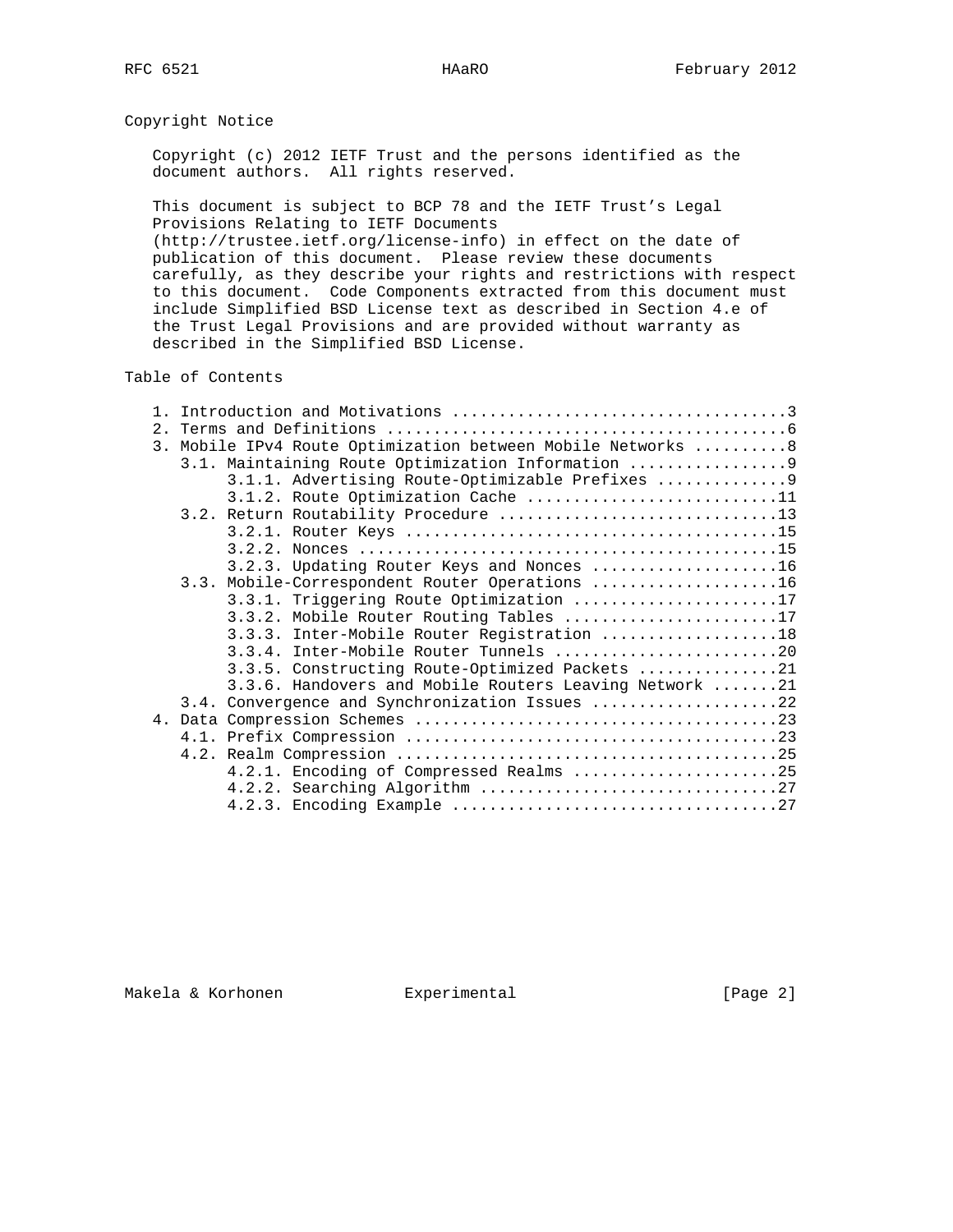## Copyright Notice

Copyright (c) 2012 IETF Trust and the persons identified as the document authors. All rights reserved.

This document is subject to BCP 78 and the IETF Trust's Legal Provisions Relating to IETF Documents (http://trustee.ietf.org/license-info) in effect on the date of publication of this document. Please review these documents carefully, as they describe your rights and restrictions with respect to this document. Code Components extracted from this document must include Simplified BSD License text as described in Section 4.e of the Trust Legal Provisions and are provided without warranty as described in the Simplified BSD License.

## Table of Contents

```
   1. Introduction and Motivations ....................................3
   2. Terms and Definitions ...........................................6
   3. Mobile IPv4 Route Optimization between Mobile Networks ..........8
      3.1. Maintaining Route Optimization Information .................9
           3.1.1. Advertising Route-Optimizable Prefixes ..............9
           3.1.2. Route Optimization Cache ...........................11
      3.2. Return Routability Procedure ..............................13
           3.2.1. Router Keys ........................................15
           3.2.2. Nonces .............................................15
           3.2.3. Updating Router Keys and Nonces ....................16
      3.3. Mobile-Correspondent Router Operations ....................16
           3.3.1. Triggering Route Optimization ......................17
           3.3.2. Mobile Router Routing Tables .......................17
           3.3.3. Inter-Mobile Router Registration ...................18
           3.3.4. Inter-Mobile Router Tunnels ........................20
           3.3.5. Constructing Route-Optimized Packets ...............21
           3.3.6. Handovers and Mobile Routers Leaving Network .......21
      3.4. Convergence and Synchronization Issues ....................22
   4. Data Compression Schemes .......................................23
      4.1. Prefix Compression ........................................23
      4.2. Realm Compression .........................................25
           4.2.1. Encoding of Compressed Realms ......................25
           4.2.2. Searching Algorithm ................................27
           4.2.3. Encoding Example ...................................27
```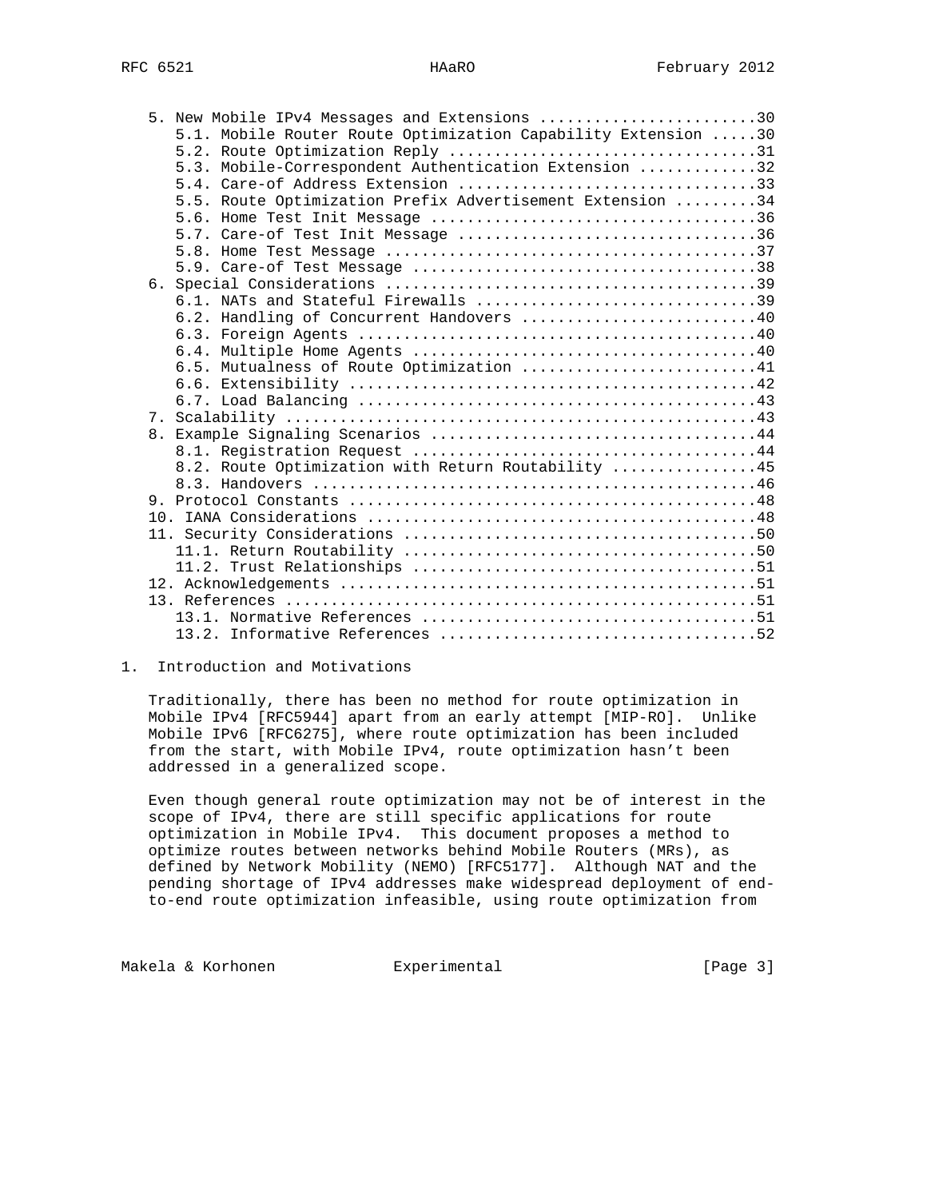5. New Mobile IPv4 Messages and Extensions ........................30
      5.1. Mobile Router Route Optimization Capability Extension .....30
      5.2. Route Optimization Reply .................................31
      5.3. Mobile-Correspondent Authentication Extension ............32
      5.4. Care-of Address Extension ................................33
      5.5. Route Optimization Prefix Advertisement Extension .........34
      5.6. Home Test Init Message ...................................36
      5.7. Care-of Test Init Message ................................36
      5.8. Home Test Message ........................................37
      5.9. Care-of Test Message .....................................38
   6. Special Considerations ........................................39
      6.1. NATs and Stateful Firewalls ..............................39
      6.2. Handling of Concurrent Handovers .........................40
      6.3. Foreign Agents ...........................................40
      6.4. Multiple Home Agents .....................................40
      6.5. Mutualness of Route Optimization .........................41
      6.6. Extensibility ............................................42
      6.7. Load Balancing ...........................................43
   7. Scalability ...................................................43
   8. Example Signaling Scenarios ...................................44
      8.1. Registration Request .....................................44
      8.2. Route Optimization with Return Routability ...............45
      8.3. Handovers ................................................46
   9. Protocol Constants ............................................48
   10. IANA Considerations ..........................................48
   11. Security Considerations ......................................50
      11.1. Return Routability ......................................50
      11.2. Trust Relationships .....................................51
   12. Acknowledgements .............................................51
   13. References ...................................................51
      13.1. Normative References ....................................51
      13.2. Informative References ..................................52

## 1. Introduction and Motivations

Traditionally, there has been no method for route optimization in Mobile IPv4 [RFC5944] apart from an early attempt [MIP-RO]. Unlike Mobile IPv6 [RFC6275], where route optimization has been included from the start, with Mobile IPv4, route optimization hasn't been addressed in a generalized scope.

Even though general route optimization may not be of interest in the scope of IPv4, there are still specific applications for route optimization in Mobile IPv4. This document proposes a method to optimize routes between networks behind Mobile Routers (MRs), as defined by Network Mobility (NEMO) [RFC5177]. Although NAT and the pending shortage of IPv4 addresses make widespread deployment of end-to-end route optimization infeasible, using route optimization from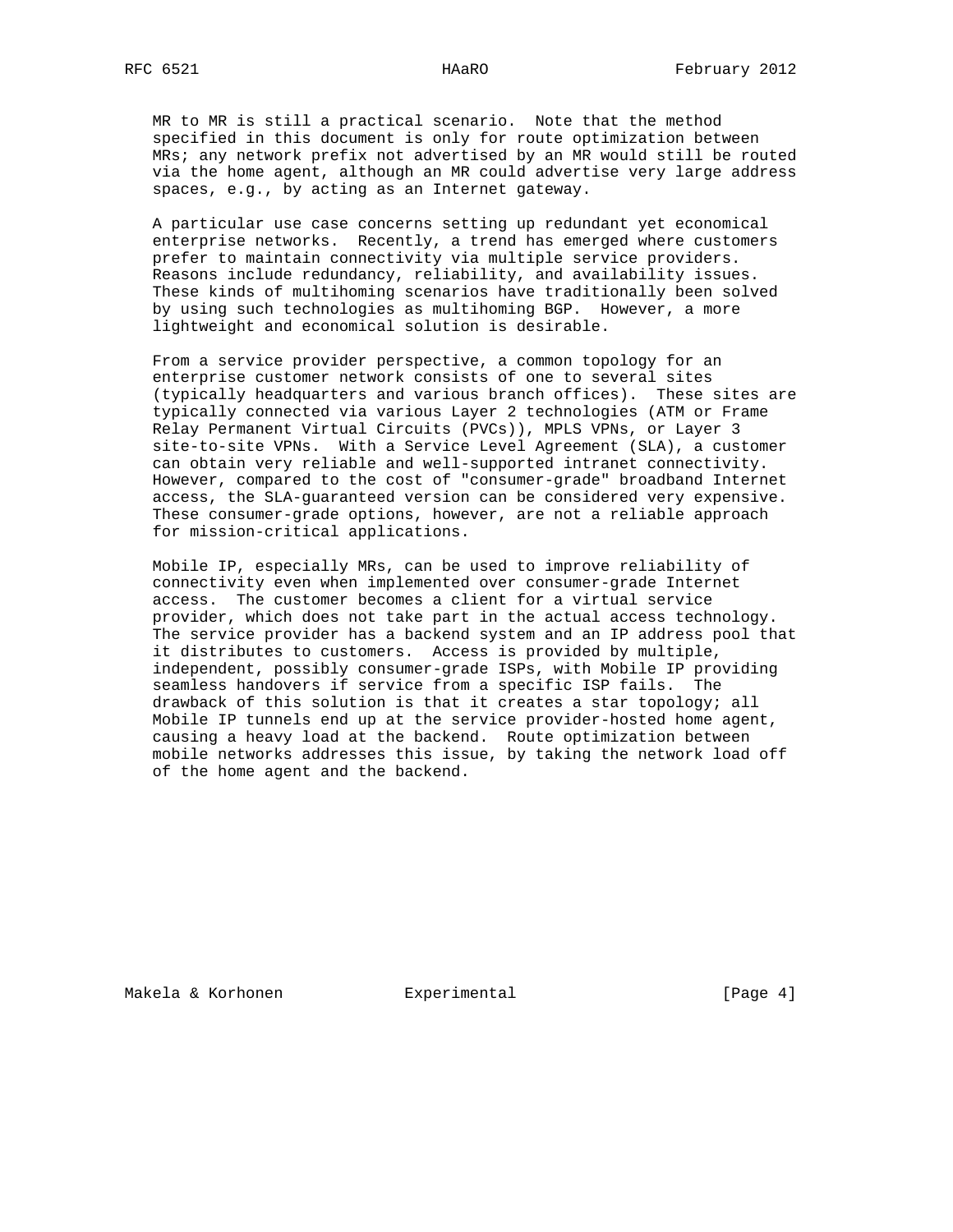MR to MR is still a practical scenario. Note that the method specified in this document is only for route optimization between MRs; any network prefix not advertised by an MR would still be routed via the home agent, although an MR could advertise very large address spaces, e.g., by acting as an Internet gateway.

A particular use case concerns setting up redundant yet economical enterprise networks. Recently, a trend has emerged where customers prefer to maintain connectivity via multiple service providers. Reasons include redundancy, reliability, and availability issues. These kinds of multihoming scenarios have traditionally been solved by using such technologies as multihoming BGP. However, a more lightweight and economical solution is desirable.

From a service provider perspective, a common topology for an enterprise customer network consists of one to several sites (typically headquarters and various branch offices). These sites are typically connected via various Layer 2 technologies (ATM or Frame Relay Permanent Virtual Circuits (PVCs)), MPLS VPNs, or Layer 3 site-to-site VPNs. With a Service Level Agreement (SLA), a customer can obtain very reliable and well-supported intranet connectivity. However, compared to the cost of "consumer-grade" broadband Internet access, the SLA-guaranteed version can be considered very expensive. These consumer-grade options, however, are not a reliable approach for mission-critical applications.

Mobile IP, especially MRs, can be used to improve reliability of connectivity even when implemented over consumer-grade Internet access. The customer becomes a client for a virtual service provider, which does not take part in the actual access technology. The service provider has a backend system and an IP address pool that it distributes to customers. Access is provided by multiple, independent, possibly consumer-grade ISPs, with Mobile IP providing seamless handovers if service from a specific ISP fails. The drawback of this solution is that it creates a star topology; all Mobile IP tunnels end up at the service provider-hosted home agent, causing a heavy load at the backend. Route optimization between mobile networks addresses this issue, by taking the network load off of the home agent and the backend.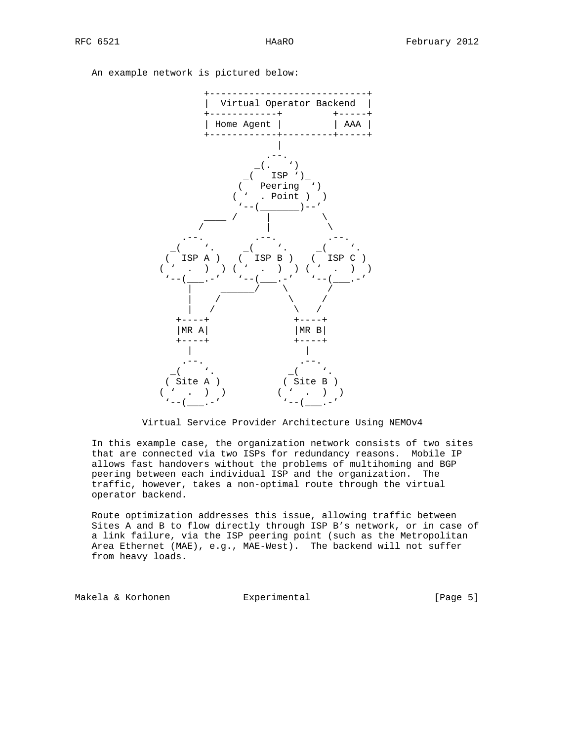An example network is pictured below:

```
                 +----------------------------+
                 |  Virtual Operator Backend  |
                 +------------+        +-----+
                 | Home Agent |        | AAA |
                 +------------+---------+-----+
                              |
                             .--.
                           _(.   ')
                         _(   ISP ')_
                        (   Peering  ')
                       ( '  . Point )  )
                         '--(_______)--'
                  ____ /     |        \
                 /           |         \
              .--.          .--.          .--.
            _(    '.      _(    '.      _(    '.
           (  ISP A )   (  ISP B )   (  ISP C )
          ( '  .  )  ) ( '  .  )  ) ( '  .  )  )
           '--(___.-'   '--(___.-'   '--(___.-'
              |      ______/   \          /
              |     /           \        /
              |    /             \      /
            +----+               +----+
            |MR A|               |MR B|
            +----+               +----+
              |                    |
             .--.                 .--.
           _(    '.             _(    '.
          ( Site A )           ( Site B )
         ( '  .  )  )         ( '  .  )  )
          '--(___.-'           '--(___.-'
```

Virtual Service Provider Architecture Using NEMOv4

In this example case, the organization network consists of two sites that are connected via two ISPs for redundancy reasons. Mobile IP allows fast handovers without the problems of multihoming and BGP peering between each individual ISP and the organization. The traffic, however, takes a non-optimal route through the virtual operator backend.

Route optimization addresses this issue, allowing traffic between Sites A and B to flow directly through ISP B's network, or in case of a link failure, via the ISP peering point (such as the Metropolitan Area Ethernet (MAE), e.g., MAE-West). The backend will not suffer from heavy loads.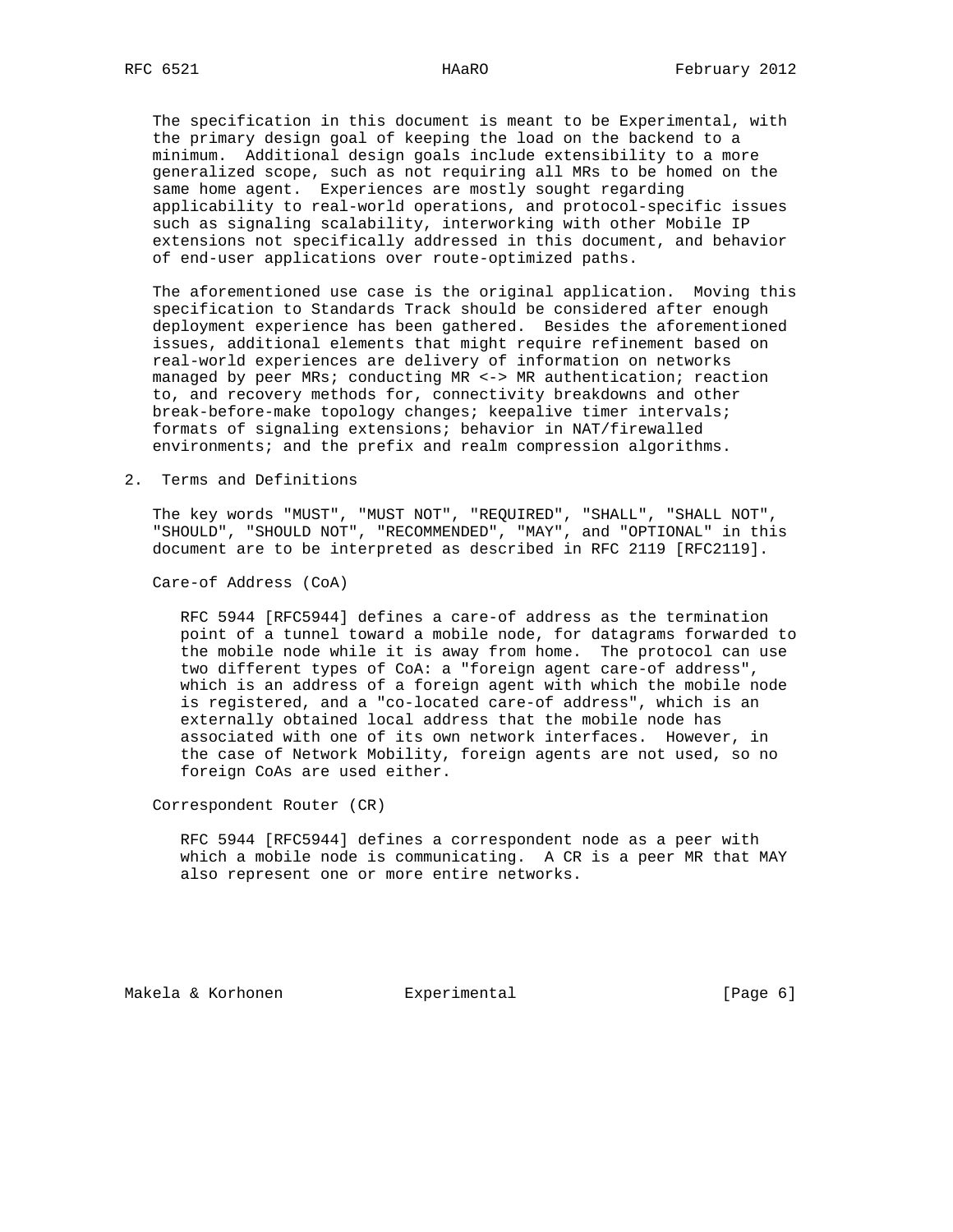The specification in this document is meant to be Experimental, with the primary design goal of keeping the load on the backend to a minimum. Additional design goals include extensibility to a more generalized scope, such as not requiring all MRs to be homed on the same home agent. Experiences are mostly sought regarding applicability to real-world operations, and protocol-specific issues such as signaling scalability, interworking with other Mobile IP extensions not specifically addressed in this document, and behavior of end-user applications over route-optimized paths.

The aforementioned use case is the original application. Moving this specification to Standards Track should be considered after enough deployment experience has been gathered. Besides the aforementioned issues, additional elements that might require refinement based on real-world experiences are delivery of information on networks managed by peer MRs; conducting MR <-> MR authentication; reaction to, and recovery methods for, connectivity breakdowns and other break-before-make topology changes; keepalive timer intervals; formats of signaling extensions; behavior in NAT/firewalled environments; and the prefix and realm compression algorithms.

## 2. Terms and Definitions

The key words "MUST", "MUST NOT", "REQUIRED", "SHALL", "SHALL NOT", "SHOULD", "SHOULD NOT", "RECOMMENDED", "MAY", and "OPTIONAL" in this document are to be interpreted as described in RFC 2119 [RFC2119].

Care-of Address (CoA)

RFC 5944 [RFC5944] defines a care-of address as the termination point of a tunnel toward a mobile node, for datagrams forwarded to the mobile node while it is away from home. The protocol can use two different types of CoA: a "foreign agent care-of address", which is an address of a foreign agent with which the mobile node is registered, and a "co-located care-of address", which is an externally obtained local address that the mobile node has associated with one of its own network interfaces. However, in the case of Network Mobility, foreign agents are not used, so no foreign CoAs are used either.

Correspondent Router (CR)

RFC 5944 [RFC5944] defines a correspondent node as a peer with which a mobile node is communicating. A CR is a peer MR that MAY also represent one or more entire networks.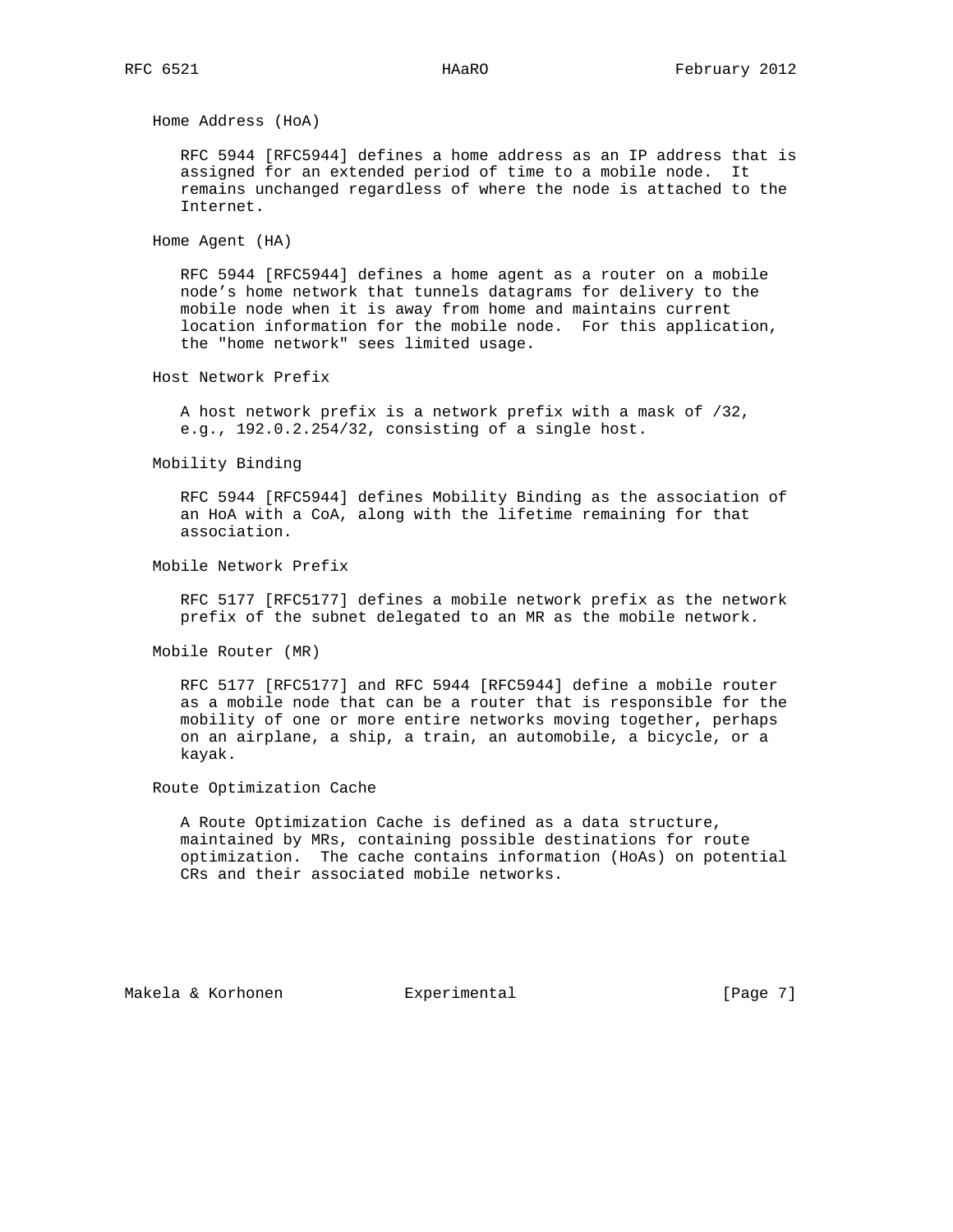Home Address (HoA)

RFC 5944 [RFC5944] defines a home address as an IP address that is assigned for an extended period of time to a mobile node. It remains unchanged regardless of where the node is attached to the Internet.

Home Agent (HA)

RFC 5944 [RFC5944] defines a home agent as a router on a mobile node's home network that tunnels datagrams for delivery to the mobile node when it is away from home and maintains current location information for the mobile node. For this application, the "home network" sees limited usage.

Host Network Prefix

A host network prefix is a network prefix with a mask of /32, e.g., 192.0.2.254/32, consisting of a single host.

Mobility Binding

RFC 5944 [RFC5944] defines Mobility Binding as the association of an HoA with a CoA, along with the lifetime remaining for that association.

Mobile Network Prefix

RFC 5177 [RFC5177] defines a mobile network prefix as the network prefix of the subnet delegated to an MR as the mobile network.

Mobile Router (MR)

RFC 5177 [RFC5177] and RFC 5944 [RFC5944] define a mobile router as a mobile node that can be a router that is responsible for the mobility of one or more entire networks moving together, perhaps on an airplane, a ship, a train, an automobile, a bicycle, or a kayak.

Route Optimization Cache

A Route Optimization Cache is defined as a data structure, maintained by MRs, containing possible destinations for route optimization. The cache contains information (HoAs) on potential CRs and their associated mobile networks.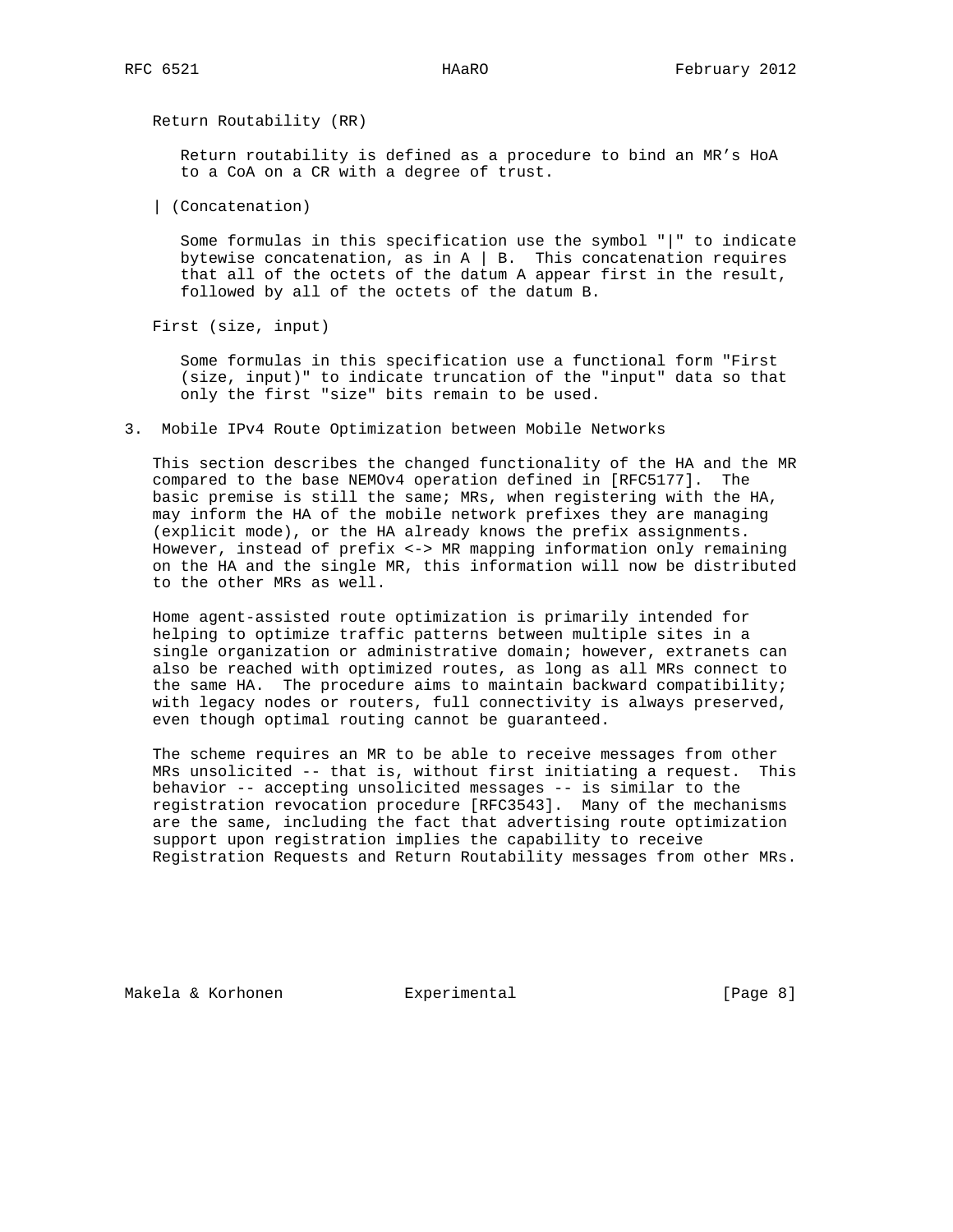Return Routability (RR)

Return routability is defined as a procedure to bind an MR's HoA to a CoA on a CR with a degree of trust.

| (Concatenation)

Some formulas in this specification use the symbol "|" to indicate bytewise concatenation, as in A | B. This concatenation requires that all of the octets of the datum A appear first in the result, followed by all of the octets of the datum B.

First (size, input)

Some formulas in this specification use a functional form "First (size, input)" to indicate truncation of the "input" data so that only the first "size" bits remain to be used.

## 3. Mobile IPv4 Route Optimization between Mobile Networks

This section describes the changed functionality of the HA and the MR compared to the base NEMOv4 operation defined in [RFC5177]. The basic premise is still the same; MRs, when registering with the HA, may inform the HA of the mobile network prefixes they are managing (explicit mode), or the HA already knows the prefix assignments. However, instead of prefix <-> MR mapping information only remaining on the HA and the single MR, this information will now be distributed to the other MRs as well.

Home agent-assisted route optimization is primarily intended for helping to optimize traffic patterns between multiple sites in a single organization or administrative domain; however, extranets can also be reached with optimized routes, as long as all MRs connect to the same HA. The procedure aims to maintain backward compatibility; with legacy nodes or routers, full connectivity is always preserved, even though optimal routing cannot be guaranteed.

The scheme requires an MR to be able to receive messages from other MRs unsolicited -- that is, without first initiating a request. This behavior -- accepting unsolicited messages -- is similar to the registration revocation procedure [RFC3543]. Many of the mechanisms are the same, including the fact that advertising route optimization support upon registration implies the capability to receive Registration Requests and Return Routability messages from other MRs.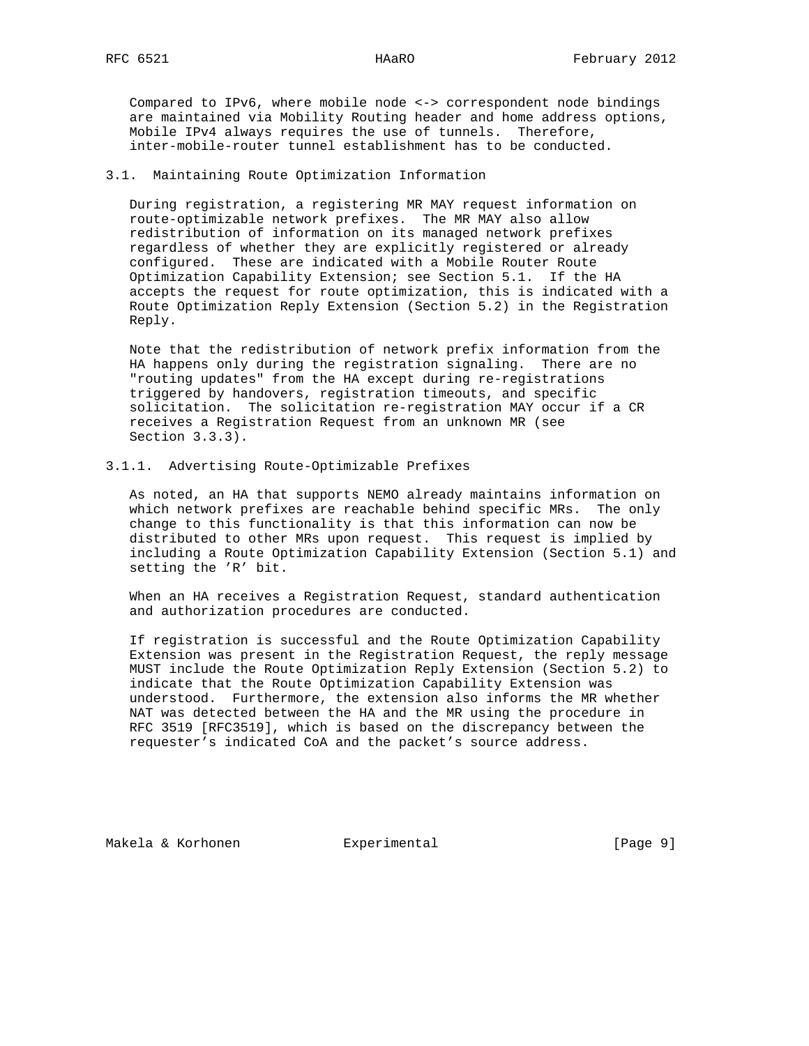Compared to IPv6, where mobile node <-> correspondent node bindings are maintained via Mobility Routing header and home address options, Mobile IPv4 always requires the use of tunnels. Therefore, inter-mobile-router tunnel establishment has to be conducted.

### 3.1. Maintaining Route Optimization Information

During registration, a registering MR MAY request information on route-optimizable network prefixes. The MR MAY also allow redistribution of information on its managed network prefixes regardless of whether they are explicitly registered or already configured. These are indicated with a Mobile Router Route Optimization Capability Extension; see Section 5.1. If the HA accepts the request for route optimization, this is indicated with a Route Optimization Reply Extension (Section 5.2) in the Registration Reply.

Note that the redistribution of network prefix information from the HA happens only during the registration signaling. There are no "routing updates" from the HA except during re-registrations triggered by handovers, registration timeouts, and specific solicitation. The solicitation re-registration MAY occur if a CR receives a Registration Request from an unknown MR (see Section 3.3.3).

#### 3.1.1. Advertising Route-Optimizable Prefixes

As noted, an HA that supports NEMO already maintains information on which network prefixes are reachable behind specific MRs. The only change to this functionality is that this information can now be distributed to other MRs upon request. This request is implied by including a Route Optimization Capability Extension (Section 5.1) and setting the 'R' bit.

When an HA receives a Registration Request, standard authentication and authorization procedures are conducted.

If registration is successful and the Route Optimization Capability Extension was present in the Registration Request, the reply message MUST include the Route Optimization Reply Extension (Section 5.2) to indicate that the Route Optimization Capability Extension was understood. Furthermore, the extension also informs the MR whether NAT was detected between the HA and the MR using the procedure in RFC 3519 [RFC3519], which is based on the discrepancy between the requester's indicated CoA and the packet's source address.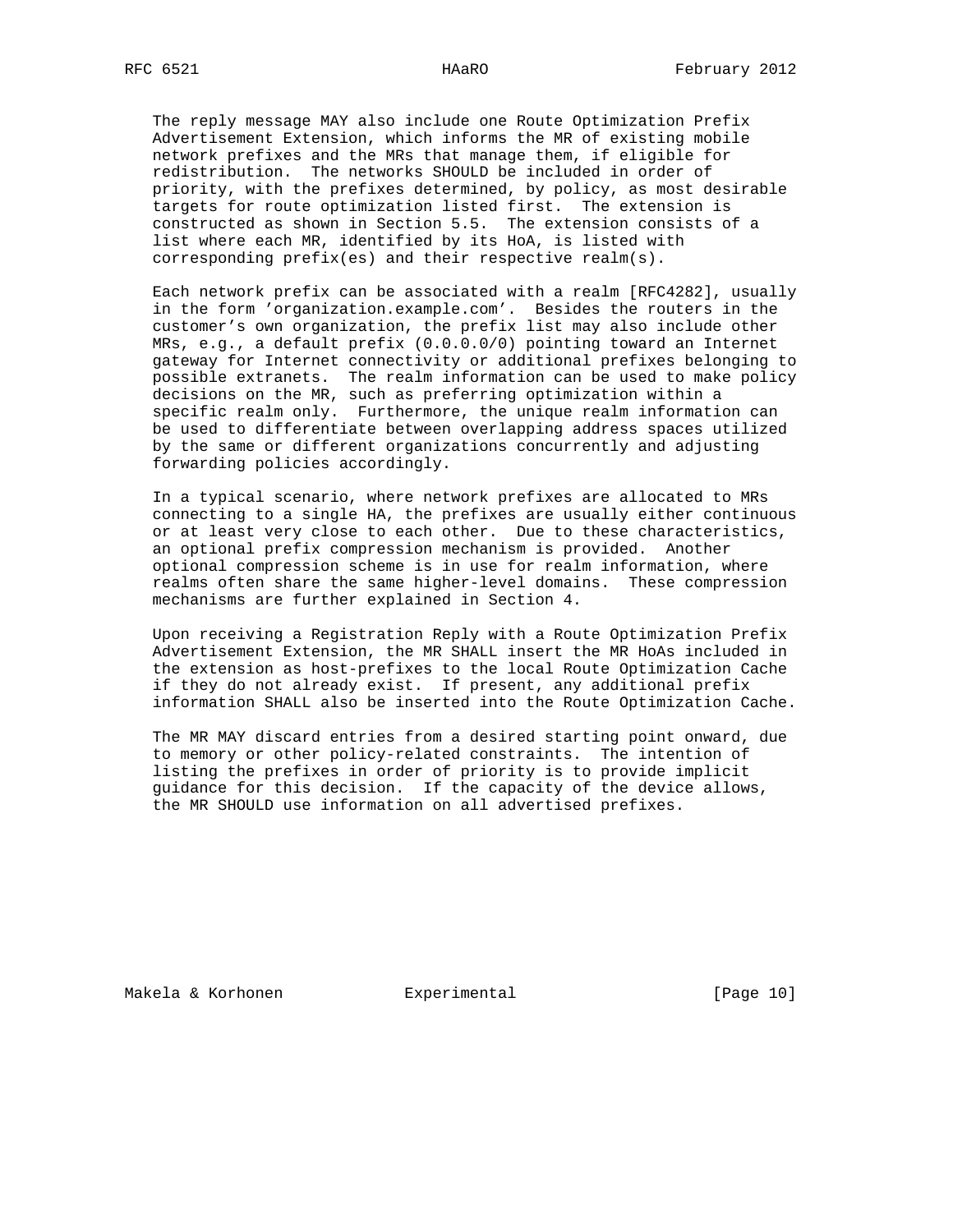The reply message MAY also include one Route Optimization Prefix Advertisement Extension, which informs the MR of existing mobile network prefixes and the MRs that manage them, if eligible for redistribution. The networks SHOULD be included in order of priority, with the prefixes determined, by policy, as most desirable targets for route optimization listed first. The extension is constructed as shown in Section 5.5. The extension consists of a list where each MR, identified by its HoA, is listed with corresponding prefix(es) and their respective realm(s).

Each network prefix can be associated with a realm [RFC4282], usually in the form 'organization.example.com'. Besides the routers in the customer's own organization, the prefix list may also include other MRs, e.g., a default prefix (0.0.0.0/0) pointing toward an Internet gateway for Internet connectivity or additional prefixes belonging to possible extranets. The realm information can be used to make policy decisions on the MR, such as preferring optimization within a specific realm only. Furthermore, the unique realm information can be used to differentiate between overlapping address spaces utilized by the same or different organizations concurrently and adjusting forwarding policies accordingly.

In a typical scenario, where network prefixes are allocated to MRs connecting to a single HA, the prefixes are usually either continuous or at least very close to each other. Due to these characteristics, an optional prefix compression mechanism is provided. Another optional compression scheme is in use for realm information, where realms often share the same higher-level domains. These compression mechanisms are further explained in Section 4.

Upon receiving a Registration Reply with a Route Optimization Prefix Advertisement Extension, the MR SHALL insert the MR HoAs included in the extension as host-prefixes to the local Route Optimization Cache if they do not already exist. If present, any additional prefix information SHALL also be inserted into the Route Optimization Cache.

The MR MAY discard entries from a desired starting point onward, due to memory or other policy-related constraints. The intention of listing the prefixes in order of priority is to provide implicit guidance for this decision. If the capacity of the device allows, the MR SHOULD use information on all advertised prefixes.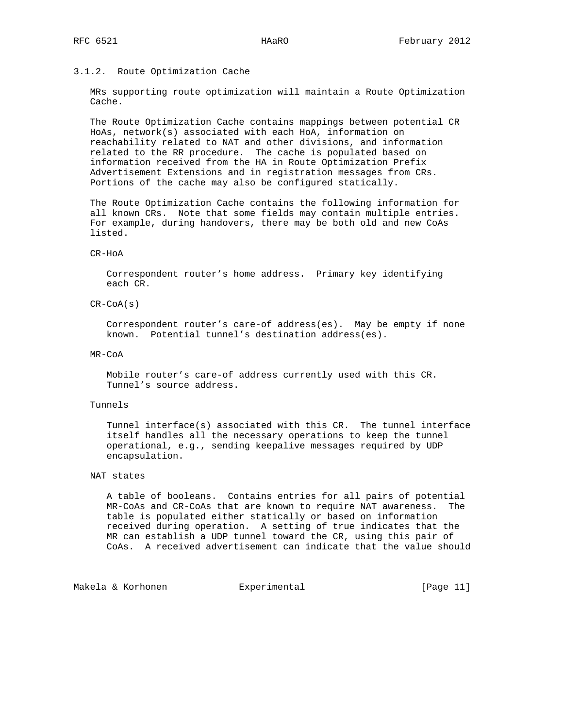### 3.1.2. Route Optimization Cache

MRs supporting route optimization will maintain a Route Optimization Cache.

The Route Optimization Cache contains mappings between potential CR HoAs, network(s) associated with each HoA, information on reachability related to NAT and other divisions, and information related to the RR procedure. The cache is populated based on information received from the HA in Route Optimization Prefix Advertisement Extensions and in registration messages from CRs. Portions of the cache may also be configured statically.

The Route Optimization Cache contains the following information for all known CRs. Note that some fields may contain multiple entries. For example, during handovers, there may be both old and new CoAs listed.

CR-HoA

Correspondent router's home address. Primary key identifying each CR.

CR-CoA(s)

Correspondent router's care-of address(es). May be empty if none known. Potential tunnel's destination address(es).

MR-CoA

Mobile router's care-of address currently used with this CR. Tunnel's source address.

Tunnels

Tunnel interface(s) associated with this CR. The tunnel interface itself handles all the necessary operations to keep the tunnel operational, e.g., sending keepalive messages required by UDP encapsulation.

NAT states

A table of booleans. Contains entries for all pairs of potential MR-CoAs and CR-CoAs that are known to require NAT awareness. The table is populated either statically or based on information received during operation. A setting of true indicates that the MR can establish a UDP tunnel toward the CR, using this pair of CoAs. A received advertisement can indicate that the value should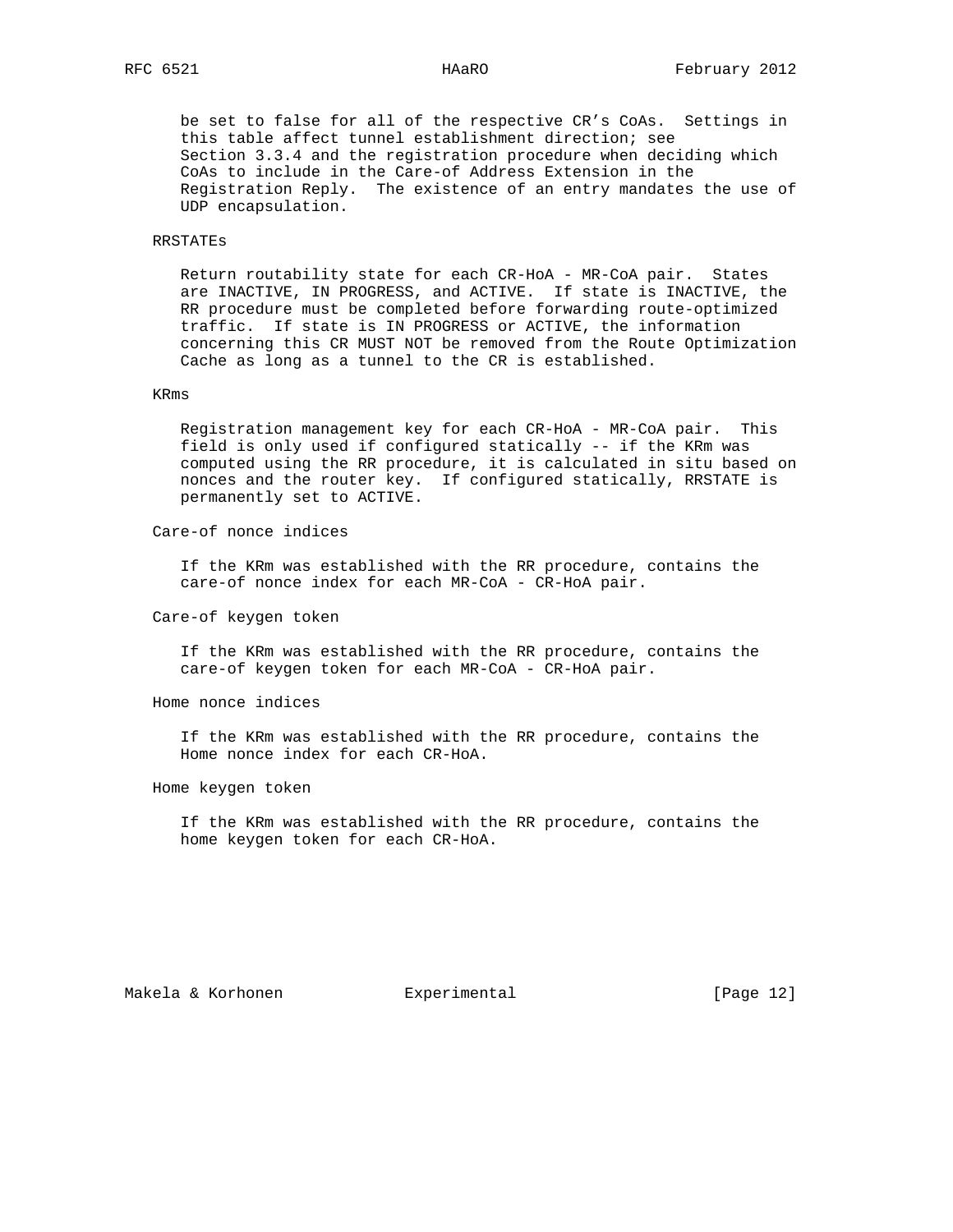be set to false for all of the respective CR's CoAs. Settings in this table affect tunnel establishment direction; see Section 3.3.4 and the registration procedure when deciding which CoAs to include in the Care-of Address Extension in the Registration Reply. The existence of an entry mandates the use of UDP encapsulation.

RRSTATEs

Return routability state for each CR-HoA - MR-CoA pair. States are INACTIVE, IN PROGRESS, and ACTIVE. If state is INACTIVE, the RR procedure must be completed before forwarding route-optimized traffic. If state is IN PROGRESS or ACTIVE, the information concerning this CR MUST NOT be removed from the Route Optimization Cache as long as a tunnel to the CR is established.

KRms

Registration management key for each CR-HoA - MR-CoA pair. This field is only used if configured statically -- if the KRm was computed using the RR procedure, it is calculated in situ based on nonces and the router key. If configured statically, RRSTATE is permanently set to ACTIVE.

Care-of nonce indices

If the KRm was established with the RR procedure, contains the care-of nonce index for each MR-CoA - CR-HoA pair.

Care-of keygen token

If the KRm was established with the RR procedure, contains the care-of keygen token for each MR-CoA - CR-HoA pair.

Home nonce indices

If the KRm was established with the RR procedure, contains the Home nonce index for each CR-HoA.

Home keygen token

If the KRm was established with the RR procedure, contains the home keygen token for each CR-HoA.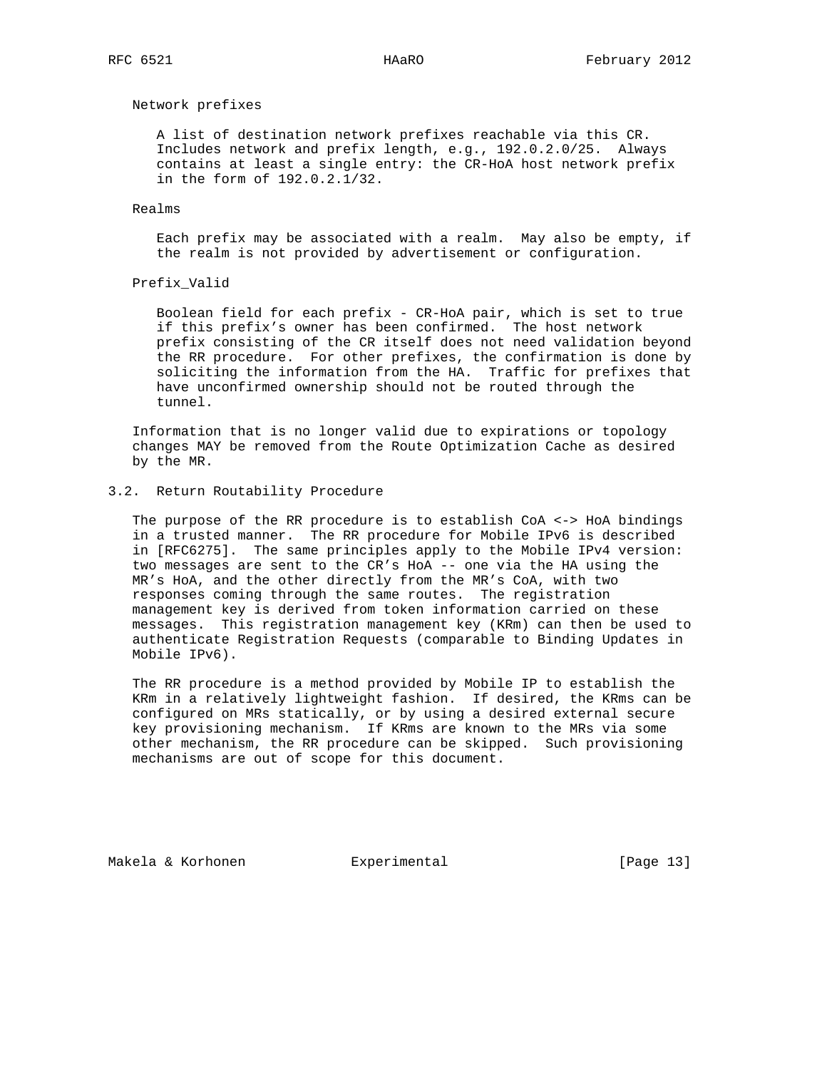Network prefixes

A list of destination network prefixes reachable via this CR. Includes network and prefix length, e.g., 192.0.2.0/25. Always contains at least a single entry: the CR-HoA host network prefix in the form of 192.0.2.1/32.

Realms

Each prefix may be associated with a realm. May also be empty, if the realm is not provided by advertisement or configuration.

Prefix_Valid

Boolean field for each prefix - CR-HoA pair, which is set to true if this prefix's owner has been confirmed. The host network prefix consisting of the CR itself does not need validation beyond the RR procedure. For other prefixes, the confirmation is done by soliciting the information from the HA. Traffic for prefixes that have unconfirmed ownership should not be routed through the tunnel.

Information that is no longer valid due to expirations or topology changes MAY be removed from the Route Optimization Cache as desired by the MR.

### 3.2. Return Routability Procedure

The purpose of the RR procedure is to establish CoA <-> HoA bindings in a trusted manner. The RR procedure for Mobile IPv6 is described in [RFC6275]. The same principles apply to the Mobile IPv4 version: two messages are sent to the CR's HoA -- one via the HA using the MR's HoA, and the other directly from the MR's CoA, with two responses coming through the same routes. The registration management key is derived from token information carried on these messages. This registration management key (KRm) can then be used to authenticate Registration Requests (comparable to Binding Updates in Mobile IPv6).

The RR procedure is a method provided by Mobile IP to establish the KRm in a relatively lightweight fashion. If desired, the KRms can be configured on MRs statically, or by using a desired external secure key provisioning mechanism. If KRms are known to the MRs via some other mechanism, the RR procedure can be skipped. Such provisioning mechanisms are out of scope for this document.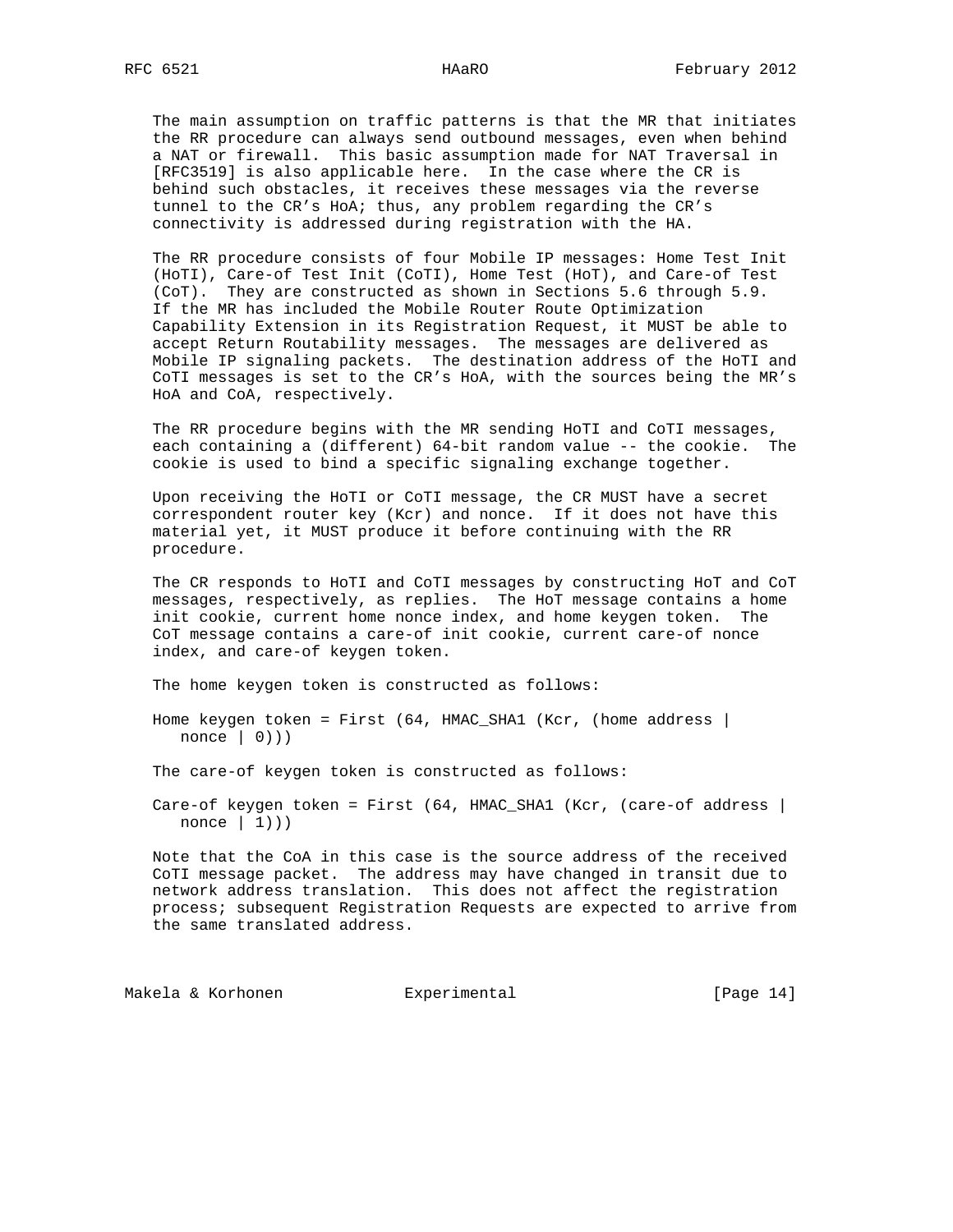The main assumption on traffic patterns is that the MR that initiates the RR procedure can always send outbound messages, even when behind a NAT or firewall. This basic assumption made for NAT Traversal in [RFC3519] is also applicable here. In the case where the CR is behind such obstacles, it receives these messages via the reverse tunnel to the CR's HoA; thus, any problem regarding the CR's connectivity is addressed during registration with the HA.

The RR procedure consists of four Mobile IP messages: Home Test Init (HoTI), Care-of Test Init (CoTI), Home Test (HoT), and Care-of Test (CoT). They are constructed as shown in Sections 5.6 through 5.9. If the MR has included the Mobile Router Route Optimization Capability Extension in its Registration Request, it MUST be able to accept Return Routability messages. The messages are delivered as Mobile IP signaling packets. The destination address of the HoTI and CoTI messages is set to the CR's HoA, with the sources being the MR's HoA and CoA, respectively.

The RR procedure begins with the MR sending HoTI and CoTI messages, each containing a (different) 64-bit random value -- the cookie. The cookie is used to bind a specific signaling exchange together.

Upon receiving the HoTI or CoTI message, the CR MUST have a secret correspondent router key (Kcr) and nonce. If it does not have this material yet, it MUST produce it before continuing with the RR procedure.

The CR responds to HoTI and CoTI messages by constructing HoT and CoT messages, respectively, as replies. The HoT message contains a home init cookie, current home nonce index, and home keygen token. The CoT message contains a care-of init cookie, current care-of nonce index, and care-of keygen token.

The home keygen token is constructed as follows:

```
Home keygen token = First (64, HMAC_SHA1 (Kcr, (home address |
   nonce | 0)))
```

The care-of keygen token is constructed as follows:

```
Care-of keygen token = First (64, HMAC_SHA1 (Kcr, (care-of address |
   nonce | 1)))
```

Note that the CoA in this case is the source address of the received CoTI message packet. The address may have changed in transit due to network address translation. This does not affect the registration process; subsequent Registration Requests are expected to arrive from the same translated address.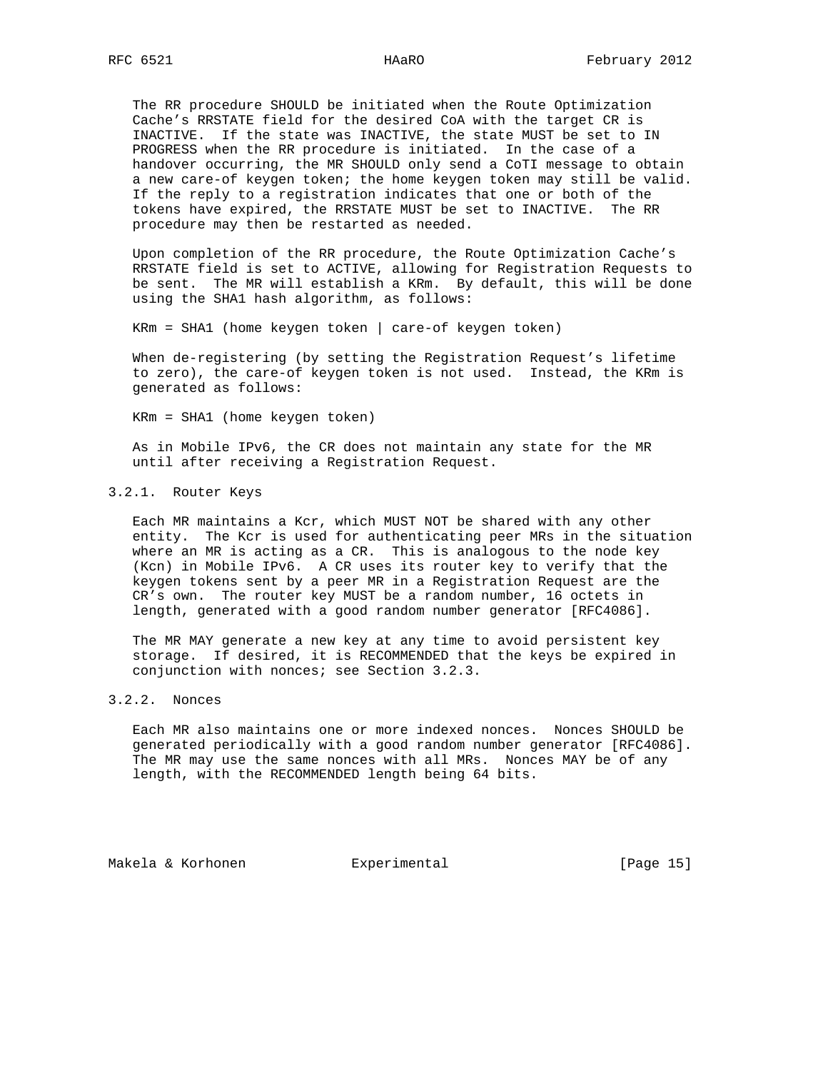The RR procedure SHOULD be initiated when the Route Optimization Cache's RRSTATE field for the desired CoA with the target CR is INACTIVE. If the state was INACTIVE, the state MUST be set to IN PROGRESS when the RR procedure is initiated. In the case of a handover occurring, the MR SHOULD only send a CoTI message to obtain a new care-of keygen token; the home keygen token may still be valid. If the reply to a registration indicates that one or both of the tokens have expired, the RRSTATE MUST be set to INACTIVE. The RR procedure may then be restarted as needed.

Upon completion of the RR procedure, the Route Optimization Cache's RRSTATE field is set to ACTIVE, allowing for Registration Requests to be sent. The MR will establish a KRm. By default, this will be done using the SHA1 hash algorithm, as follows:

```
KRm = SHA1 (home keygen token | care-of keygen token)
```

When de-registering (by setting the Registration Request's lifetime to zero), the care-of keygen token is not used. Instead, the KRm is generated as follows:

```
KRm = SHA1 (home keygen token)
```

As in Mobile IPv6, the CR does not maintain any state for the MR until after receiving a Registration Request.

### 3.2.1. Router Keys

Each MR maintains a Kcr, which MUST NOT be shared with any other entity. The Kcr is used for authenticating peer MRs in the situation where an MR is acting as a CR. This is analogous to the node key (Kcn) in Mobile IPv6. A CR uses its router key to verify that the keygen tokens sent by a peer MR in a Registration Request are the CR's own. The router key MUST be a random number, 16 octets in length, generated with a good random number generator [RFC4086].

The MR MAY generate a new key at any time to avoid persistent key storage. If desired, it is RECOMMENDED that the keys be expired in conjunction with nonces; see Section 3.2.3.

### 3.2.2. Nonces

Each MR also maintains one or more indexed nonces. Nonces SHOULD be generated periodically with a good random number generator [RFC4086]. The MR may use the same nonces with all MRs. Nonces MAY be of any length, with the RECOMMENDED length being 64 bits.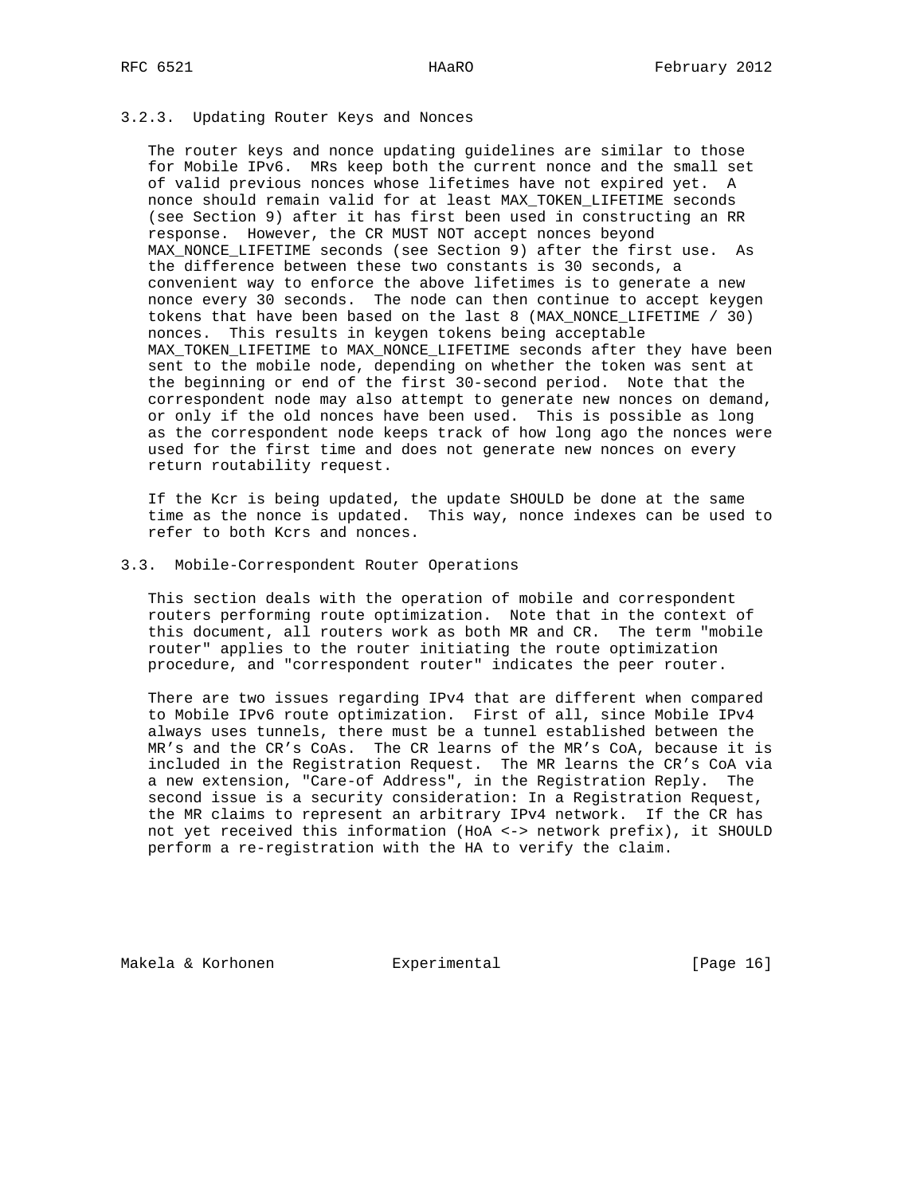### 3.2.3. Updating Router Keys and Nonces

The router keys and nonce updating guidelines are similar to those for Mobile IPv6. MRs keep both the current nonce and the small set of valid previous nonces whose lifetimes have not expired yet. A nonce should remain valid for at least MAX_TOKEN_LIFETIME seconds (see Section 9) after it has first been used in constructing an RR response. However, the CR MUST NOT accept nonces beyond MAX_NONCE_LIFETIME seconds (see Section 9) after the first use. As the difference between these two constants is 30 seconds, a convenient way to enforce the above lifetimes is to generate a new nonce every 30 seconds. The node can then continue to accept keygen tokens that have been based on the last 8 (MAX_NONCE_LIFETIME / 30) nonces. This results in keygen tokens being acceptable MAX_TOKEN_LIFETIME to MAX_NONCE_LIFETIME seconds after they have been sent to the mobile node, depending on whether the token was sent at the beginning or end of the first 30-second period. Note that the correspondent node may also attempt to generate new nonces on demand, or only if the old nonces have been used. This is possible as long as the correspondent node keeps track of how long ago the nonces were used for the first time and does not generate new nonces on every return routability request.

If the Kcr is being updated, the update SHOULD be done at the same time as the nonce is updated. This way, nonce indexes can be used to refer to both Kcrs and nonces.

## 3.3. Mobile-Correspondent Router Operations

This section deals with the operation of mobile and correspondent routers performing route optimization. Note that in the context of this document, all routers work as both MR and CR. The term "mobile router" applies to the router initiating the route optimization procedure, and "correspondent router" indicates the peer router.

There are two issues regarding IPv4 that are different when compared to Mobile IPv6 route optimization. First of all, since Mobile IPv4 always uses tunnels, there must be a tunnel established between the MR's and the CR's CoAs. The CR learns of the MR's CoA, because it is included in the Registration Request. The MR learns the CR's CoA via a new extension, "Care-of Address", in the Registration Reply. The second issue is a security consideration: In a Registration Request, the MR claims to represent an arbitrary IPv4 network. If the CR has not yet received this information (HoA <-> network prefix), it SHOULD perform a re-registration with the HA to verify the claim.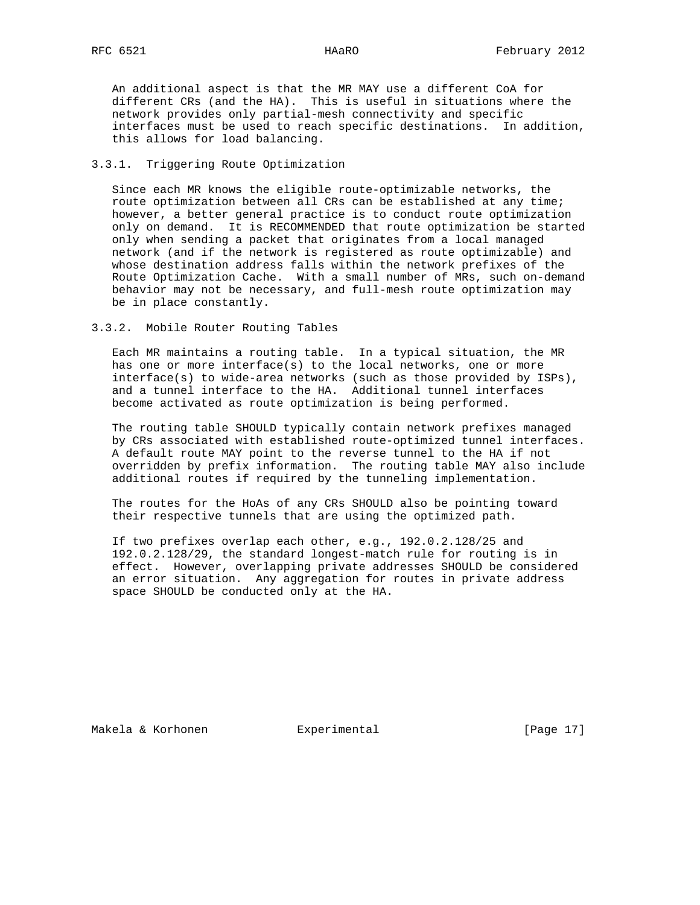An additional aspect is that the MR MAY use a different CoA for different CRs (and the HA). This is useful in situations where the network provides only partial-mesh connectivity and specific interfaces must be used to reach specific destinations. In addition, this allows for load balancing.

### 3.3.1. Triggering Route Optimization

Since each MR knows the eligible route-optimizable networks, the route optimization between all CRs can be established at any time; however, a better general practice is to conduct route optimization only on demand. It is RECOMMENDED that route optimization be started only when sending a packet that originates from a local managed network (and if the network is registered as route optimizable) and whose destination address falls within the network prefixes of the Route Optimization Cache. With a small number of MRs, such on-demand behavior may not be necessary, and full-mesh route optimization may be in place constantly.

### 3.3.2. Mobile Router Routing Tables

Each MR maintains a routing table. In a typical situation, the MR has one or more interface(s) to the local networks, one or more interface(s) to wide-area networks (such as those provided by ISPs), and a tunnel interface to the HA. Additional tunnel interfaces become activated as route optimization is being performed.

The routing table SHOULD typically contain network prefixes managed by CRs associated with established route-optimized tunnel interfaces. A default route MAY point to the reverse tunnel to the HA if not overridden by prefix information. The routing table MAY also include additional routes if required by the tunneling implementation.

The routes for the HoAs of any CRs SHOULD also be pointing toward their respective tunnels that are using the optimized path.

If two prefixes overlap each other, e.g., 192.0.2.128/25 and 192.0.2.128/29, the standard longest-match rule for routing is in effect. However, overlapping private addresses SHOULD be considered an error situation. Any aggregation for routes in private address space SHOULD be conducted only at the HA.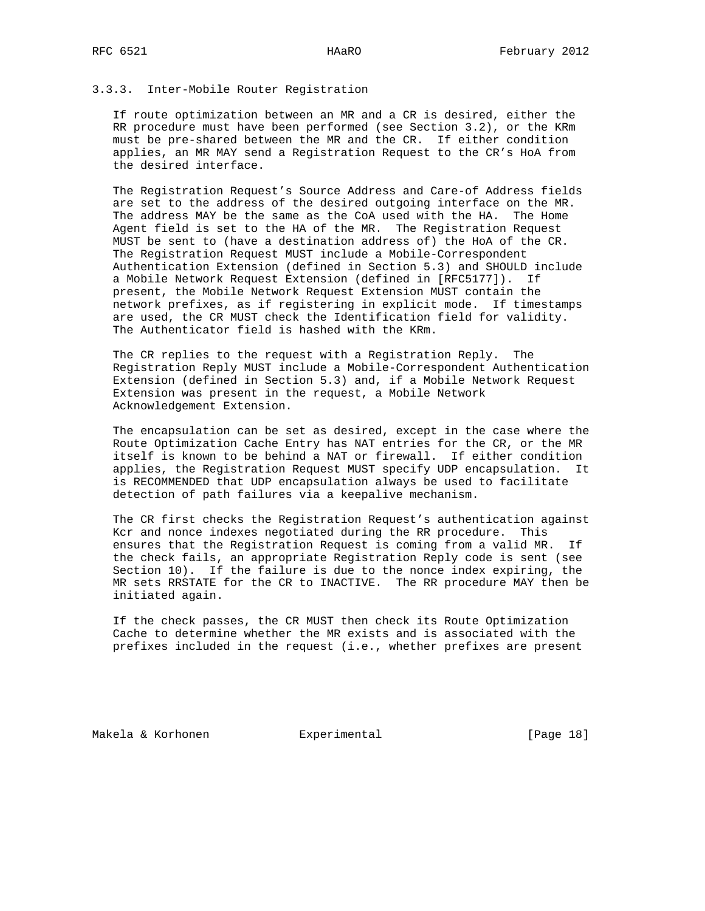### 3.3.3. Inter-Mobile Router Registration

If route optimization between an MR and a CR is desired, either the RR procedure must have been performed (see Section 3.2), or the KRm must be pre-shared between the MR and the CR. If either condition applies, an MR MAY send a Registration Request to the CR's HoA from the desired interface.

The Registration Request's Source Address and Care-of Address fields are set to the address of the desired outgoing interface on the MR. The address MAY be the same as the CoA used with the HA. The Home Agent field is set to the HA of the MR. The Registration Request MUST be sent to (have a destination address of) the HoA of the CR. The Registration Request MUST include a Mobile-Correspondent Authentication Extension (defined in Section 5.3) and SHOULD include a Mobile Network Request Extension (defined in [RFC5177]). If present, the Mobile Network Request Extension MUST contain the network prefixes, as if registering in explicit mode. If timestamps are used, the CR MUST check the Identification field for validity. The Authenticator field is hashed with the KRm.

The CR replies to the request with a Registration Reply. The Registration Reply MUST include a Mobile-Correspondent Authentication Extension (defined in Section 5.3) and, if a Mobile Network Request Extension was present in the request, a Mobile Network Acknowledgement Extension.

The encapsulation can be set as desired, except in the case where the Route Optimization Cache Entry has NAT entries for the CR, or the MR itself is known to be behind a NAT or firewall. If either condition applies, the Registration Request MUST specify UDP encapsulation. It is RECOMMENDED that UDP encapsulation always be used to facilitate detection of path failures via a keepalive mechanism.

The CR first checks the Registration Request's authentication against Kcr and nonce indexes negotiated during the RR procedure. This ensures that the Registration Request is coming from a valid MR. If the check fails, an appropriate Registration Reply code is sent (see Section 10). If the failure is due to the nonce index expiring, the MR sets RRSTATE for the CR to INACTIVE. The RR procedure MAY then be initiated again.

If the check passes, the CR MUST then check its Route Optimization Cache to determine whether the MR exists and is associated with the prefixes included in the request (i.e., whether prefixes are present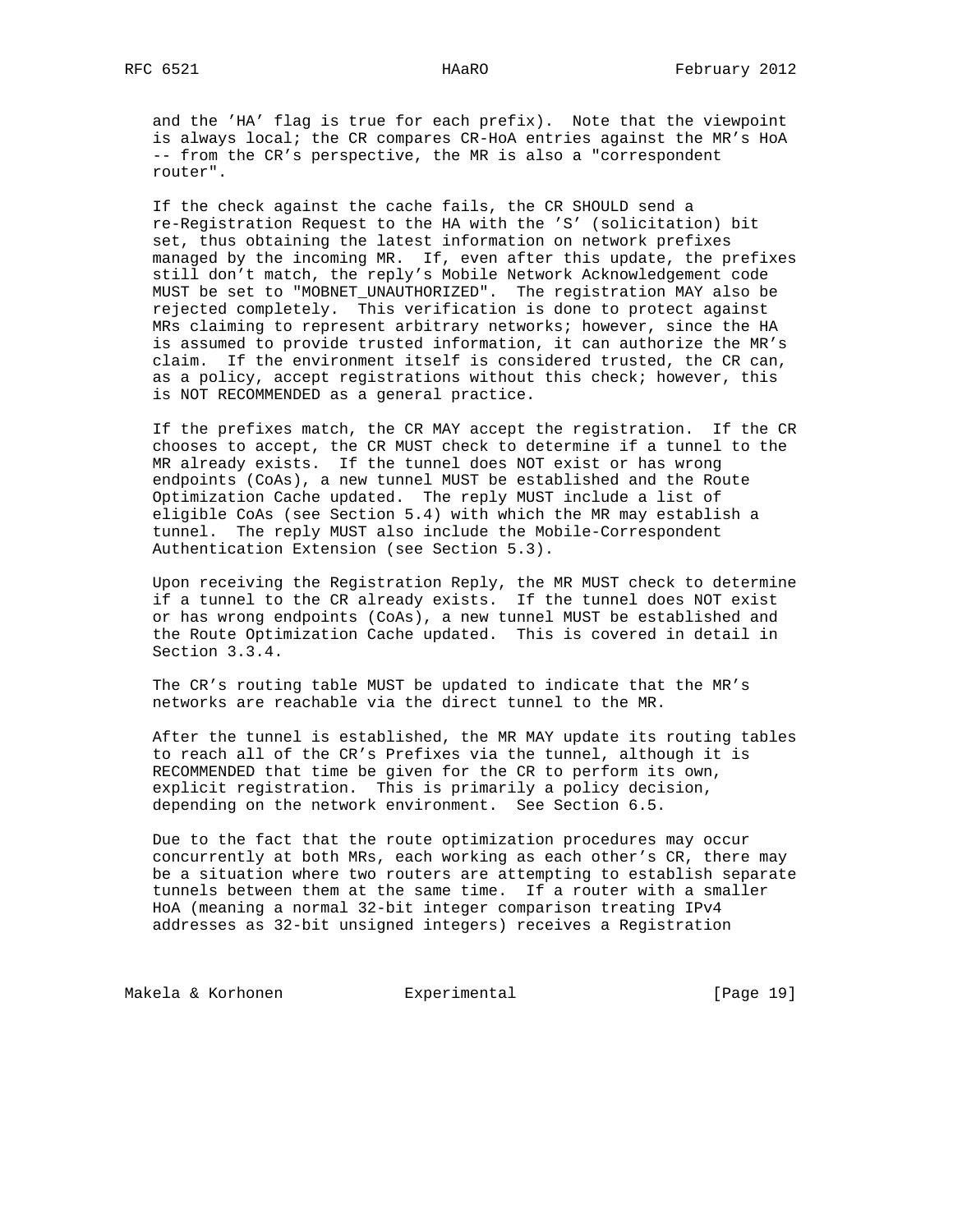and the 'HA' flag is true for each prefix). Note that the viewpoint is always local; the CR compares CR-HoA entries against the MR's HoA -- from the CR's perspective, the MR is also a "correspondent router".

If the check against the cache fails, the CR SHOULD send a re-Registration Request to the HA with the 'S' (solicitation) bit set, thus obtaining the latest information on network prefixes managed by the incoming MR. If, even after this update, the prefixes still don't match, the reply's Mobile Network Acknowledgement code MUST be set to "MOBNET_UNAUTHORIZED". The registration MAY also be rejected completely. This verification is done to protect against MRs claiming to represent arbitrary networks; however, since the HA is assumed to provide trusted information, it can authorize the MR's claim. If the environment itself is considered trusted, the CR can, as a policy, accept registrations without this check; however, this is NOT RECOMMENDED as a general practice.

If the prefixes match, the CR MAY accept the registration. If the CR chooses to accept, the CR MUST check to determine if a tunnel to the MR already exists. If the tunnel does NOT exist or has wrong endpoints (CoAs), a new tunnel MUST be established and the Route Optimization Cache updated. The reply MUST include a list of eligible CoAs (see Section 5.4) with which the MR may establish a tunnel. The reply MUST also include the Mobile-Correspondent Authentication Extension (see Section 5.3).

Upon receiving the Registration Reply, the MR MUST check to determine if a tunnel to the CR already exists. If the tunnel does NOT exist or has wrong endpoints (CoAs), a new tunnel MUST be established and the Route Optimization Cache updated. This is covered in detail in Section 3.3.4.

The CR's routing table MUST be updated to indicate that the MR's networks are reachable via the direct tunnel to the MR.

After the tunnel is established, the MR MAY update its routing tables to reach all of the CR's Prefixes via the tunnel, although it is RECOMMENDED that time be given for the CR to perform its own, explicit registration. This is primarily a policy decision, depending on the network environment. See Section 6.5.

Due to the fact that the route optimization procedures may occur concurrently at both MRs, each working as each other's CR, there may be a situation where two routers are attempting to establish separate tunnels between them at the same time. If a router with a smaller HoA (meaning a normal 32-bit integer comparison treating IPv4 addresses as 32-bit unsigned integers) receives a Registration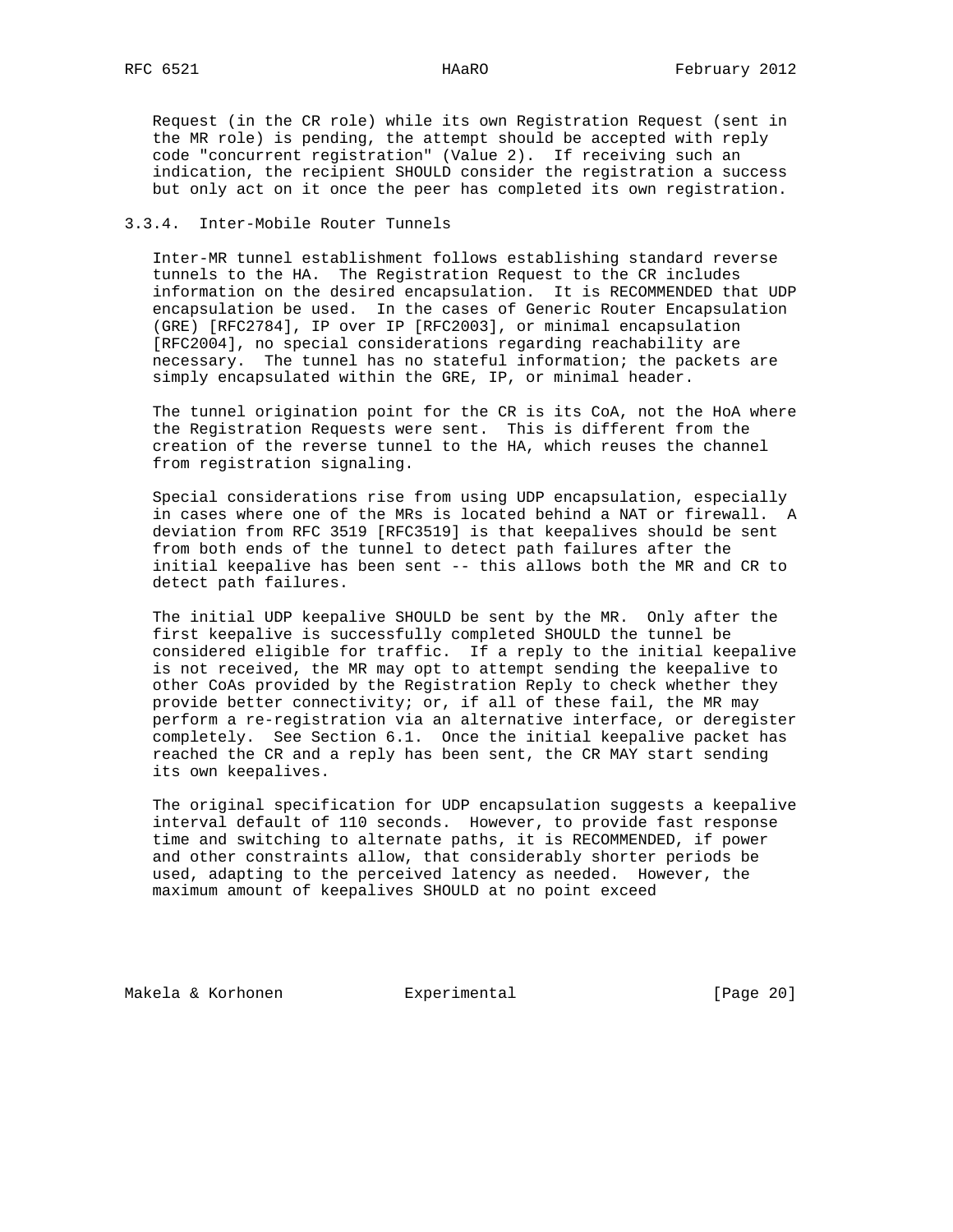Request (in the CR role) while its own Registration Request (sent in the MR role) is pending, the attempt should be accepted with reply code "concurrent registration" (Value 2). If receiving such an indication, the recipient SHOULD consider the registration a success but only act on it once the peer has completed its own registration.

#### 3.3.4. Inter-Mobile Router Tunnels

Inter-MR tunnel establishment follows establishing standard reverse tunnels to the HA. The Registration Request to the CR includes information on the desired encapsulation. It is RECOMMENDED that UDP encapsulation be used. In the cases of Generic Router Encapsulation (GRE) [RFC2784], IP over IP [RFC2003], or minimal encapsulation [RFC2004], no special considerations regarding reachability are necessary. The tunnel has no stateful information; the packets are simply encapsulated within the GRE, IP, or minimal header.

The tunnel origination point for the CR is its CoA, not the HoA where the Registration Requests were sent. This is different from the creation of the reverse tunnel to the HA, which reuses the channel from registration signaling.

Special considerations rise from using UDP encapsulation, especially in cases where one of the MRs is located behind a NAT or firewall. A deviation from RFC 3519 [RFC3519] is that keepalives should be sent from both ends of the tunnel to detect path failures after the initial keepalive has been sent -- this allows both the MR and CR to detect path failures.

The initial UDP keepalive SHOULD be sent by the MR. Only after the first keepalive is successfully completed SHOULD the tunnel be considered eligible for traffic. If a reply to the initial keepalive is not received, the MR may opt to attempt sending the keepalive to other CoAs provided by the Registration Reply to check whether they provide better connectivity; or, if all of these fail, the MR may perform a re-registration via an alternative interface, or deregister completely. See Section 6.1. Once the initial keepalive packet has reached the CR and a reply has been sent, the CR MAY start sending its own keepalives.

The original specification for UDP encapsulation suggests a keepalive interval default of 110 seconds. However, to provide fast response time and switching to alternate paths, it is RECOMMENDED, if power and other constraints allow, that considerably shorter periods be used, adapting to the perceived latency as needed. However, the maximum amount of keepalives SHOULD at no point exceed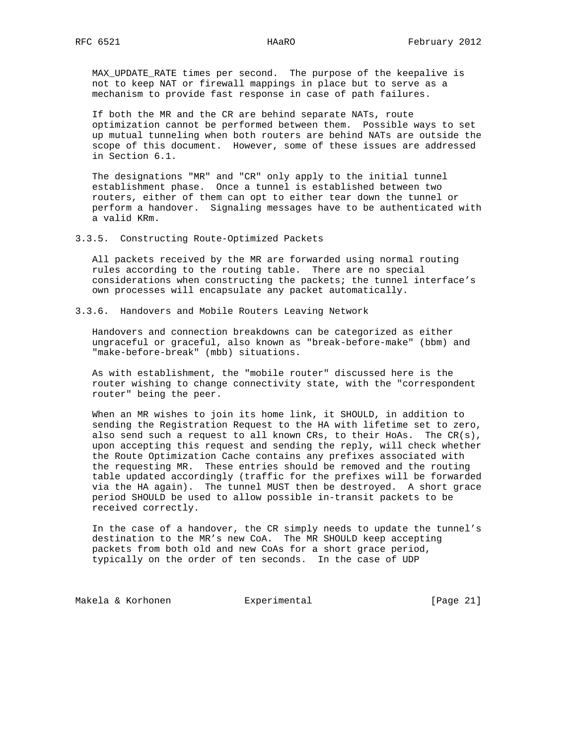MAX_UPDATE_RATE times per second. The purpose of the keepalive is not to keep NAT or firewall mappings in place but to serve as a mechanism to provide fast response in case of path failures.

If both the MR and the CR are behind separate NATs, route optimization cannot be performed between them. Possible ways to set up mutual tunneling when both routers are behind NATs are outside the scope of this document. However, some of these issues are addressed in Section 6.1.

The designations "MR" and "CR" only apply to the initial tunnel establishment phase. Once a tunnel is established between two routers, either of them can opt to either tear down the tunnel or perform a handover. Signaling messages have to be authenticated with a valid KRm.

### 3.3.5. Constructing Route-Optimized Packets

All packets received by the MR are forwarded using normal routing rules according to the routing table. There are no special considerations when constructing the packets; the tunnel interface's own processes will encapsulate any packet automatically.

### 3.3.6. Handovers and Mobile Routers Leaving Network

Handovers and connection breakdowns can be categorized as either ungraceful or graceful, also known as "break-before-make" (bbm) and "make-before-break" (mbb) situations.

As with establishment, the "mobile router" discussed here is the router wishing to change connectivity state, with the "correspondent router" being the peer.

When an MR wishes to join its home link, it SHOULD, in addition to sending the Registration Request to the HA with lifetime set to zero, also send such a request to all known CRs, to their HoAs. The CR(s), upon accepting this request and sending the reply, will check whether the Route Optimization Cache contains any prefixes associated with the requesting MR. These entries should be removed and the routing table updated accordingly (traffic for the prefixes will be forwarded via the HA again). The tunnel MUST then be destroyed. A short grace period SHOULD be used to allow possible in-transit packets to be received correctly.

In the case of a handover, the CR simply needs to update the tunnel's destination to the MR's new CoA. The MR SHOULD keep accepting packets from both old and new CoAs for a short grace period, typically on the order of ten seconds. In the case of UDP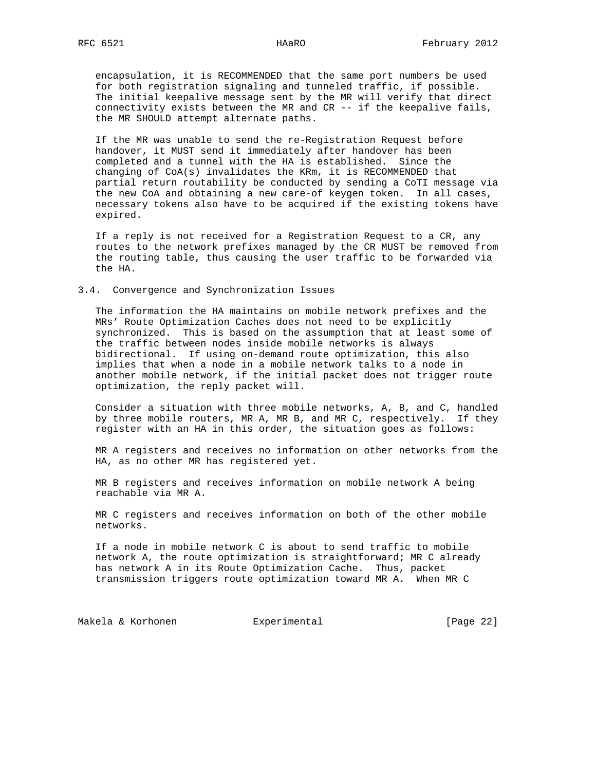encapsulation, it is RECOMMENDED that the same port numbers be used for both registration signaling and tunneled traffic, if possible. The initial keepalive message sent by the MR will verify that direct connectivity exists between the MR and CR -- if the keepalive fails, the MR SHOULD attempt alternate paths.

If the MR was unable to send the re-Registration Request before handover, it MUST send it immediately after handover has been completed and a tunnel with the HA is established. Since the changing of CoA(s) invalidates the KRm, it is RECOMMENDED that partial return routability be conducted by sending a CoTI message via the new CoA and obtaining a new care-of keygen token. In all cases, necessary tokens also have to be acquired if the existing tokens have expired.

If a reply is not received for a Registration Request to a CR, any routes to the network prefixes managed by the CR MUST be removed from the routing table, thus causing the user traffic to be forwarded via the HA.

### 3.4. Convergence and Synchronization Issues

The information the HA maintains on mobile network prefixes and the MRs' Route Optimization Caches does not need to be explicitly synchronized. This is based on the assumption that at least some of the traffic between nodes inside mobile networks is always bidirectional. If using on-demand route optimization, this also implies that when a node in a mobile network talks to a node in another mobile network, if the initial packet does not trigger route optimization, the reply packet will.

Consider a situation with three mobile networks, A, B, and C, handled by three mobile routers, MR A, MR B, and MR C, respectively. If they register with an HA in this order, the situation goes as follows:

MR A registers and receives no information on other networks from the HA, as no other MR has registered yet.

MR B registers and receives information on mobile network A being reachable via MR A.

MR C registers and receives information on both of the other mobile networks.

If a node in mobile network C is about to send traffic to mobile network A, the route optimization is straightforward; MR C already has network A in its Route Optimization Cache. Thus, packet transmission triggers route optimization toward MR A. When MR C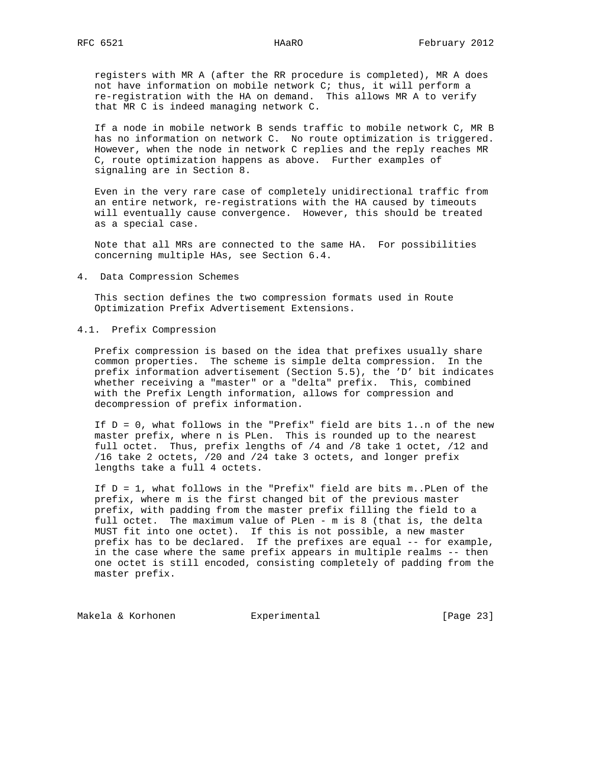registers with MR A (after the RR procedure is completed), MR A does not have information on mobile network C; thus, it will perform a re-registration with the HA on demand. This allows MR A to verify that MR C is indeed managing network C.

If a node in mobile network B sends traffic to mobile network C, MR B has no information on network C. No route optimization is triggered. However, when the node in network C replies and the reply reaches MR C, route optimization happens as above. Further examples of signaling are in Section 8.

Even in the very rare case of completely unidirectional traffic from an entire network, re-registrations with the HA caused by timeouts will eventually cause convergence. However, this should be treated as a special case.

Note that all MRs are connected to the same HA. For possibilities concerning multiple HAs, see Section 6.4.

## 4. Data Compression Schemes

This section defines the two compression formats used in Route Optimization Prefix Advertisement Extensions.

### 4.1. Prefix Compression

Prefix compression is based on the idea that prefixes usually share common properties. The scheme is simple delta compression. In the prefix information advertisement (Section 5.5), the 'D' bit indicates whether receiving a "master" or a "delta" prefix. This, combined with the Prefix Length information, allows for compression and decompression of prefix information.

If D = 0, what follows in the "Prefix" field are bits 1..n of the new master prefix, where n is PLen. This is rounded up to the nearest full octet. Thus, prefix lengths of /4 and /8 take 1 octet, /12 and /16 take 2 octets, /20 and /24 take 3 octets, and longer prefix lengths take a full 4 octets.

If D = 1, what follows in the "Prefix" field are bits m..PLen of the prefix, where m is the first changed bit of the previous master prefix, with padding from the master prefix filling the field to a full octet. The maximum value of PLen - m is 8 (that is, the delta MUST fit into one octet). If this is not possible, a new master prefix has to be declared. If the prefixes are equal -- for example, in the case where the same prefix appears in multiple realms -- then one octet is still encoded, consisting completely of padding from the master prefix.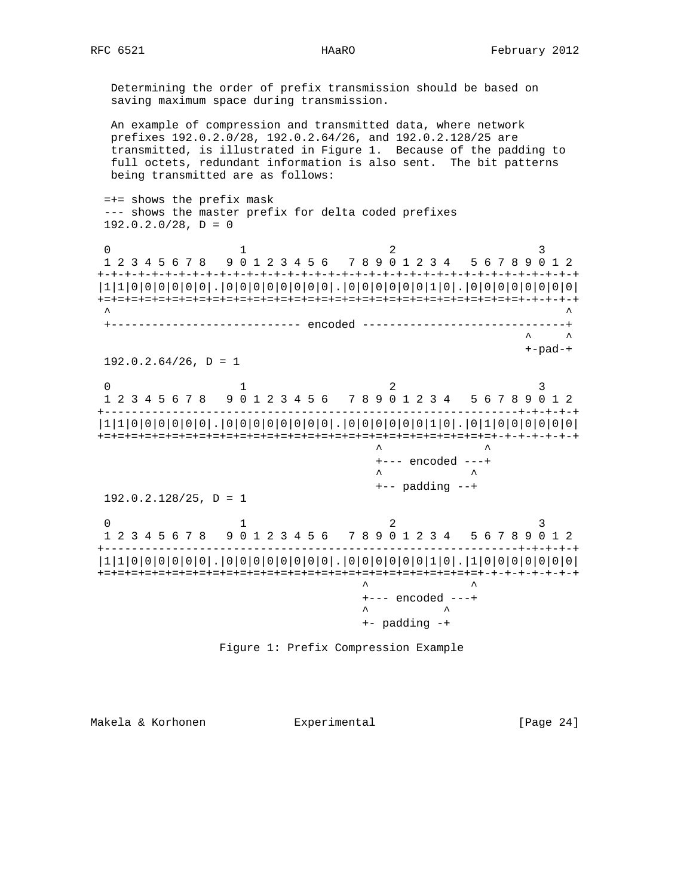Determining the order of prefix transmission should be based on saving maximum space during transmission.

An example of compression and transmitted data, where network prefixes 192.0.2.0/28, 192.0.2.64/26, and 192.0.2.128/25 are transmitted, is illustrated in Figure 1. Because of the padding to full octets, redundant information is also sent. The bit patterns being transmitted are as follows:

```
 =+= shows the prefix mask
 --- shows the master prefix for delta coded prefixes
 192.0.2.0/28, D = 0

 0                 1                     2                     3
 1 2 3 4 5 6 7 8   9 0 1 2 3 4 5 6   7 8 9 0 1 2 3 4   5 6 7 8 9 0 1 2
+-+-+-+-+-+-+-+-+-+-+-+-+-+-+-+-+-+-+-+-+-+-+-+-+-+-+-+-+-+-+-+-+-+-+-+
|1|1|0|0|0|0|0|0|.|0|0|0|0|0|0|0|0|.|0|0|0|0|0|0|1|0|.|0|0|0|0|0|0|0|0|
+=+=+=+=+=+=+=+=+=+=+=+=+=+=+=+=+=+=+=+=+=+=+=+=+=+=+=+=+=+=+-+-+-+-+
 ^                                                                   ^
 +---------------------------- encoded -----------------------------+
                                                             ^     ^
                                                             +-pad-+
 192.0.2.64/26, D = 1

 0                 1                     2                     3
 1 2 3 4 5 6 7 8   9 0 1 2 3 4 5 6   7 8 9 0 1 2 3 4   5 6 7 8 9 0 1 2
+-------------------------------------------------------------+-+-+-+-+
|1|1|0|0|0|0|0|0|.|0|0|0|0|0|0|0|0|.|0|0|0|0|0|0|1|0|.|0|1|0|0|0|0|0|0|
+=+=+=+=+=+=+=+=+=+=+=+=+=+=+=+=+=+=+=+=+=+=+=+=+=+=+=+-+-+-+-+-+-+-+
                                         ^               ^
                                         +--- encoded ---+
                                         ^             ^
                                         +-- padding --+
 192.0.2.128/25, D = 1

 0                 1                     2                     3
 1 2 3 4 5 6 7 8   9 0 1 2 3 4 5 6   7 8 9 0 1 2 3 4   5 6 7 8 9 0 1 2
+-------------------------------------------------------------+-+-+-+-+
|1|1|0|0|0|0|0|0|.|0|0|0|0|0|0|0|0|.|0|0|0|0|0|0|1|0|.|1|0|0|0|0|0|0|0|
+=+=+=+=+=+=+=+=+=+=+=+=+=+=+=+=+=+=+=+=+=+=+=+=+=+=+=+-+-+-+-+-+-+-+
                                       ^               ^
                                       +--- encoded ---+
                                       ^           ^
                                       +- padding -+
```

Figure 1: Prefix Compression Example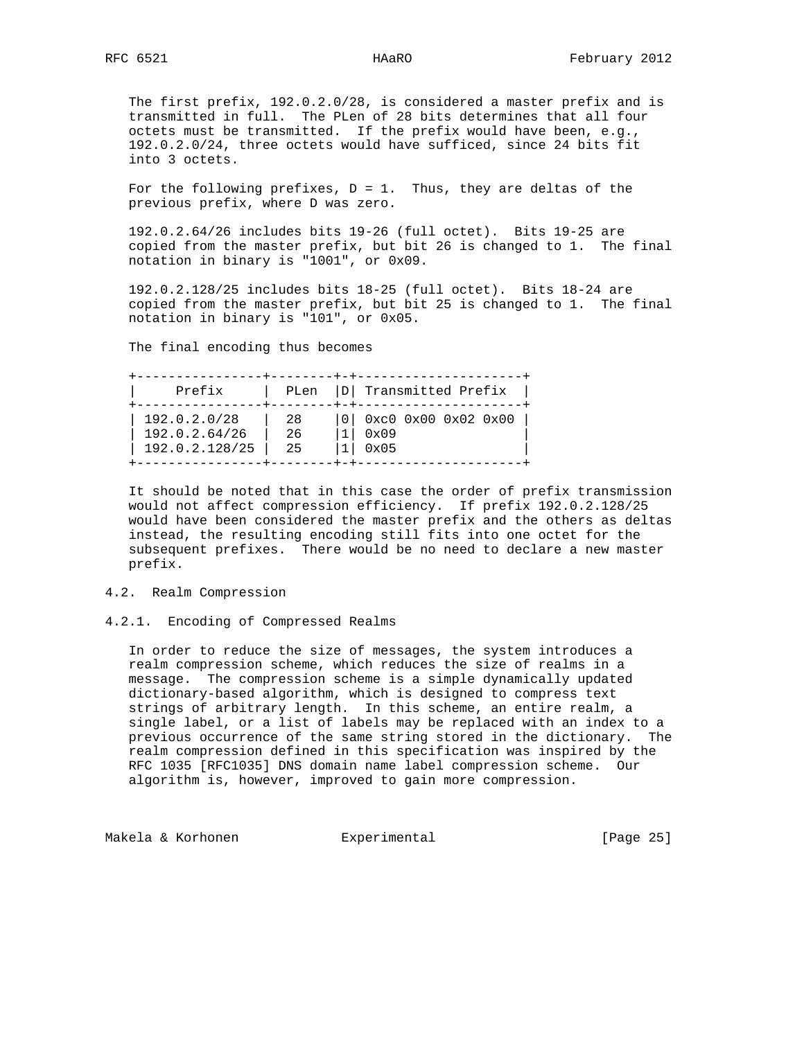The first prefix, 192.0.2.0/28, is considered a master prefix and is transmitted in full. The PLen of 28 bits determines that all four octets must be transmitted. If the prefix would have been, e.g., 192.0.2.0/24, three octets would have sufficed, since 24 bits fit into 3 octets.

For the following prefixes, D = 1. Thus, they are deltas of the previous prefix, where D was zero.

192.0.2.64/26 includes bits 19-26 (full octet). Bits 19-25 are copied from the master prefix, but bit 26 is changed to 1. The final notation in binary is "1001", or 0x09.

192.0.2.128/25 includes bits 18-25 (full octet). Bits 18-24 are copied from the master prefix, but bit 25 is changed to 1. The final notation in binary is "101", or 0x05.

The final encoding thus becomes

| Prefix | PLen | D | Transmitted Prefix |
|---|---|---|---|
| 192.0.2.0/28 | 28 | 0 | 0xc0 0x00 0x02 0x00 |
| 192.0.2.64/26 | 26 | 1 | 0x09 |
| 192.0.2.128/25 | 25 | 1 | 0x05 |

It should be noted that in this case the order of prefix transmission would not affect compression efficiency. If prefix 192.0.2.128/25 would have been considered the master prefix and the others as deltas instead, the resulting encoding still fits into one octet for the subsequent prefixes. There would be no need to declare a new master prefix.

## 4.2. Realm Compression

### 4.2.1. Encoding of Compressed Realms

In order to reduce the size of messages, the system introduces a realm compression scheme, which reduces the size of realms in a message. The compression scheme is a simple dynamically updated dictionary-based algorithm, which is designed to compress text strings of arbitrary length. In this scheme, an entire realm, a single label, or a list of labels may be replaced with an index to a previous occurrence of the same string stored in the dictionary. The realm compression defined in this specification was inspired by the RFC 1035 [RFC1035] DNS domain name label compression scheme. Our algorithm is, however, improved to gain more compression.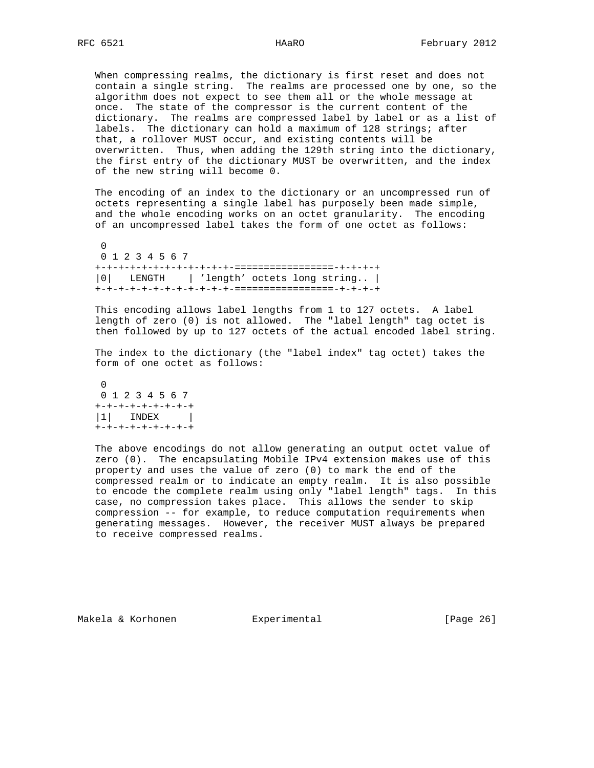When compressing realms, the dictionary is first reset and does not contain a single string. The realms are processed one by one, so the algorithm does not expect to see them all or the whole message at once. The state of the compressor is the current content of the dictionary. The realms are compressed label by label or as a list of labels. The dictionary can hold a maximum of 128 strings; after that, a rollover MUST occur, and existing contents will be overwritten. Thus, when adding the 129th string into the dictionary, the first entry of the dictionary MUST be overwritten, and the index of the new string will become 0.

The encoding of an index to the dictionary or an uncompressed run of octets representing a single label has purposely been made simple, and the whole encoding works on an octet granularity. The encoding of an uncompressed label takes the form of one octet as follows:

```
 0
 0 1 2 3 4 5 6 7
+-+-+-+-+-+-+-+-+-+-+-+-=================-+-+-+-+
|0|   LENGTH    | 'length' octets long string.. |
+-+-+-+-+-+-+-+-+-+-+-+-=================-+-+-+-+
```

This encoding allows label lengths from 1 to 127 octets. A label length of zero (0) is not allowed. The "label length" tag octet is then followed by up to 127 octets of the actual encoded label string.

The index to the dictionary (the "label index" tag octet) takes the form of one octet as follows:

```
 0
 0 1 2 3 4 5 6 7
+-+-+-+-+-+-+-+-+
|1|   INDEX     |
+-+-+-+-+-+-+-+-+
```

The above encodings do not allow generating an output octet value of zero (0). The encapsulating Mobile IPv4 extension makes use of this property and uses the value of zero (0) to mark the end of the compressed realm or to indicate an empty realm. It is also possible to encode the complete realm using only "label length" tags. In this case, no compression takes place. This allows the sender to skip compression -- for example, to reduce computation requirements when generating messages. However, the receiver MUST always be prepared to receive compressed realms.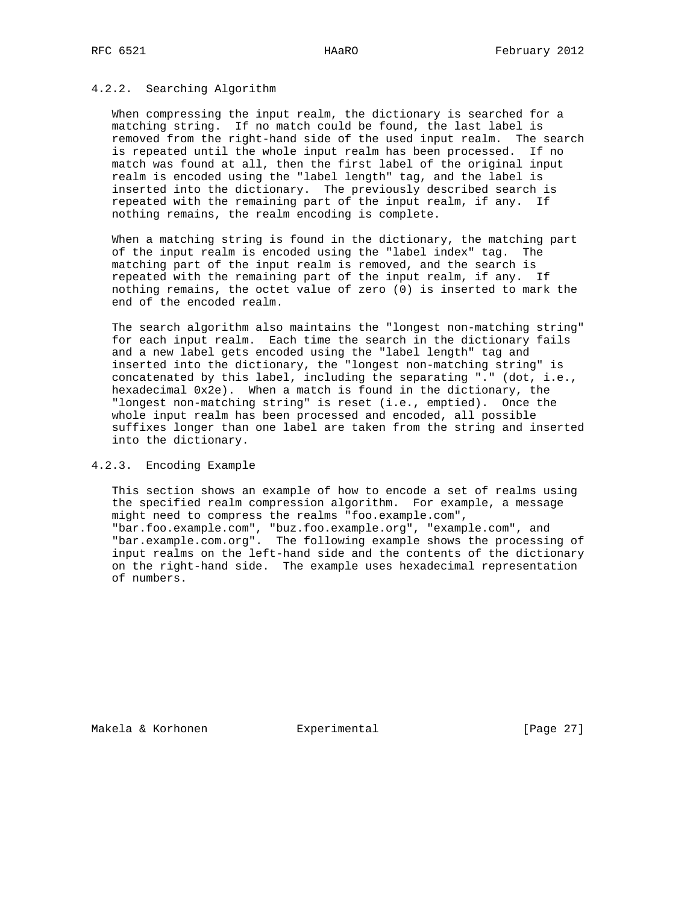### 4.2.2. Searching Algorithm

When compressing the input realm, the dictionary is searched for a matching string. If no match could be found, the last label is removed from the right-hand side of the used input realm. The search is repeated until the whole input realm has been processed. If no match was found at all, then the first label of the original input realm is encoded using the "label length" tag, and the label is inserted into the dictionary. The previously described search is repeated with the remaining part of the input realm, if any. If nothing remains, the realm encoding is complete.

When a matching string is found in the dictionary, the matching part of the input realm is encoded using the "label index" tag. The matching part of the input realm is removed, and the search is repeated with the remaining part of the input realm, if any. If nothing remains, the octet value of zero (0) is inserted to mark the end of the encoded realm.

The search algorithm also maintains the "longest non-matching string" for each input realm. Each time the search in the dictionary fails and a new label gets encoded using the "label length" tag and inserted into the dictionary, the "longest non-matching string" is concatenated by this label, including the separating "." (dot, i.e., hexadecimal 0x2e). When a match is found in the dictionary, the "longest non-matching string" is reset (i.e., emptied). Once the whole input realm has been processed and encoded, all possible suffixes longer than one label are taken from the string and inserted into the dictionary.

### 4.2.3. Encoding Example

This section shows an example of how to encode a set of realms using the specified realm compression algorithm. For example, a message might need to compress the realms "foo.example.com", "bar.foo.example.com", "buz.foo.example.org", "example.com", and "bar.example.com.org". The following example shows the processing of input realms on the left-hand side and the contents of the dictionary on the right-hand side. The example uses hexadecimal representation of numbers.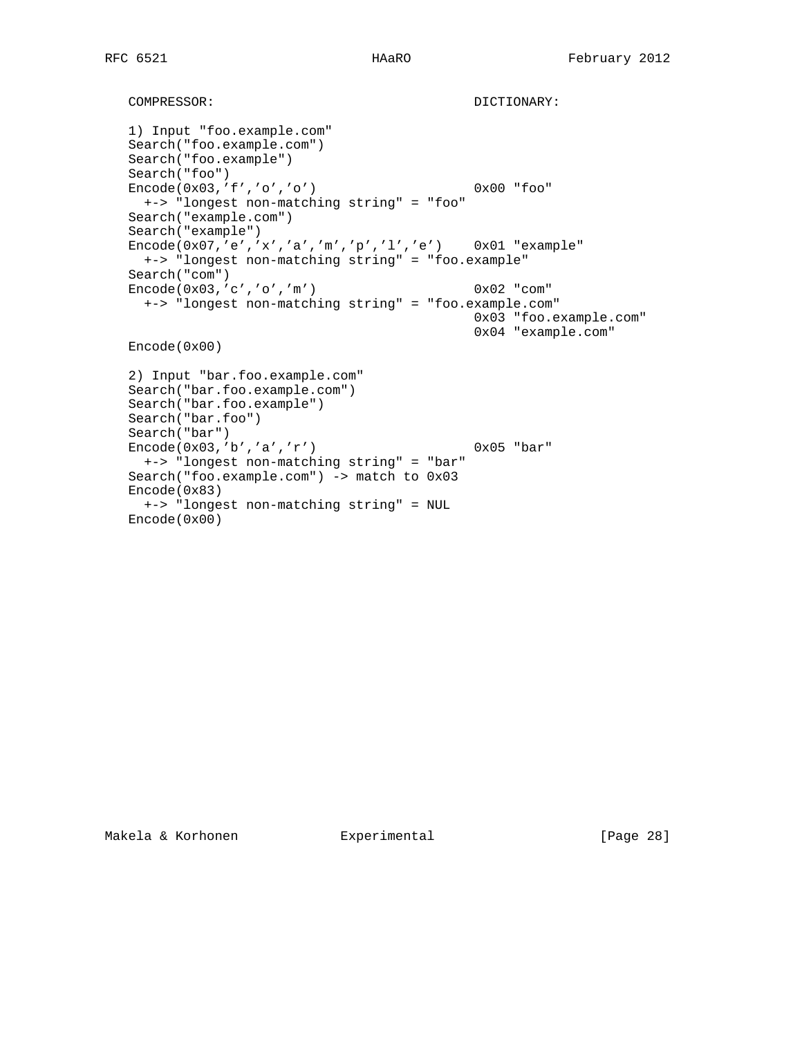```
COMPRESSOR:                                 DICTIONARY:

1) Input "foo.example.com"
Search("foo.example.com")
Search("foo.example")
Search("foo")
Encode(0x03,'f','o','o')                    0x00 "foo"
  +-> "longest non-matching string" = "foo"
Search("example.com")
Search("example")
Encode(0x07,'e','x','a','m','p','l','e')    0x01 "example"
  +-> "longest non-matching string" = "foo.example"
Search("com")
Encode(0x03,'c','o','m')                    0x02 "com"
  +-> "longest non-matching string" = "foo.example.com"
                                            0x03 "foo.example.com"
                                            0x04 "example.com"
Encode(0x00)

2) Input "bar.foo.example.com"
Search("bar.foo.example.com")
Search("bar.foo.example")
Search("bar.foo")
Search("bar")
Encode(0x03,'b','a','r')                    0x05 "bar"
  +-> "longest non-matching string" = "bar"
Search("foo.example.com") -> match to 0x03
Encode(0x83)
  +-> "longest non-matching string" = NUL
Encode(0x00)
```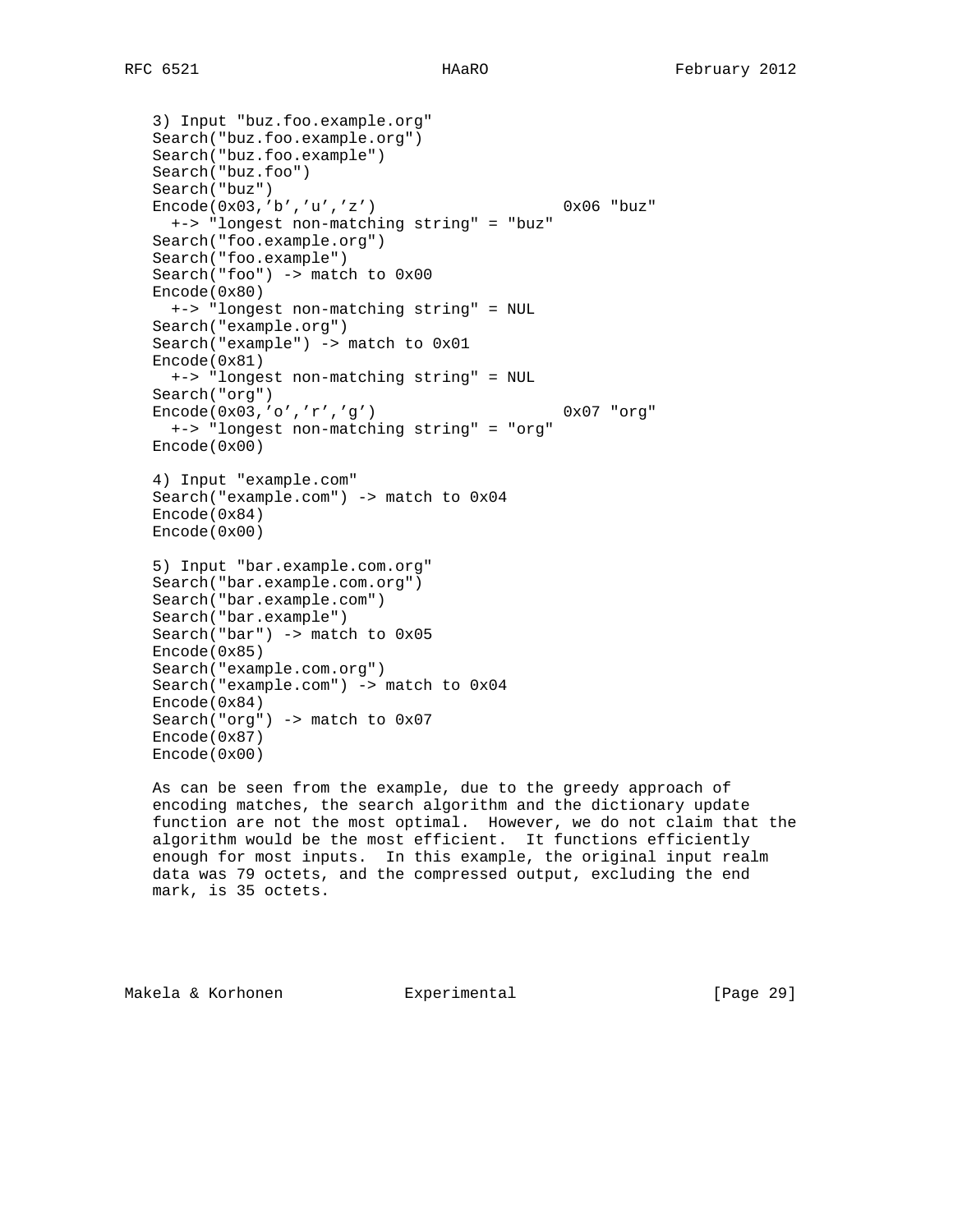```
3) Input "buz.foo.example.org"
Search("buz.foo.example.org")
Search("buz.foo.example")
Search("buz.foo")
Search("buz")
Encode(0x03,'b','u','z')                        0x06 "buz"
  +-> "longest non-matching string" = "buz"
Search("foo.example.org")
Search("foo.example")
Search("foo") -> match to 0x00
Encode(0x80)
  +-> "longest non-matching string" = NUL
Search("example.org")
Search("example") -> match to 0x01
Encode(0x81)
  +-> "longest non-matching string" = NUL
Search("org")
Encode(0x03,'o','r','g')                        0x07 "org"
  +-> "longest non-matching string" = "org"
Encode(0x00)

4) Input "example.com"
Search("example.com") -> match to 0x04
Encode(0x84)
Encode(0x00)

5) Input "bar.example.com.org"
Search("bar.example.com.org")
Search("bar.example.com")
Search("bar.example")
Search("bar") -> match to 0x05
Encode(0x85)
Search("example.com.org")
Search("example.com") -> match to 0x04
Encode(0x84)
Search("org") -> match to 0x07
Encode(0x87)
Encode(0x00)
```

As can be seen from the example, due to the greedy approach of encoding matches, the search algorithm and the dictionary update function are not the most optimal. However, we do not claim that the algorithm would be the most efficient. It functions efficiently enough for most inputs. In this example, the original input realm data was 79 octets, and the compressed output, excluding the end mark, is 35 octets.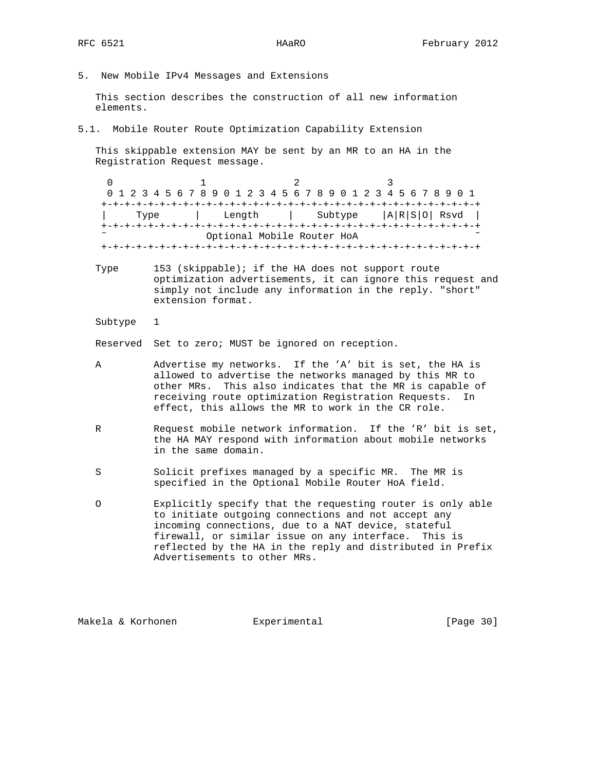## 5. New Mobile IPv4 Messages and Extensions

This section describes the construction of all new information elements.

### 5.1. Mobile Router Route Optimization Capability Extension

This skippable extension MAY be sent by an MR to an HA in the Registration Request message.

```
 0                   1                   2                   3
 0 1 2 3 4 5 6 7 8 9 0 1 2 3 4 5 6 7 8 9 0 1 2 3 4 5 6 7 8 9 0 1
+-+-+-+-+-+-+-+-+-+-+-+-+-+-+-+-+-+-+-+-+-+-+-+-+-+-+-+-+-+-+-+-+
|     Type      |    Length     |    Subtype    |A|R|S|O| Rsvd  |
+-+-+-+-+-+-+-+-+-+-+-+-+-+-+-+-+-+-+-+-+-+-+-+-+-+-+-+-+-+-+-+-+
~                  Optional Mobile Router HoA                   ~
+-+-+-+-+-+-+-+-+-+-+-+-+-+-+-+-+-+-+-+-+-+-+-+-+-+-+-+-+-+-+-+-+
```

Type      153 (skippable); if the HA does not support route optimization advertisements, it can ignore this request and simply not include any information in the reply. "short" extension format.

Subtype   1

Reserved  Set to zero; MUST be ignored on reception.

A         Advertise my networks. If the 'A' bit is set, the HA is allowed to advertise the networks managed by this MR to other MRs. This also indicates that the MR is capable of receiving route optimization Registration Requests. In effect, this allows the MR to work in the CR role.

R         Request mobile network information. If the 'R' bit is set, the HA MAY respond with information about mobile networks in the same domain.

S         Solicit prefixes managed by a specific MR. The MR is specified in the Optional Mobile Router HoA field.

O         Explicitly specify that the requesting router is only able to initiate outgoing connections and not accept any incoming connections, due to a NAT device, stateful firewall, or similar issue on any interface. This is reflected by the HA in the reply and distributed in Prefix Advertisements to other MRs.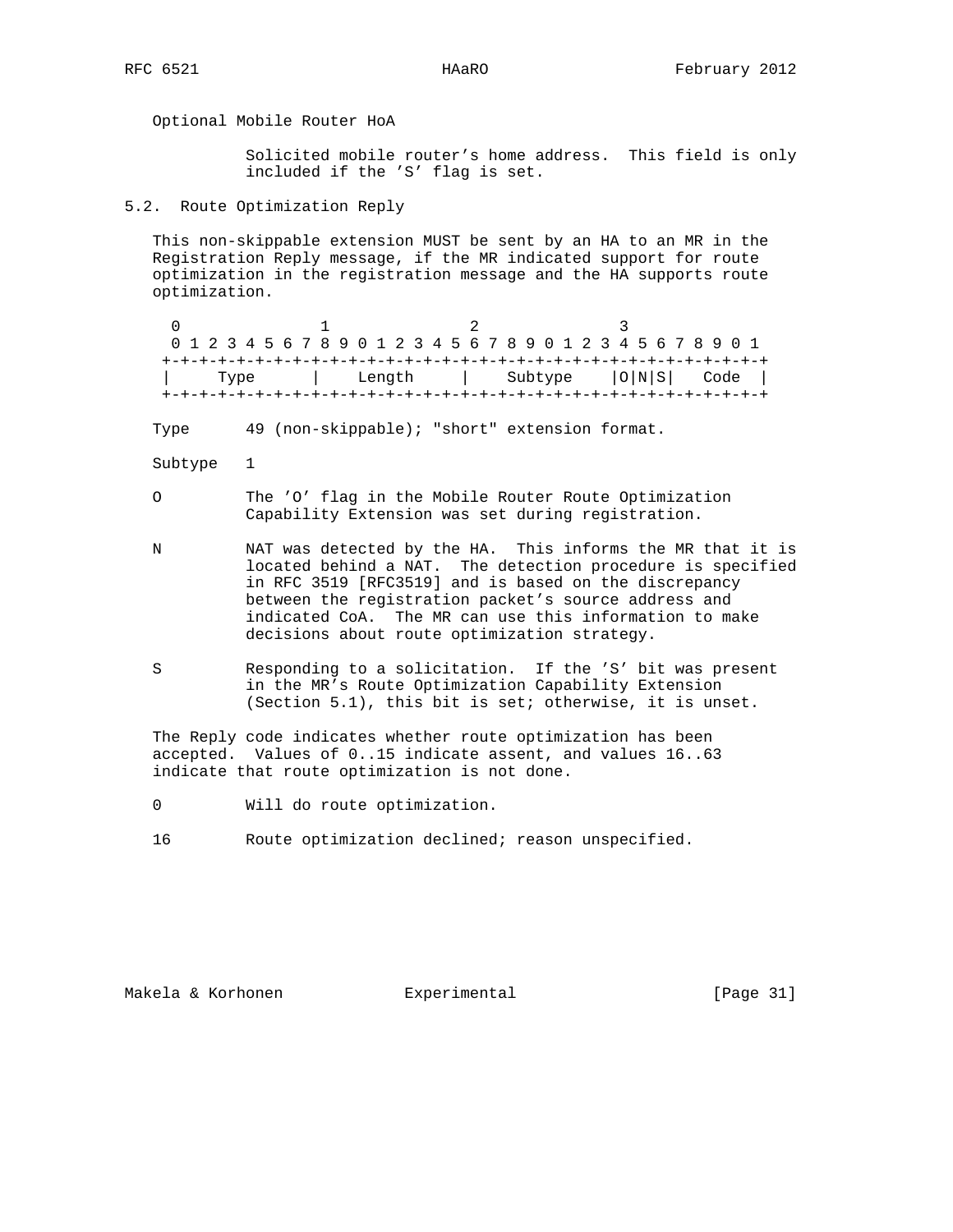Optional Mobile Router HoA

Solicited mobile router's home address. This field is only included if the 'S' flag is set.

## 5.2. Route Optimization Reply

This non-skippable extension MUST be sent by an HA to an MR in the Registration Reply message, if the MR indicated support for route optimization in the registration message and the HA supports route optimization.

```
 0                   1                   2                   3
 0 1 2 3 4 5 6 7 8 9 0 1 2 3 4 5 6 7 8 9 0 1 2 3 4 5 6 7 8 9 0 1
+-+-+-+-+-+-+-+-+-+-+-+-+-+-+-+-+-+-+-+-+-+-+-+-+-+-+-+-+-+-+-+-+
|     Type      |    Length     |    Subtype    |O|N|S|   Code  |
+-+-+-+-+-+-+-+-+-+-+-+-+-+-+-+-+-+-+-+-+-+-+-+-+-+-+-+-+-+-+-+-+
```

Type 49 (non-skippable); "short" extension format.

Subtype 1

O The 'O' flag in the Mobile Router Route Optimization Capability Extension was set during registration.

N NAT was detected by the HA. This informs the MR that it is located behind a NAT. The detection procedure is specified in RFC 3519 [RFC3519] and is based on the discrepancy between the registration packet's source address and indicated CoA. The MR can use this information to make decisions about route optimization strategy.

S Responding to a solicitation. If the 'S' bit was present in the MR's Route Optimization Capability Extension (Section 5.1), this bit is set; otherwise, it is unset.

The Reply code indicates whether route optimization has been accepted. Values of 0..15 indicate assent, and values 16..63 indicate that route optimization is not done.

0 Will do route optimization.

16 Route optimization declined; reason unspecified.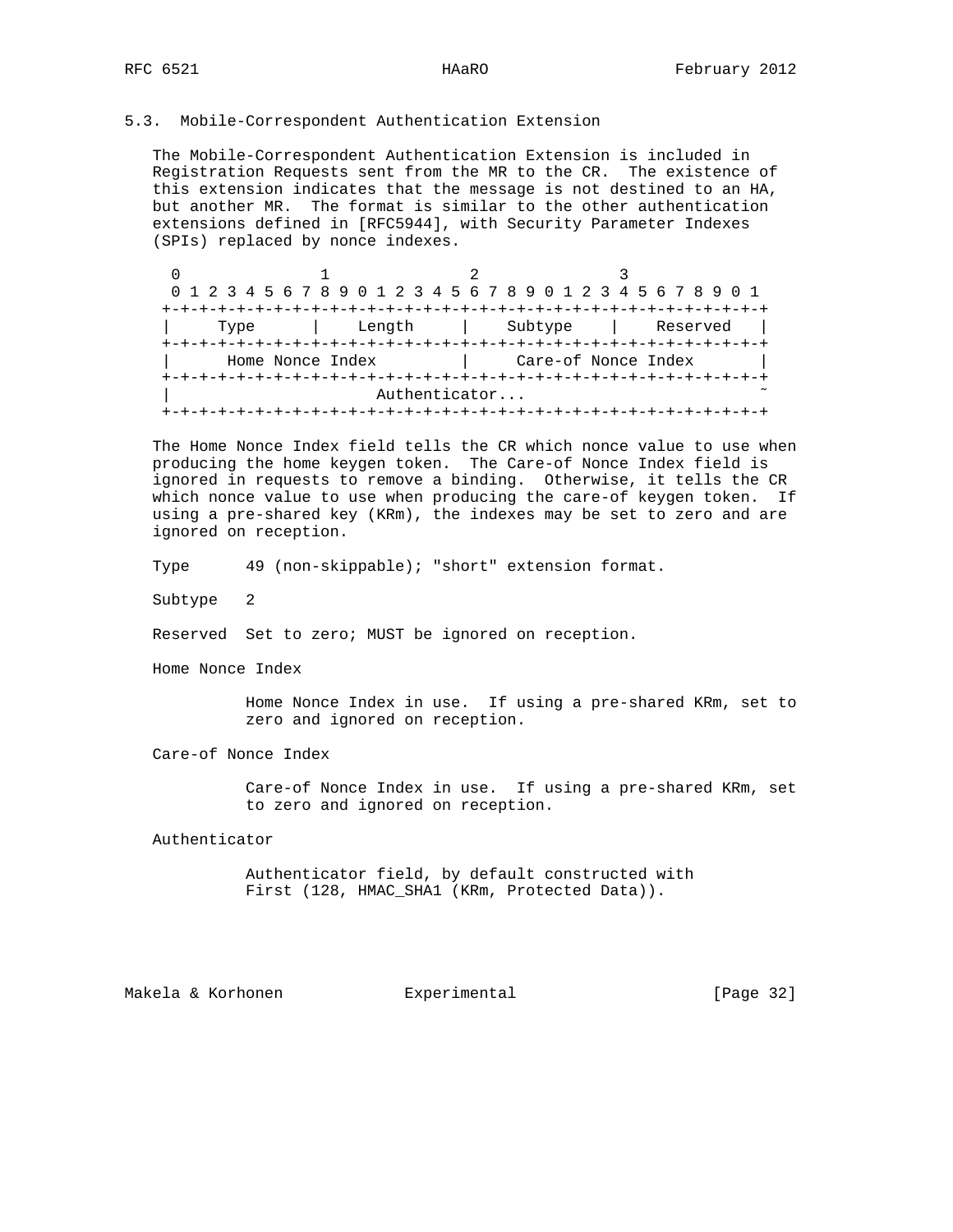### 5.3. Mobile-Correspondent Authentication Extension

The Mobile-Correspondent Authentication Extension is included in Registration Requests sent from the MR to the CR. The existence of this extension indicates that the message is not destined to an HA, but another MR. The format is similar to the other authentication extensions defined in [RFC5944], with Security Parameter Indexes (SPIs) replaced by nonce indexes.

```
 0                   1                   2                   3
 0 1 2 3 4 5 6 7 8 9 0 1 2 3 4 5 6 7 8 9 0 1 2 3 4 5 6 7 8 9 0 1
+-+-+-+-+-+-+-+-+-+-+-+-+-+-+-+-+-+-+-+-+-+-+-+-+-+-+-+-+-+-+-+-+
|     Type      |    Length     |    Subtype    |    Reserved   |
+-+-+-+-+-+-+-+-+-+-+-+-+-+-+-+-+-+-+-+-+-+-+-+-+-+-+-+-+-+-+-+-+
|      Home Nonce Index         |     Care-of Nonce Index       |
+-+-+-+-+-+-+-+-+-+-+-+-+-+-+-+-+-+-+-+-+-+-+-+-+-+-+-+-+-+-+-+-+
|                       Authenticator...                        ~
+-+-+-+-+-+-+-+-+-+-+-+-+-+-+-+-+-+-+-+-+-+-+-+-+-+-+-+-+-+-+-+-+
```

The Home Nonce Index field tells the CR which nonce value to use when producing the home keygen token. The Care-of Nonce Index field is ignored in requests to remove a binding. Otherwise, it tells the CR which nonce value to use when producing the care-of keygen token. If using a pre-shared key (KRm), the indexes may be set to zero and are ignored on reception.

Type      49 (non-skippable); "short" extension format.

Subtype   2

Reserved  Set to zero; MUST be ignored on reception.

Home Nonce Index

Home Nonce Index in use. If using a pre-shared KRm, set to zero and ignored on reception.

Care-of Nonce Index

Care-of Nonce Index in use. If using a pre-shared KRm, set to zero and ignored on reception.

Authenticator

Authenticator field, by default constructed with First (128, HMAC_SHA1 (KRm, Protected Data)).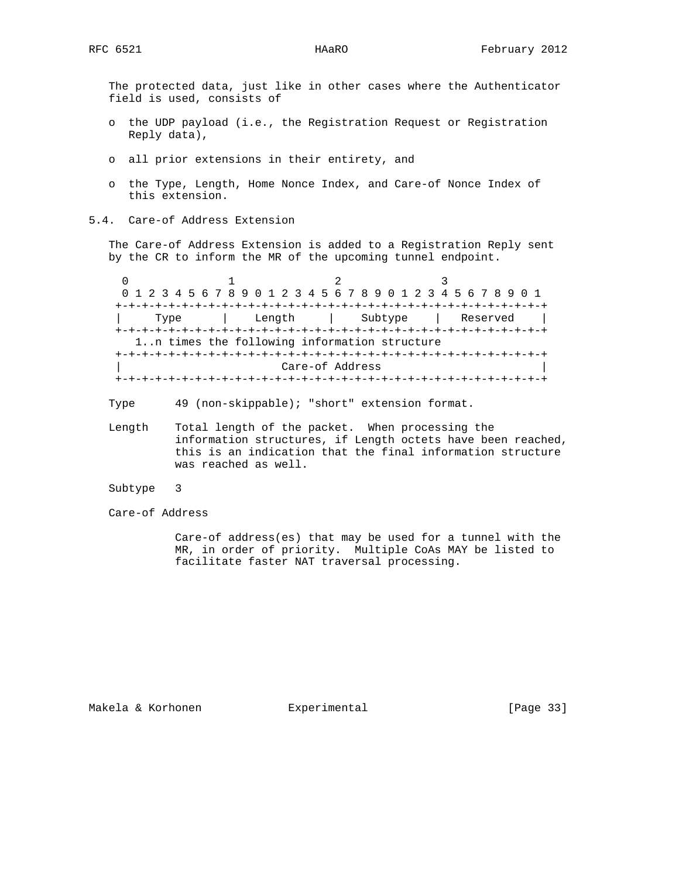The protected data, just like in other cases where the Authenticator field is used, consists of

- the UDP payload (i.e., the Registration Request or Registration Reply data),
- all prior extensions in their entirety, and
- the Type, Length, Home Nonce Index, and Care-of Nonce Index of this extension.

### 5.4. Care-of Address Extension

The Care-of Address Extension is added to a Registration Reply sent by the CR to inform the MR of the upcoming tunnel endpoint.

```
 0                   1                   2                   3
 0 1 2 3 4 5 6 7 8 9 0 1 2 3 4 5 6 7 8 9 0 1 2 3 4 5 6 7 8 9 0 1
+-+-+-+-+-+-+-+-+-+-+-+-+-+-+-+-+-+-+-+-+-+-+-+-+-+-+-+-+-+-+-+-+
|     Type      |    Length     |    Subtype    |   Reserved    |
+-+-+-+-+-+-+-+-+-+-+-+-+-+-+-+-+-+-+-+-+-+-+-+-+-+-+-+-+-+-+-+-+
   1..n times the following information structure
+-+-+-+-+-+-+-+-+-+-+-+-+-+-+-+-+-+-+-+-+-+-+-+-+-+-+-+-+-+-+-+-+
|                        Care-of Address                        |
+-+-+-+-+-+-+-+-+-+-+-+-+-+-+-+-+-+-+-+-+-+-+-+-+-+-+-+-+-+-+-+-+
```

Type      49 (non-skippable); "short" extension format.

Length    Total length of the packet. When processing the information structures, if Length octets have been reached, this is an indication that the final information structure was reached as well.

Subtype   3

Care-of Address

Care-of address(es) that may be used for a tunnel with the MR, in order of priority. Multiple CoAs MAY be listed to facilitate faster NAT traversal processing.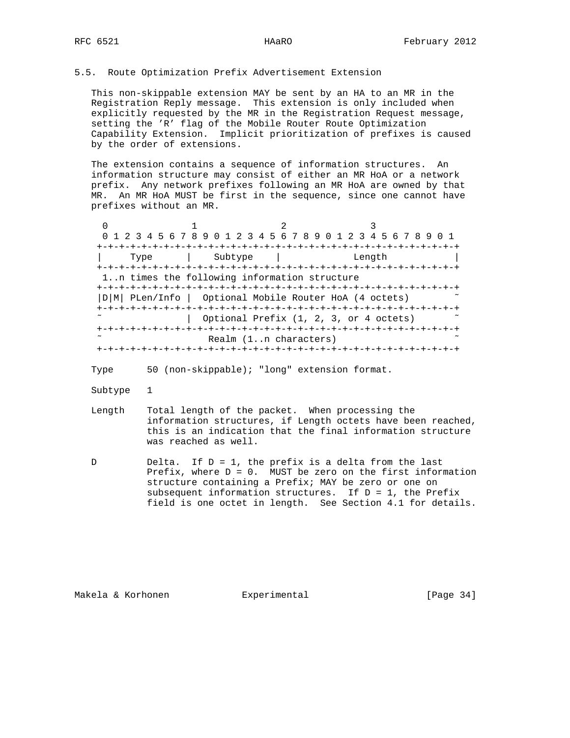## 5.5. Route Optimization Prefix Advertisement Extension

This non-skippable extension MAY be sent by an HA to an MR in the Registration Reply message. This extension is only included when explicitly requested by the MR in the Registration Request message, setting the 'R' flag of the Mobile Router Route Optimization Capability Extension. Implicit prioritization of prefixes is caused by the order of extensions.

The extension contains a sequence of information structures. An information structure may consist of either an MR HoA or a network prefix. Any network prefixes following an MR HoA are owned by that MR. An MR HoA MUST be first in the sequence, since one cannot have prefixes without an MR.

```
 0                   1                   2                   3
 0 1 2 3 4 5 6 7 8 9 0 1 2 3 4 5 6 7 8 9 0 1 2 3 4 5 6 7 8 9 0 1
+-+-+-+-+-+-+-+-+-+-+-+-+-+-+-+-+-+-+-+-+-+-+-+-+-+-+-+-+-+-+-+-+
|     Type      |    Subtype    |            Length             |
+-+-+-+-+-+-+-+-+-+-+-+-+-+-+-+-+-+-+-+-+-+-+-+-+-+-+-+-+-+-+-+-+
 1..n times the following information structure
+-+-+-+-+-+-+-+-+-+-+-+-+-+-+-+-+-+-+-+-+-+-+-+-+-+-+-+-+-+-+-+-+
|D|M| PLen/Info |  Optional Mobile Router HoA (4 octets)        ~
+-+-+-+-+-+-+-+-+-+-+-+-+-+-+-+-+-+-+-+-+-+-+-+-+-+-+-+-+-+-+-+-+
~               |  Optional Prefix (1, 2, 3, or 4 octets)       ~
+-+-+-+-+-+-+-+-+-+-+-+-+-+-+-+-+-+-+-+-+-+-+-+-+-+-+-+-+-+-+-+-+
~                   Realm (1..n characters)                     ~
+-+-+-+-+-+-+-+-+-+-+-+-+-+-+-+-+-+-+-+-+-+-+-+-+-+-+-+-+-+-+-+-+
```

Type      50 (non-skippable); "long" extension format.

Subtype   1

Length    Total length of the packet. When processing the information structures, if Length octets have been reached, this is an indication that the final information structure was reached as well.

D         Delta. If D = 1, the prefix is a delta from the last Prefix, where D = 0. MUST be zero on the first information structure containing a Prefix; MAY be zero or one on subsequent information structures. If D = 1, the Prefix field is one octet in length. See Section 4.1 for details.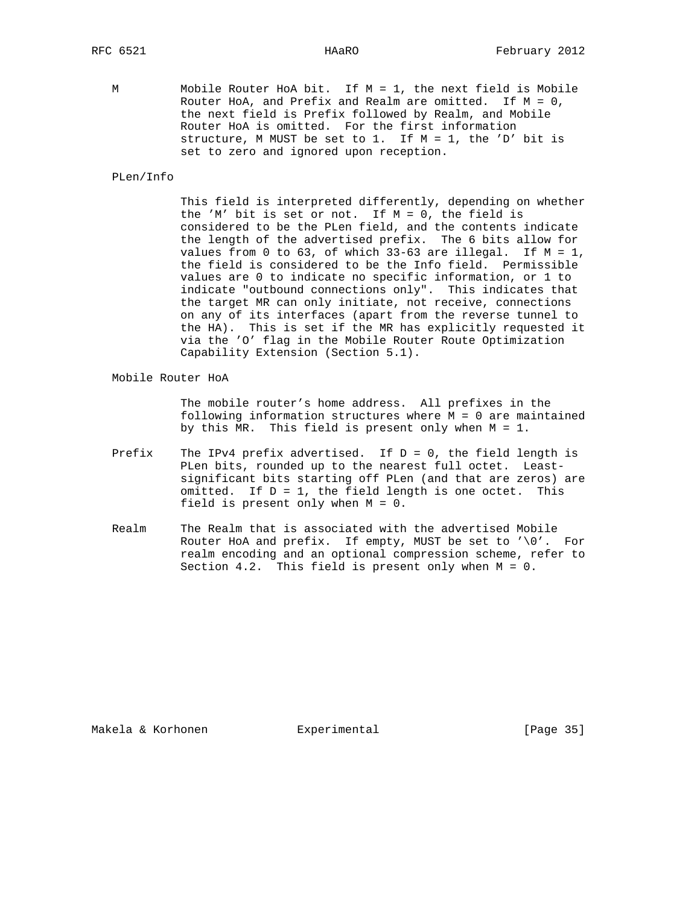M
: Mobile Router HoA bit. If M = 1, the next field is Mobile Router HoA, and Prefix and Realm are omitted. If M = 0, the next field is Prefix followed by Realm, and Mobile Router HoA is omitted. For the first information structure, M MUST be set to 1. If M = 1, the 'D' bit is set to zero and ignored upon reception.

PLen/Info
: This field is interpreted differently, depending on whether the 'M' bit is set or not. If M = 0, the field is considered to be the PLen field, and the contents indicate the length of the advertised prefix. The 6 bits allow for values from 0 to 63, of which 33-63 are illegal. If M = 1, the field is considered to be the Info field. Permissible values are 0 to indicate no specific information, or 1 to indicate "outbound connections only". This indicates that the target MR can only initiate, not receive, connections on any of its interfaces (apart from the reverse tunnel to the HA). This is set if the MR has explicitly requested it via the 'O' flag in the Mobile Router Route Optimization Capability Extension (Section 5.1).

Mobile Router HoA
: The mobile router's home address. All prefixes in the following information structures where M = 0 are maintained by this MR. This field is present only when M = 1.

Prefix
: The IPv4 prefix advertised. If D = 0, the field length is PLen bits, rounded up to the nearest full octet. Least-significant bits starting off PLen (and that are zeros) are omitted. If D = 1, the field length is one octet. This field is present only when M = 0.

Realm
: The Realm that is associated with the advertised Mobile Router HoA and prefix. If empty, MUST be set to '\0'. For realm encoding and an optional compression scheme, refer to Section 4.2. This field is present only when M = 0.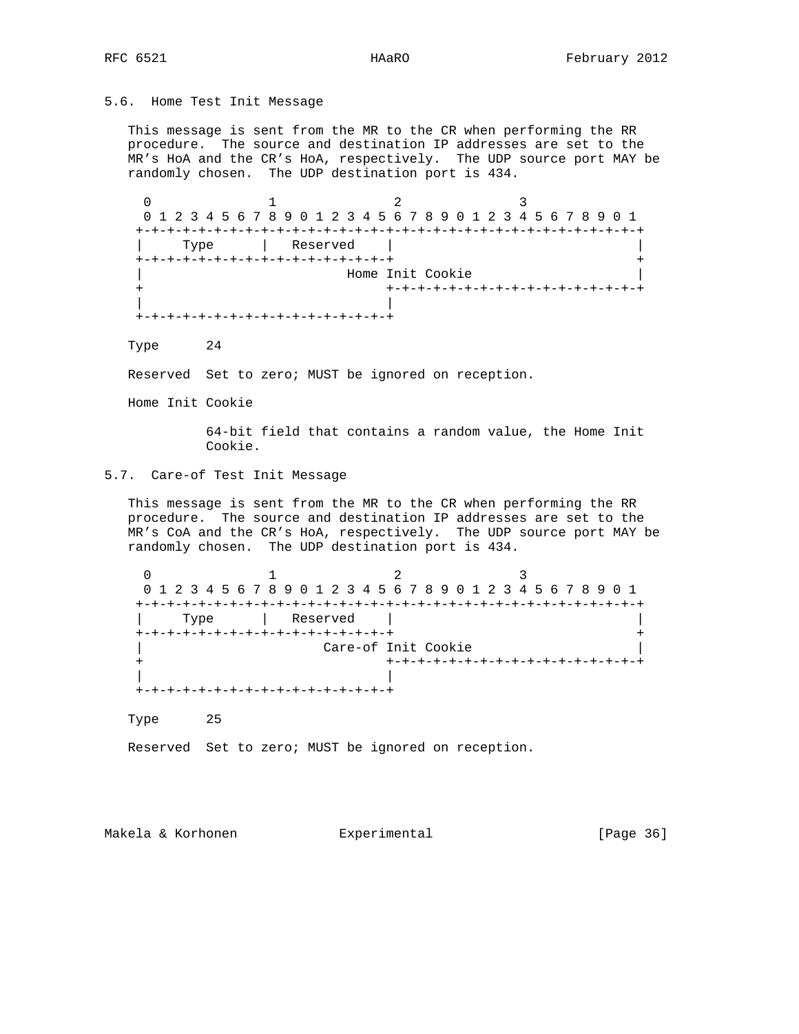## 5.6. Home Test Init Message

This message is sent from the MR to the CR when performing the RR procedure. The source and destination IP addresses are set to the MR's HoA and the CR's HoA, respectively. The UDP source port MAY be randomly chosen. The UDP destination port is 434.

```
 0                   1                   2                   3
 0 1 2 3 4 5 6 7 8 9 0 1 2 3 4 5 6 7 8 9 0 1 2 3 4 5 6 7 8 9 0 1
+-+-+-+-+-+-+-+-+-+-+-+-+-+-+-+-+-+-+-+-+-+-+-+-+-+-+-+-+-+-+-+-+
|     Type      |   Reserved    |                               |
+-+-+-+-+-+-+-+-+-+-+-+-+-+-+-+-+                               +
|                           Home Init Cookie                    |
+                               +-+-+-+-+-+-+-+-+-+-+-+-+-+-+-+-+
|                               |
+-+-+-+-+-+-+-+-+-+-+-+-+-+-+-+-+
```

Type 24

Reserved Set to zero; MUST be ignored on reception.

Home Init Cookie

64-bit field that contains a random value, the Home Init Cookie.

## 5.7. Care-of Test Init Message

This message is sent from the MR to the CR when performing the RR procedure. The source and destination IP addresses are set to the MR's CoA and the CR's HoA, respectively. The UDP source port MAY be randomly chosen. The UDP destination port is 434.

```
 0                   1                   2                   3
 0 1 2 3 4 5 6 7 8 9 0 1 2 3 4 5 6 7 8 9 0 1 2 3 4 5 6 7 8 9 0 1
+-+-+-+-+-+-+-+-+-+-+-+-+-+-+-+-+-+-+-+-+-+-+-+-+-+-+-+-+-+-+-+-+
|     Type      |   Reserved    |                               |
+-+-+-+-+-+-+-+-+-+-+-+-+-+-+-+-+                               +
|                        Care-of Init Cookie                    |
+                               +-+-+-+-+-+-+-+-+-+-+-+-+-+-+-+-+
|                               |
+-+-+-+-+-+-+-+-+-+-+-+-+-+-+-+-+
```

Type 25

Reserved Set to zero; MUST be ignored on reception.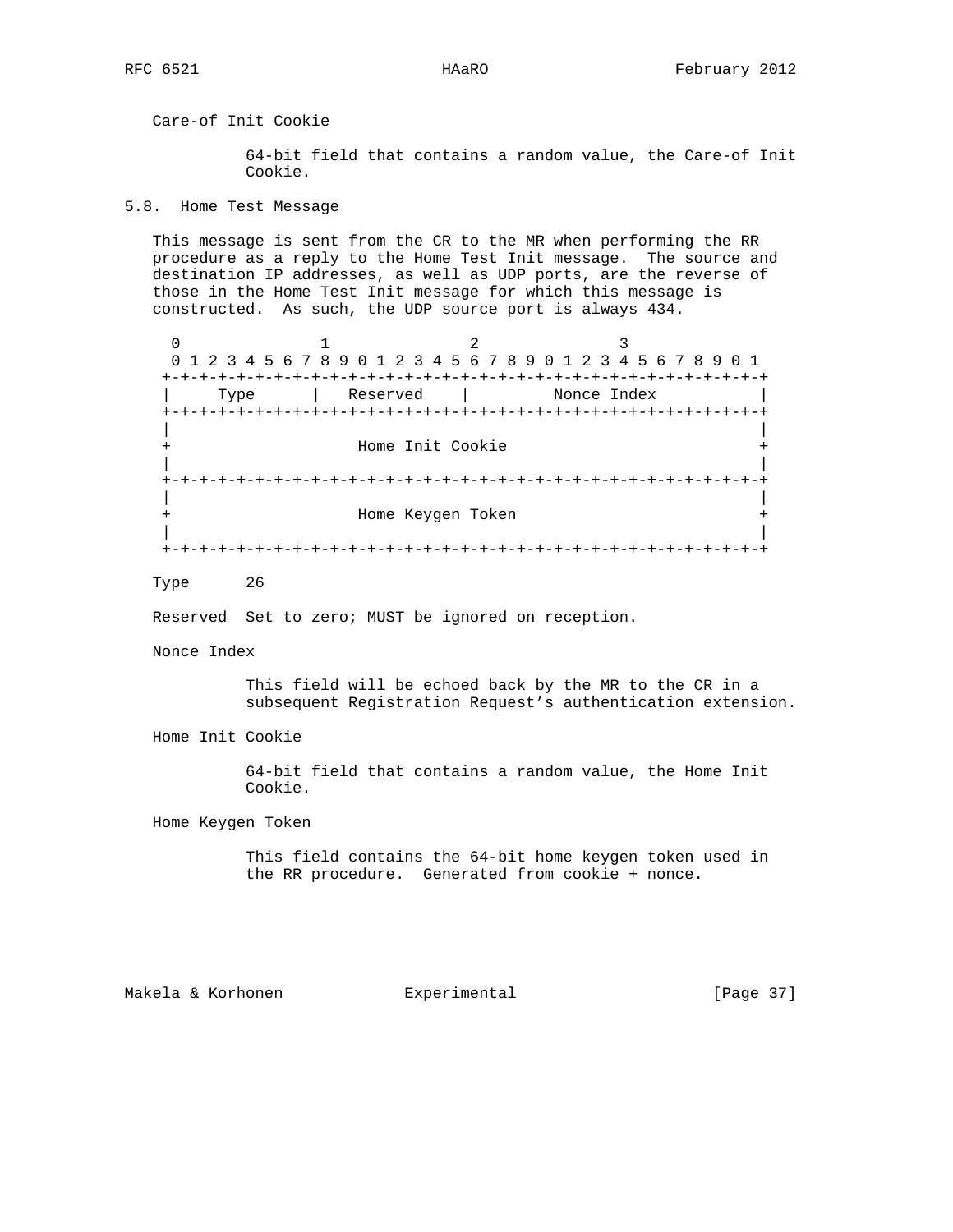Care-of Init Cookie

64-bit field that contains a random value, the Care-of Init Cookie.

## 5.8. Home Test Message

This message is sent from the CR to the MR when performing the RR procedure as a reply to the Home Test Init message. The source and destination IP addresses, as well as UDP ports, are the reverse of those in the Home Test Init message for which this message is constructed. As such, the UDP source port is always 434.

```
 0                   1                   2                   3
 0 1 2 3 4 5 6 7 8 9 0 1 2 3 4 5 6 7 8 9 0 1 2 3 4 5 6 7 8 9 0 1
+-+-+-+-+-+-+-+-+-+-+-+-+-+-+-+-+-+-+-+-+-+-+-+-+-+-+-+-+-+-+-+-+
|     Type      |   Reserved    |         Nonce Index           |
+-+-+-+-+-+-+-+-+-+-+-+-+-+-+-+-+-+-+-+-+-+-+-+-+-+-+-+-+-+-+-+-+
|                                                               |
+                     Home Init Cookie                          +
|                                                               |
+-+-+-+-+-+-+-+-+-+-+-+-+-+-+-+-+-+-+-+-+-+-+-+-+-+-+-+-+-+-+-+-+
|                                                               |
+                     Home Keygen Token                         +
|                                                               |
+-+-+-+-+-+-+-+-+-+-+-+-+-+-+-+-+-+-+-+-+-+-+-+-+-+-+-+-+-+-+-+-+
```

Type 26

Reserved Set to zero; MUST be ignored on reception.

Nonce Index

This field will be echoed back by the MR to the CR in a subsequent Registration Request's authentication extension.

Home Init Cookie

64-bit field that contains a random value, the Home Init Cookie.

Home Keygen Token

This field contains the 64-bit home keygen token used in the RR procedure. Generated from cookie + nonce.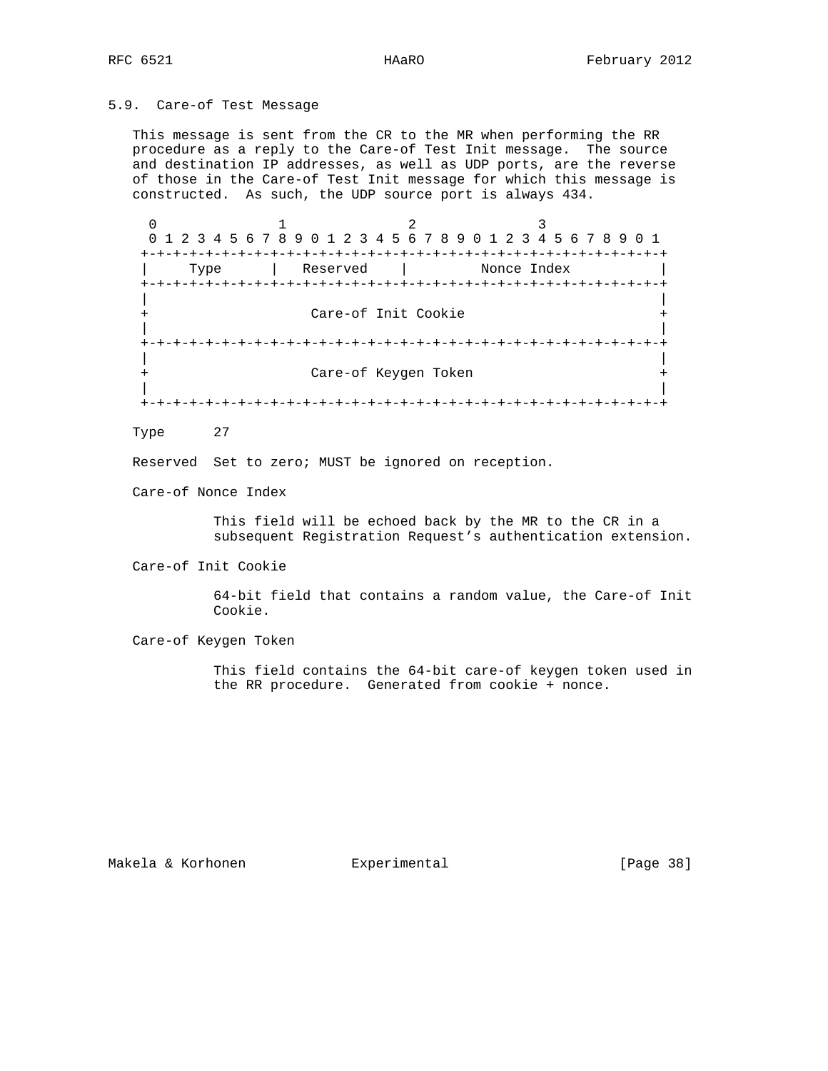## 5.9. Care-of Test Message

This message is sent from the CR to the MR when performing the RR procedure as a reply to the Care-of Test Init message. The source and destination IP addresses, as well as UDP ports, are the reverse of those in the Care-of Test Init message for which this message is constructed. As such, the UDP source port is always 434.

```
 0                   1                   2                   3
 0 1 2 3 4 5 6 7 8 9 0 1 2 3 4 5 6 7 8 9 0 1 2 3 4 5 6 7 8 9 0 1
+-+-+-+-+-+-+-+-+-+-+-+-+-+-+-+-+-+-+-+-+-+-+-+-+-+-+-+-+-+-+-+-+
|     Type      |   Reserved    |         Nonce Index           |
+-+-+-+-+-+-+-+-+-+-+-+-+-+-+-+-+-+-+-+-+-+-+-+-+-+-+-+-+-+-+-+-+
|                                                               |
+                    Care-of Init Cookie                        +
|                                                               |
+-+-+-+-+-+-+-+-+-+-+-+-+-+-+-+-+-+-+-+-+-+-+-+-+-+-+-+-+-+-+-+-+
|                                                               |
+                    Care-of Keygen Token                       +
|                                                               |
+-+-+-+-+-+-+-+-+-+-+-+-+-+-+-+-+-+-+-+-+-+-+-+-+-+-+-+-+-+-+-+-+
```

Type      27

Reserved  Set to zero; MUST be ignored on reception.

Care-of Nonce Index

    This field will be echoed back by the MR to the CR in a subsequent Registration Request's authentication extension.

Care-of Init Cookie

    64-bit field that contains a random value, the Care-of Init Cookie.

Care-of Keygen Token

    This field contains the 64-bit care-of keygen token used in the RR procedure. Generated from cookie + nonce.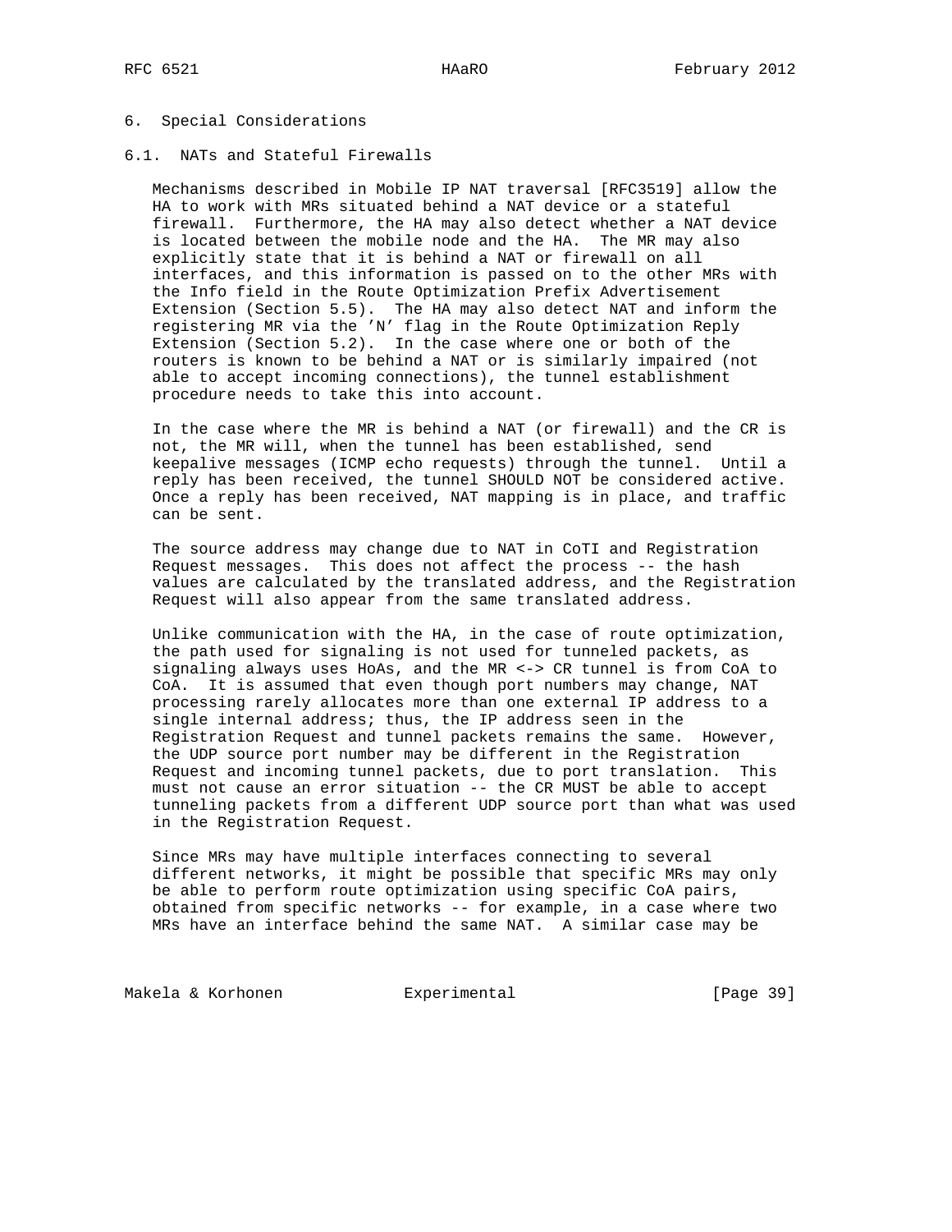## 6. Special Considerations

### 6.1. NATs and Stateful Firewalls

Mechanisms described in Mobile IP NAT traversal [RFC3519] allow the HA to work with MRs situated behind a NAT device or a stateful firewall. Furthermore, the HA may also detect whether a NAT device is located between the mobile node and the HA. The MR may also explicitly state that it is behind a NAT or firewall on all interfaces, and this information is passed on to the other MRs with the Info field in the Route Optimization Prefix Advertisement Extension (Section 5.5). The HA may also detect NAT and inform the registering MR via the 'N' flag in the Route Optimization Reply Extension (Section 5.2). In the case where one or both of the routers is known to be behind a NAT or is similarly impaired (not able to accept incoming connections), the tunnel establishment procedure needs to take this into account.

In the case where the MR is behind a NAT (or firewall) and the CR is not, the MR will, when the tunnel has been established, send keepalive messages (ICMP echo requests) through the tunnel. Until a reply has been received, the tunnel SHOULD NOT be considered active. Once a reply has been received, NAT mapping is in place, and traffic can be sent.

The source address may change due to NAT in CoTI and Registration Request messages. This does not affect the process -- the hash values are calculated by the translated address, and the Registration Request will also appear from the same translated address.

Unlike communication with the HA, in the case of route optimization, the path used for signaling is not used for tunneled packets, as signaling always uses HoAs, and the MR <-> CR tunnel is from CoA to CoA. It is assumed that even though port numbers may change, NAT processing rarely allocates more than one external IP address to a single internal address; thus, the IP address seen in the Registration Request and tunnel packets remains the same. However, the UDP source port number may be different in the Registration Request and incoming tunnel packets, due to port translation. This must not cause an error situation -- the CR MUST be able to accept tunneling packets from a different UDP source port than what was used in the Registration Request.

Since MRs may have multiple interfaces connecting to several different networks, it might be possible that specific MRs may only be able to perform route optimization using specific CoA pairs, obtained from specific networks -- for example, in a case where two MRs have an interface behind the same NAT. A similar case may be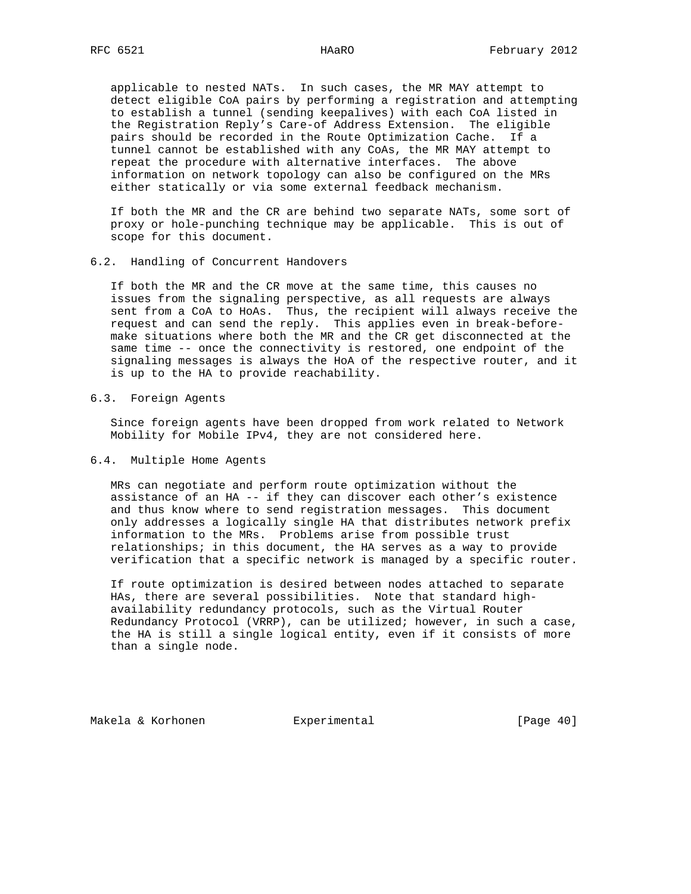applicable to nested NATs. In such cases, the MR MAY attempt to detect eligible CoA pairs by performing a registration and attempting to establish a tunnel (sending keepalives) with each CoA listed in the Registration Reply's Care-of Address Extension. The eligible pairs should be recorded in the Route Optimization Cache. If a tunnel cannot be established with any CoAs, the MR MAY attempt to repeat the procedure with alternative interfaces. The above information on network topology can also be configured on the MRs either statically or via some external feedback mechanism.

If both the MR and the CR are behind two separate NATs, some sort of proxy or hole-punching technique may be applicable. This is out of scope for this document.

### 6.2. Handling of Concurrent Handovers

If both the MR and the CR move at the same time, this causes no issues from the signaling perspective, as all requests are always sent from a CoA to HoAs. Thus, the recipient will always receive the request and can send the reply. This applies even in break-before-make situations where both the MR and the CR get disconnected at the same time -- once the connectivity is restored, one endpoint of the signaling messages is always the HoA of the respective router, and it is up to the HA to provide reachability.

### 6.3. Foreign Agents

Since foreign agents have been dropped from work related to Network Mobility for Mobile IPv4, they are not considered here.

### 6.4. Multiple Home Agents

MRs can negotiate and perform route optimization without the assistance of an HA -- if they can discover each other's existence and thus know where to send registration messages. This document only addresses a logically single HA that distributes network prefix information to the MRs. Problems arise from possible trust relationships; in this document, the HA serves as a way to provide verification that a specific network is managed by a specific router.

If route optimization is desired between nodes attached to separate HAs, there are several possibilities. Note that standard high-availability redundancy protocols, such as the Virtual Router Redundancy Protocol (VRRP), can be utilized; however, in such a case, the HA is still a single logical entity, even if it consists of more than a single node.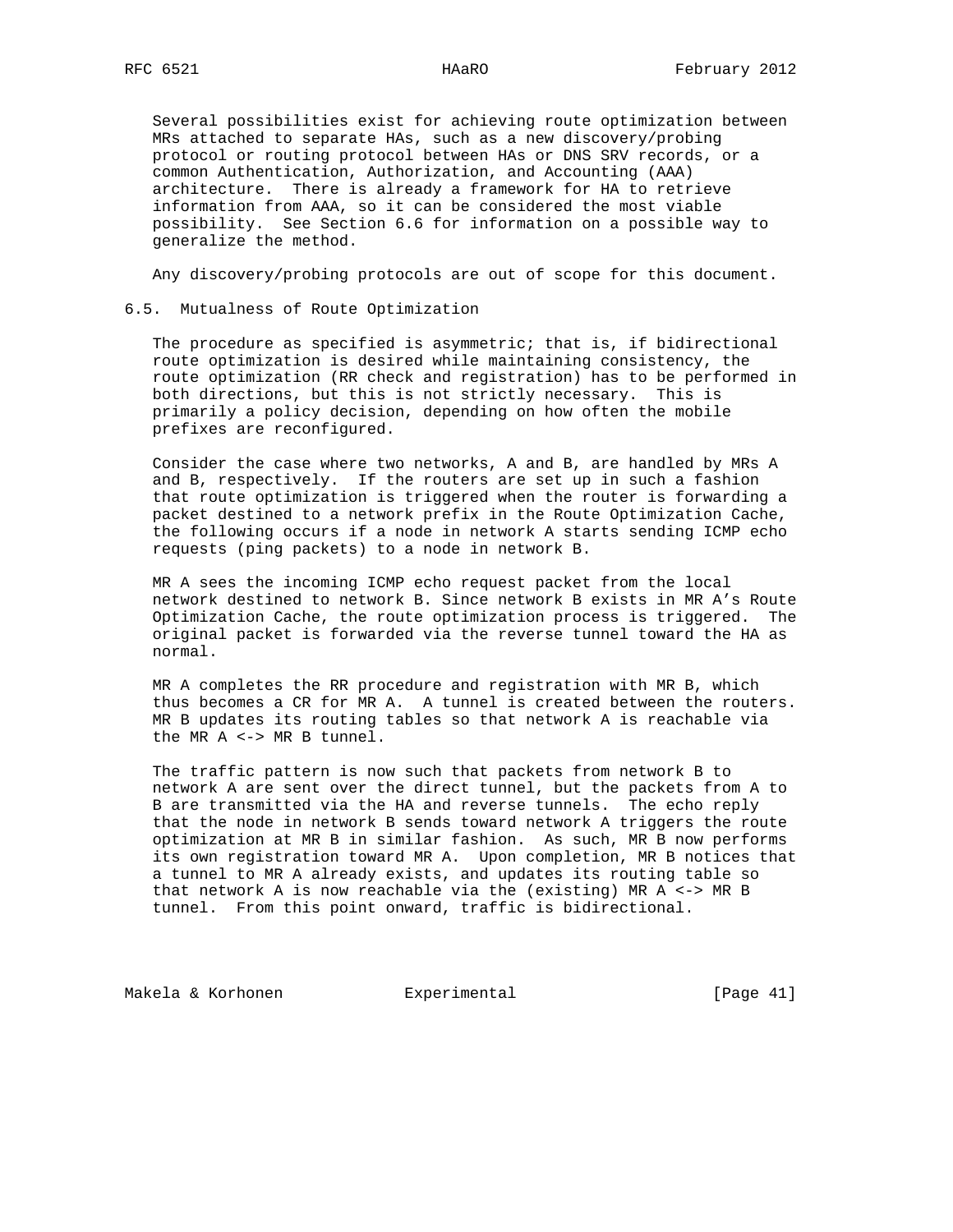Several possibilities exist for achieving route optimization between MRs attached to separate HAs, such as a new discovery/probing protocol or routing protocol between HAs or DNS SRV records, or a common Authentication, Authorization, and Accounting (AAA) architecture. There is already a framework for HA to retrieve information from AAA, so it can be considered the most viable possibility. See Section 6.6 for information on a possible way to generalize the method.

Any discovery/probing protocols are out of scope for this document.

### 6.5. Mutualness of Route Optimization

The procedure as specified is asymmetric; that is, if bidirectional route optimization is desired while maintaining consistency, the route optimization (RR check and registration) has to be performed in both directions, but this is not strictly necessary. This is primarily a policy decision, depending on how often the mobile prefixes are reconfigured.

Consider the case where two networks, A and B, are handled by MRs A and B, respectively. If the routers are set up in such a fashion that route optimization is triggered when the router is forwarding a packet destined to a network prefix in the Route Optimization Cache, the following occurs if a node in network A starts sending ICMP echo requests (ping packets) to a node in network B.

MR A sees the incoming ICMP echo request packet from the local network destined to network B. Since network B exists in MR A's Route Optimization Cache, the route optimization process is triggered. The original packet is forwarded via the reverse tunnel toward the HA as normal.

MR A completes the RR procedure and registration with MR B, which thus becomes a CR for MR A. A tunnel is created between the routers. MR B updates its routing tables so that network A is reachable via the MR A <-> MR B tunnel.

The traffic pattern is now such that packets from network B to network A are sent over the direct tunnel, but the packets from A to B are transmitted via the HA and reverse tunnels. The echo reply that the node in network B sends toward network A triggers the route optimization at MR B in similar fashion. As such, MR B now performs its own registration toward MR A. Upon completion, MR B notices that a tunnel to MR A already exists, and updates its routing table so that network A is now reachable via the (existing) MR A <-> MR B tunnel. From this point onward, traffic is bidirectional.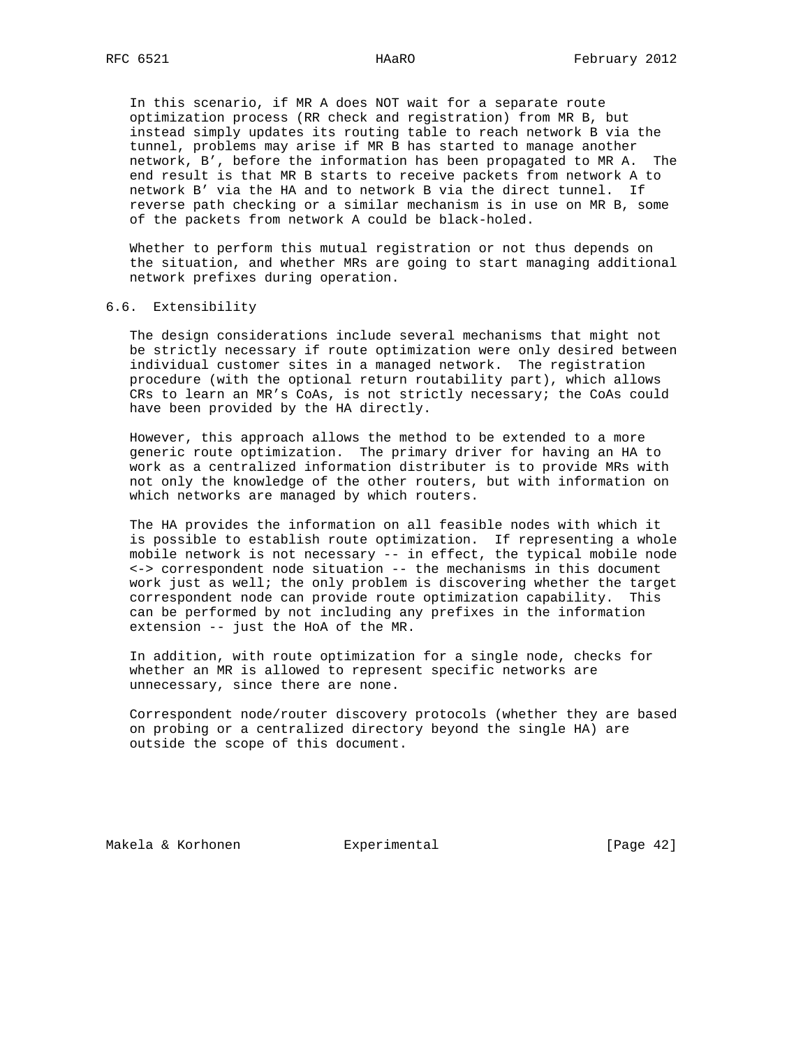In this scenario, if MR A does NOT wait for a separate route optimization process (RR check and registration) from MR B, but instead simply updates its routing table to reach network B via the tunnel, problems may arise if MR B has started to manage another network, B', before the information has been propagated to MR A. The end result is that MR B starts to receive packets from network A to network B' via the HA and to network B via the direct tunnel. If reverse path checking or a similar mechanism is in use on MR B, some of the packets from network A could be black-holed.

Whether to perform this mutual registration or not thus depends on the situation, and whether MRs are going to start managing additional network prefixes during operation.

### 6.6. Extensibility

The design considerations include several mechanisms that might not be strictly necessary if route optimization were only desired between individual customer sites in a managed network. The registration procedure (with the optional return routability part), which allows CRs to learn an MR's CoAs, is not strictly necessary; the CoAs could have been provided by the HA directly.

However, this approach allows the method to be extended to a more generic route optimization. The primary driver for having an HA to work as a centralized information distributer is to provide MRs with not only the knowledge of the other routers, but with information on which networks are managed by which routers.

The HA provides the information on all feasible nodes with which it is possible to establish route optimization. If representing a whole mobile network is not necessary -- in effect, the typical mobile node <-> correspondent node situation -- the mechanisms in this document work just as well; the only problem is discovering whether the target correspondent node can provide route optimization capability. This can be performed by not including any prefixes in the information extension -- just the HoA of the MR.

In addition, with route optimization for a single node, checks for whether an MR is allowed to represent specific networks are unnecessary, since there are none.

Correspondent node/router discovery protocols (whether they are based on probing or a centralized directory beyond the single HA) are outside the scope of this document.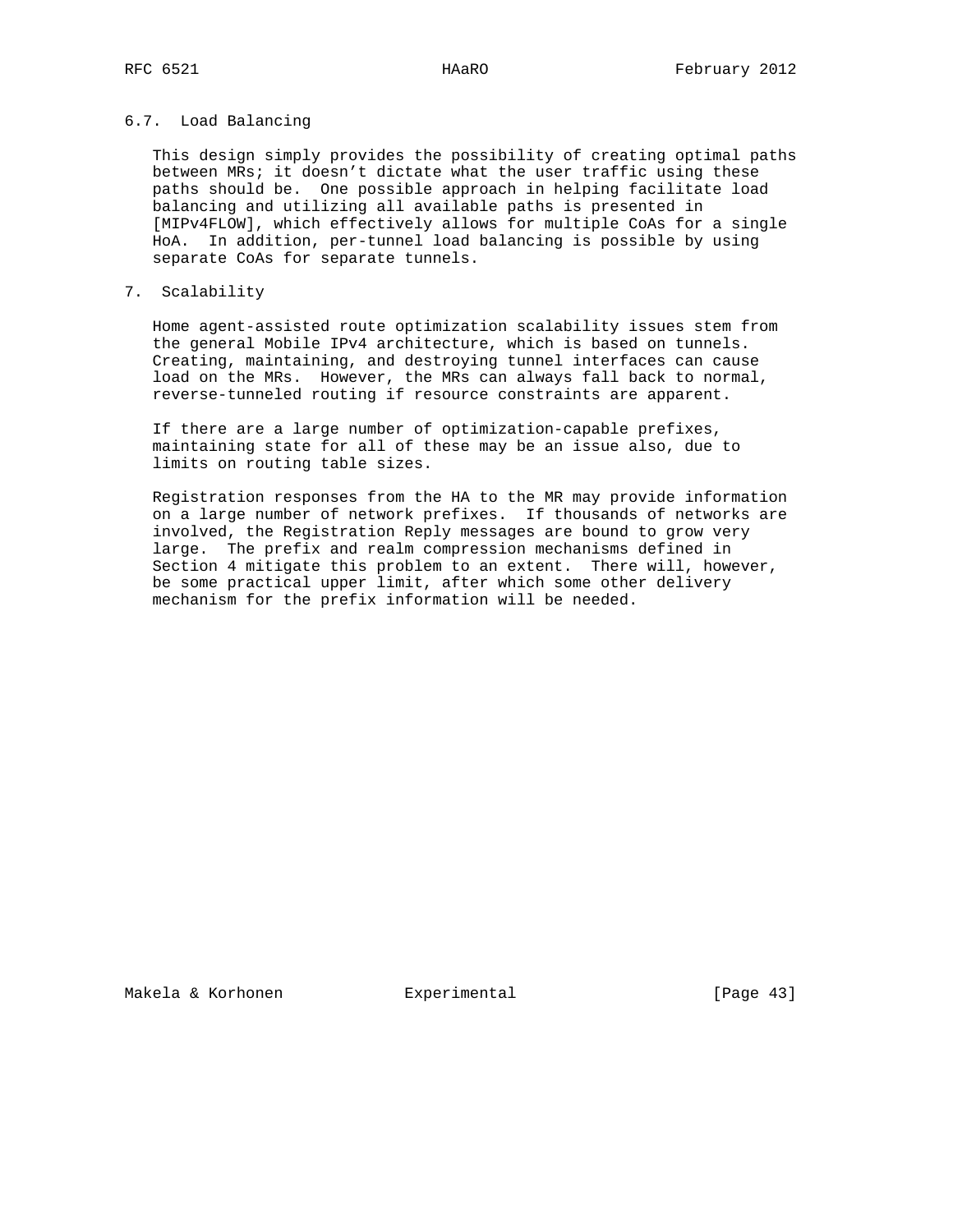### 6.7. Load Balancing

This design simply provides the possibility of creating optimal paths between MRs; it doesn't dictate what the user traffic using these paths should be. One possible approach in helping facilitate load balancing and utilizing all available paths is presented in [MIPv4FLOW], which effectively allows for multiple CoAs for a single HoA. In addition, per-tunnel load balancing is possible by using separate CoAs for separate tunnels.

## 7. Scalability

Home agent-assisted route optimization scalability issues stem from the general Mobile IPv4 architecture, which is based on tunnels. Creating, maintaining, and destroying tunnel interfaces can cause load on the MRs. However, the MRs can always fall back to normal, reverse-tunneled routing if resource constraints are apparent.

If there are a large number of optimization-capable prefixes, maintaining state for all of these may be an issue also, due to limits on routing table sizes.

Registration responses from the HA to the MR may provide information on a large number of network prefixes. If thousands of networks are involved, the Registration Reply messages are bound to grow very large. The prefix and realm compression mechanisms defined in Section 4 mitigate this problem to an extent. There will, however, be some practical upper limit, after which some other delivery mechanism for the prefix information will be needed.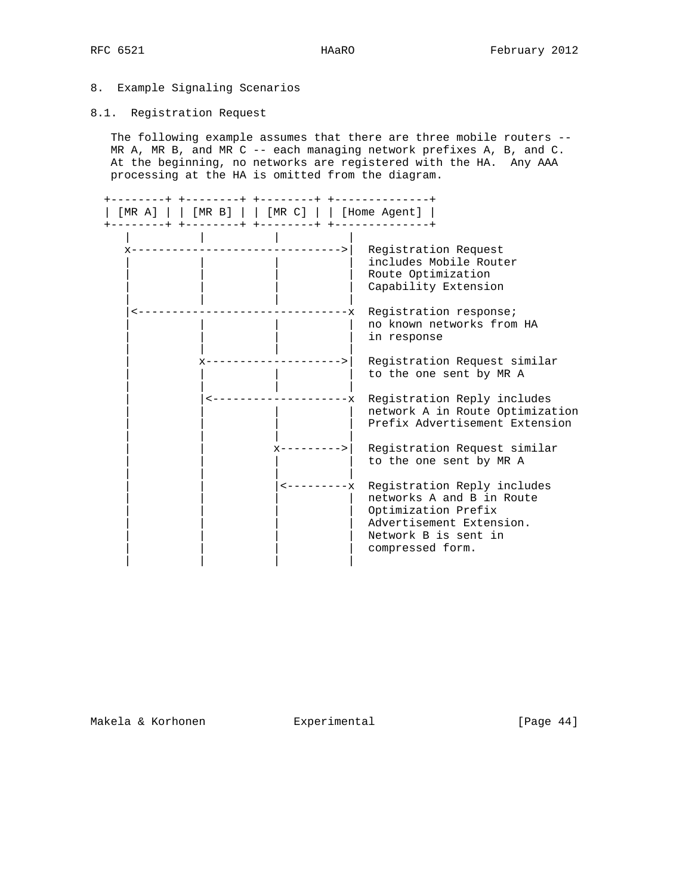## 8. Example Signaling Scenarios

### 8.1. Registration Request

The following example assumes that there are three mobile routers -- MR A, MR B, and MR C -- each managing network prefixes A, B, and C. At the beginning, no networks are registered with the HA. Any AAA processing at the HA is omitted from the diagram.

```
  +--------+ +--------+ +--------+ +--------------+
  | [MR A] | | [MR B] | | [MR C] | | [Home Agent] |
  +--------+ +--------+ +--------+ +--------------+
     |           |           |           |
     x------------------------------->|  Registration Request
     |           |           |           |  includes Mobile Router
     |           |           |           |  Route Optimization
     |           |           |           |  Capability Extension
     |           |           |           |
     |<-------------------------------x  Registration response;
     |           |           |           |  no known networks from HA
     |           |           |           |  in response
     |           |           |           |
     |           x-------------------->|  Registration Request similar
     |           |           |           |  to the one sent by MR A
     |           |           |           |
     |           |<--------------------x  Registration Reply includes
     |           |           |           |  network A in Route Optimization
     |           |           |           |  Prefix Advertisement Extension
     |           |           |           |
     |           |           x--------->|  Registration Request similar
     |           |           |           |  to the one sent by MR A
     |           |           |           |
     |           |           |<---------x  Registration Reply includes
     |           |           |           |  networks A and B in Route
     |           |           |           |  Optimization Prefix
     |           |           |           |  Advertisement Extension.
     |           |           |           |  Network B is sent in
     |           |           |           |  compressed form.
     |           |           |           |
```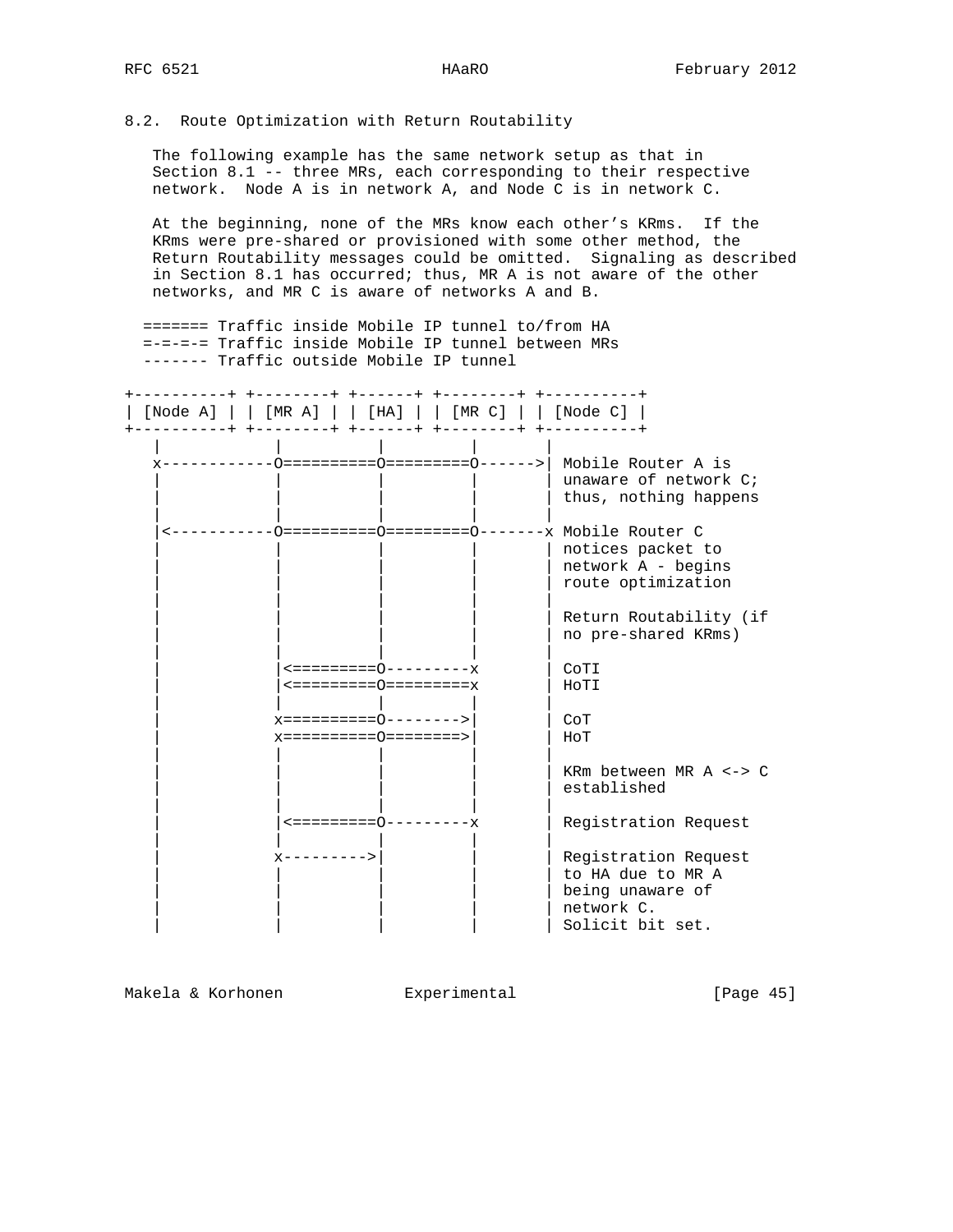### 8.2. Route Optimization with Return Routability

The following example has the same network setup as that in Section 8.1 -- three MRs, each corresponding to their respective network. Node A is in network A, and Node C is in network C.

At the beginning, none of the MRs know each other's KRms. If the KRms were pre-shared or provisioned with some other method, the Return Routability messages could be omitted. Signaling as described in Section 8.1 has occurred; thus, MR A is not aware of the other networks, and MR C is aware of networks A and B.

```
  ======= Traffic inside Mobile IP tunnel to/from HA
  =-=-=-= Traffic inside Mobile IP tunnel between MRs
  ------- Traffic outside Mobile IP tunnel

+----------+ +--------+ +------+ +--------+ +----------+
| [Node A] | | [MR A] | | [HA] | | [MR C] | | [Node C] |
+----------+ +--------+ +------+ +--------+ +----------+
   |            |          |         |        |
   x------------O==========O=========O------>| Mobile Router A is
   |            |          |         |        | unaware of network C;
   |            |          |         |        | thus, nothing happens
   |            |          |         |        |
   |<-----------O==========O=========O-------x Mobile Router C
   |            |          |         |        | notices packet to
   |            |          |         |        | network A - begins
   |            |          |         |        | route optimization
   |            |          |         |        |
   |            |          |         |        | Return Routability (if
   |            |          |         |        | no pre-shared KRms)
   |            |          |         |        |
   |            |<=========O---------x        | CoTI
   |            |<=========O=========x        | HoTI
   |            |          |         |        |
   |            x==========O-------->|        | CoT
   |            x==========O========>|        | HoT
   |            |          |         |        |
   |            |          |         |        | KRm between MR A <-> C
   |            |          |         |        | established
   |            |          |         |        |
   |            |<=========O---------x        | Registration Request
   |            |          |         |        |
   |            x--------->|         |        | Registration Request
   |            |          |         |        | to HA due to MR A
   |            |          |         |        | being unaware of
   |            |          |         |        | network C.
   |            |          |         |        | Solicit bit set.
```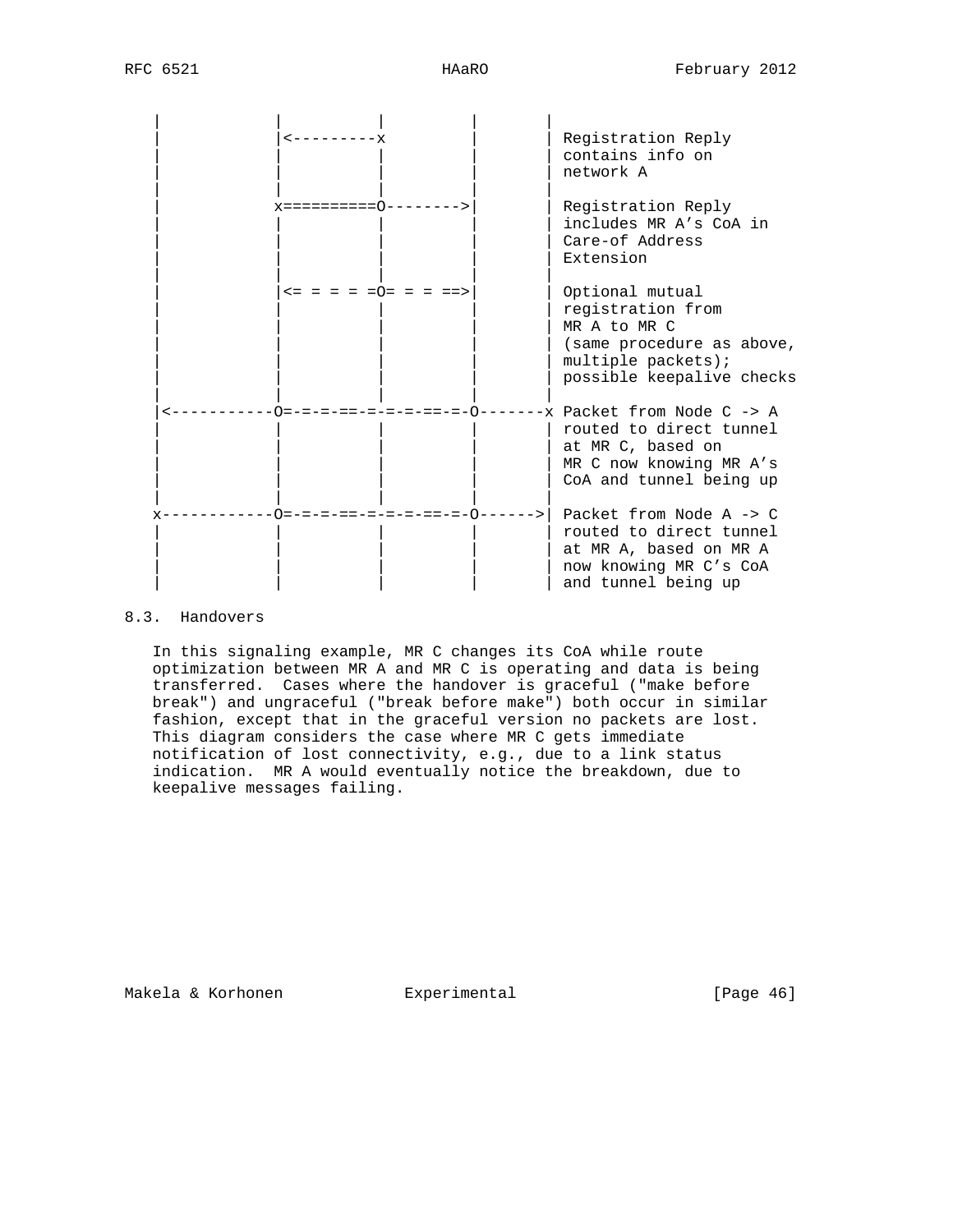```
    |            |          |          |        |
    |            |<---------x          |        | Registration Reply
    |            |          |          |        | contains info on
    |            |          |          |        | network A
    |            |          |          |        |
    |            x==========O-------->|        | Registration Reply
    |            |          |          |        | includes MR A's CoA in
    |            |          |          |        | Care-of Address
    |            |          |          |        | Extension
    |            |          |          |        |
    |            |<= = = = =O= = = ==>|        | Optional mutual
    |            |          |          |        | registration from
    |            |          |          |        | MR A to MR C
    |            |          |          |        | (same procedure as above,
    |            |          |          |        | multiple packets);
    |            |          |          |        | possible keepalive checks
    |            |          |          |        |
    |<-----------O=-=-=-==-=-=-=-==-=-O-------x Packet from Node C -> A
    |            |          |          |        | routed to direct tunnel
    |            |          |          |        | at MR C, based on
    |            |          |          |        | MR C now knowing MR A's
    |            |          |          |        | CoA and tunnel being up
    |            |          |          |        |
    x------------O=-=-=-==-=-=-=-==-=-O------>| Packet from Node A -> C
    |            |          |          |        | routed to direct tunnel
    |            |          |          |        | at MR A, based on MR A
    |            |          |          |        | now knowing MR C's CoA
    |            |          |          |        | and tunnel being up
```

## 8.3. Handovers

In this signaling example, MR C changes its CoA while route optimization between MR A and MR C is operating and data is being transferred. Cases where the handover is graceful ("make before break") and ungraceful ("break before make") both occur in similar fashion, except that in the graceful version no packets are lost. This diagram considers the case where MR C gets immediate notification of lost connectivity, e.g., due to a link status indication. MR A would eventually notice the breakdown, due to keepalive messages failing.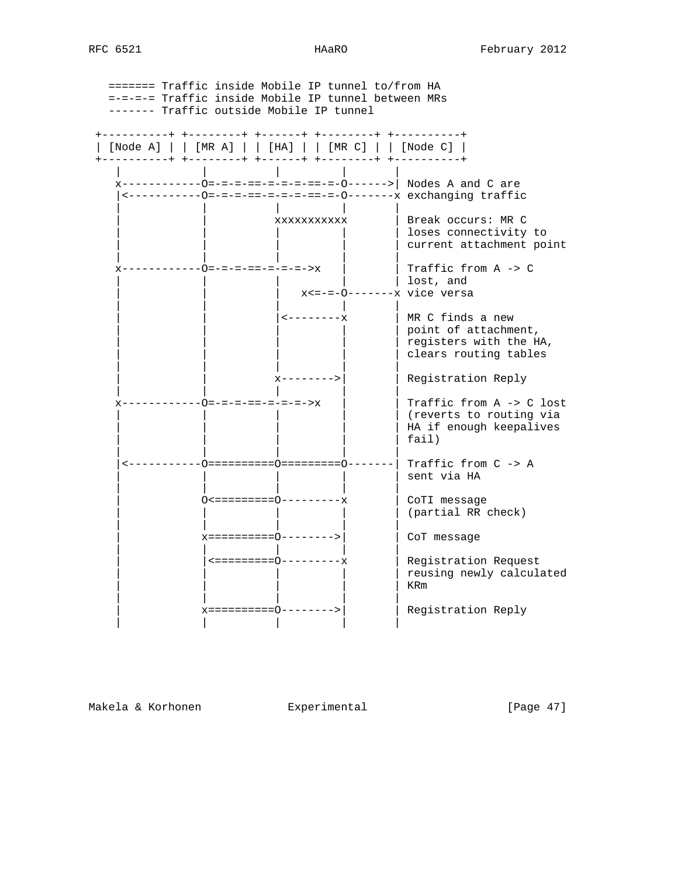```
   ======= Traffic inside Mobile IP tunnel to/from HA
   =-=-=-= Traffic inside Mobile IP tunnel between MRs
   ------- Traffic outside Mobile IP tunnel

 +----------+ +--------+ +------+ +--------+ +----------+
 | [Node A] | | [MR A] | | [HA] | | [MR C] | | [Node C] |
 +----------+ +--------+ +------+ +--------+ +----------+
    |            |          |         |        |
    x------------O=-=-=-==-=-=-=-==-=-O------>| Nodes A and C are
    |<-----------O=-=-=-==-=-=-=-==-=-O-------x exchanging traffic
    |            |          |         |        |
    |            |          xxxxxxxxxxx        | Break occurs: MR C
    |            |          |         |        | loses connectivity to
    |            |          |         |        | current attachment point
    |            |          |         |        |
    x------------O=-=-=-==-=-=-=->x   |        | Traffic from A -> C
    |            |          |         |        | lost, and
    |            |          |   x<=-=-O-------x vice versa
    |            |          |         |        |
    |            |          |<--------x        | MR C finds a new
    |            |          |         |        | point of attachment,
    |            |          |         |        | registers with the HA,
    |            |          |         |        | clears routing tables
    |            |          |         |        |
    |            |          x-------->|        | Registration Reply
    |            |          |         |        |
    x------------O=-=-=-==-=-=-=->x   |        | Traffic from A -> C lost
    |            |          |         |        | (reverts to routing via
    |            |          |         |        | HA if enough keepalives
    |            |          |         |        | fail)
    |            |          |         |        |
    |<-----------O==========O=========O-------| Traffic from C -> A
    |            |          |         |        | sent via HA
    |            |          |         |        |
    |            O<=========O---------x        | CoTI message
    |            |          |         |        | (partial RR check)
    |            |          |         |        |
    |            x==========O-------->|        | CoT message
    |            |          |         |        |
    |            |<=========O---------x        | Registration Request
    |            |          |         |        | reusing newly calculated
    |            |          |         |        | KRm
    |            |          |         |        |
    |            x==========O-------->|        | Registration Reply
    |            |          |         |        |
```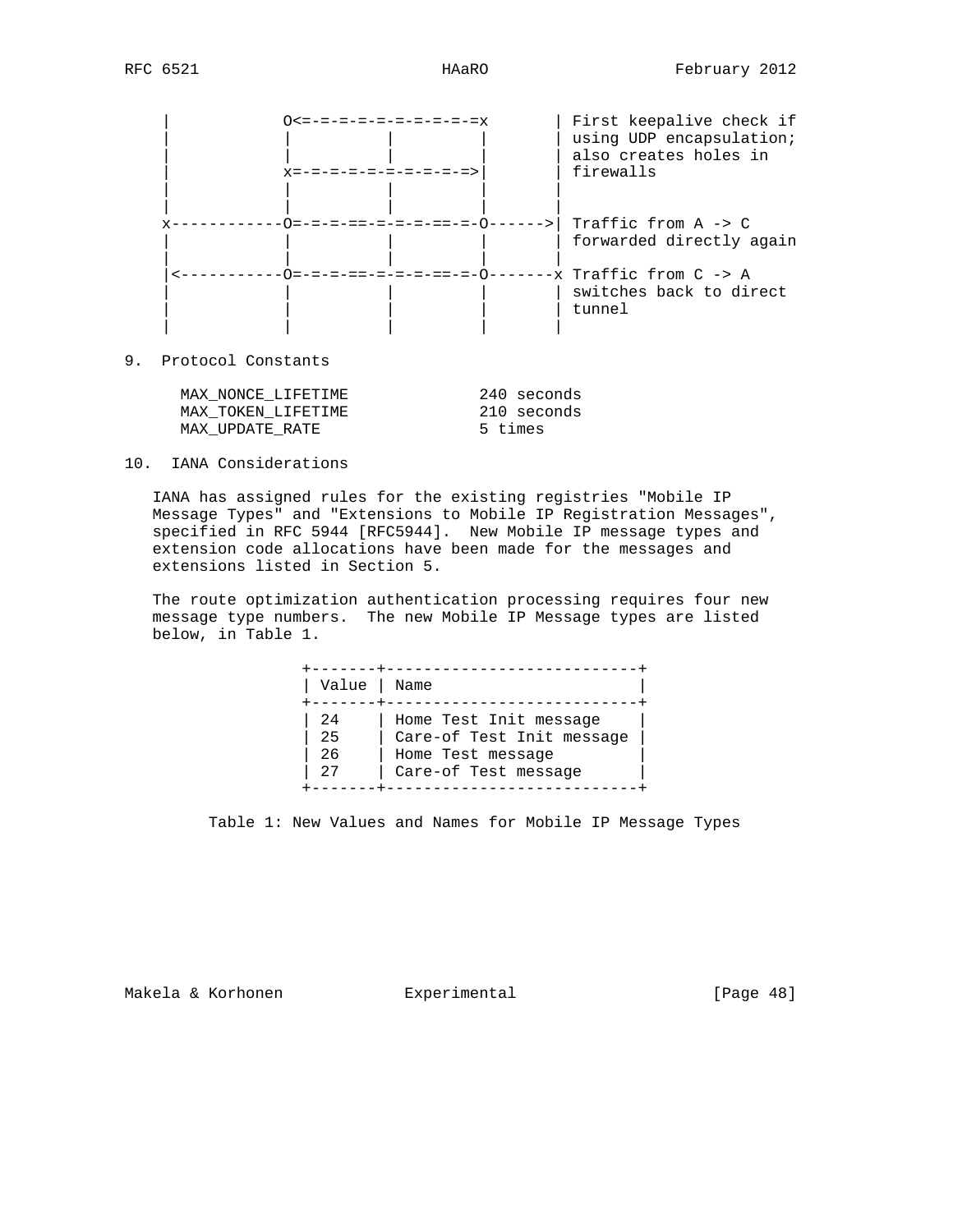```
    |           O<=-=-=-=-=-=-=-=-=-=x       | First keepalive check if
    |           |          |         |       | using UDP encapsulation;
    |           |          |         |       | also creates holes in
    |           x=-=-=-=-=-=-=-=-=-=>|       | firewalls
    |           |          |         |       |
    |           |          |         |       |
    x-----------O=-=-=-==-=-=-=-==-=-O------>| Traffic from A -> C
    |           |          |         |       | forwarded directly again
    |           |          |         |       |
    |<----------O=-=-=-==-=-=-=-==-=-O-------x Traffic from C -> A
    |           |          |         |       | switches back to direct
    |           |          |         |       | tunnel
    |           |          |         |       |
```

## 9. Protocol Constants

```
MAX_NONCE_LIFETIME             240 seconds
MAX_TOKEN_LIFETIME             210 seconds
MAX_UPDATE_RATE                5 times
```

## 10. IANA Considerations

IANA has assigned rules for the existing registries "Mobile IP Message Types" and "Extensions to Mobile IP Registration Messages", specified in RFC 5944 [RFC5944]. New Mobile IP message types and extension code allocations have been made for the messages and extensions listed in Section 5.

The route optimization authentication processing requires four new message type numbers. The new Mobile IP Message types are listed below, in Table 1.

| Value | Name |
|---|---|
| 24 | Home Test Init message |
| 25 | Care-of Test Init message |
| 26 | Home Test message |
| 27 | Care-of Test message |

Table 1: New Values and Names for Mobile IP Message Types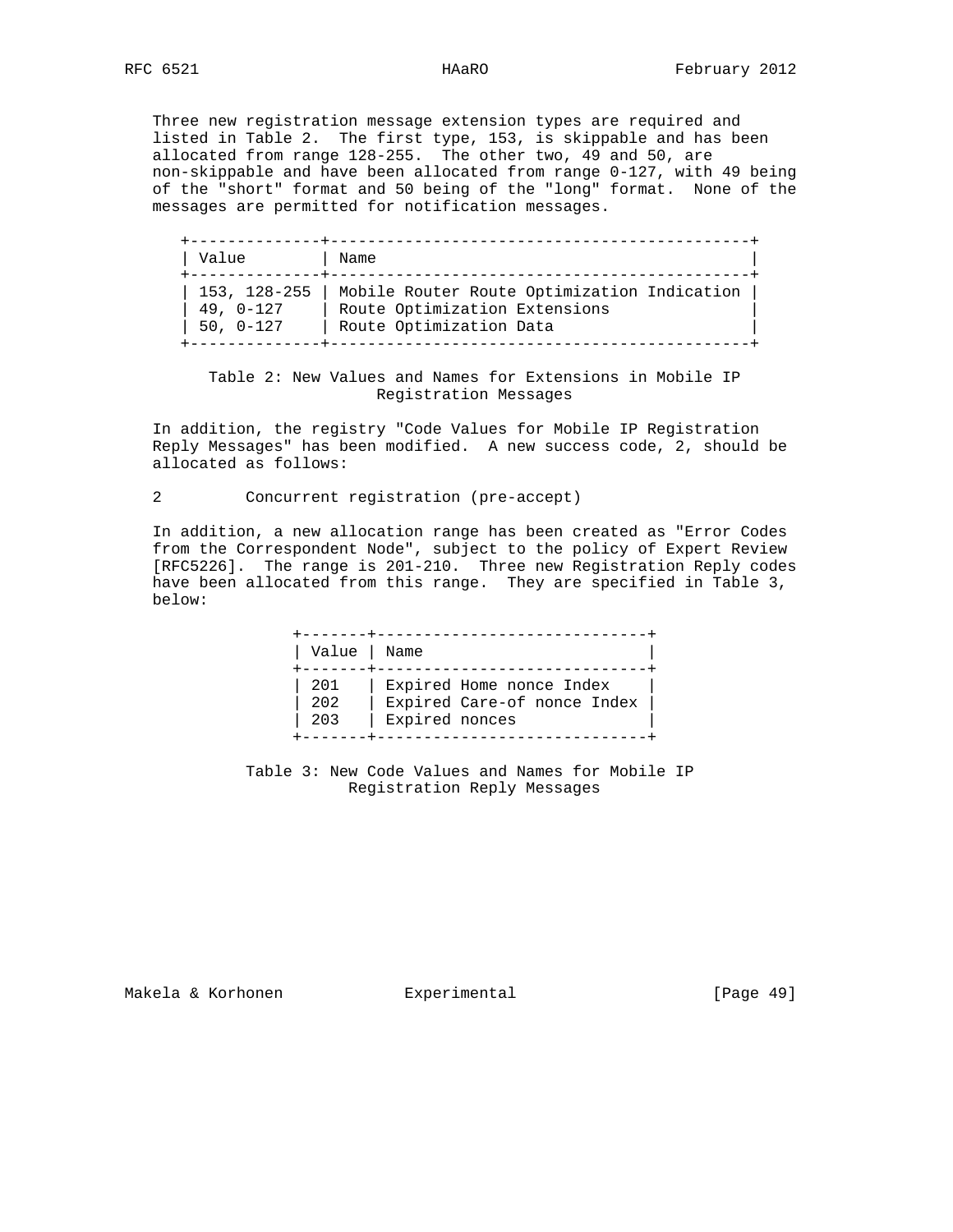Three new registration message extension types are required and listed in Table 2. The first type, 153, is skippable and has been allocated from range 128-255. The other two, 49 and 50, are non-skippable and have been allocated from range 0-127, with 49 being of the "short" format and 50 being of the "long" format. None of the messages are permitted for notification messages.

| Value | Name |
|---|---|
| 153, 128-255 | Mobile Router Route Optimization Indication |
| 49, 0-127 | Route Optimization Extensions |
| 50, 0-127 | Route Optimization Data |

Table 2: New Values and Names for Extensions in Mobile IP Registration Messages

In addition, the registry "Code Values for Mobile IP Registration Reply Messages" has been modified. A new success code, 2, should be allocated as follows:

```
2         Concurrent registration (pre-accept)
```

In addition, a new allocation range has been created as "Error Codes from the Correspondent Node", subject to the policy of Expert Review [RFC5226]. The range is 201-210. Three new Registration Reply codes have been allocated from this range. They are specified in Table 3, below:

| Value | Name |
|---|---|
| 201 | Expired Home nonce Index |
| 202 | Expired Care-of nonce Index |
| 203 | Expired nonces |

Table 3: New Code Values and Names for Mobile IP Registration Reply Messages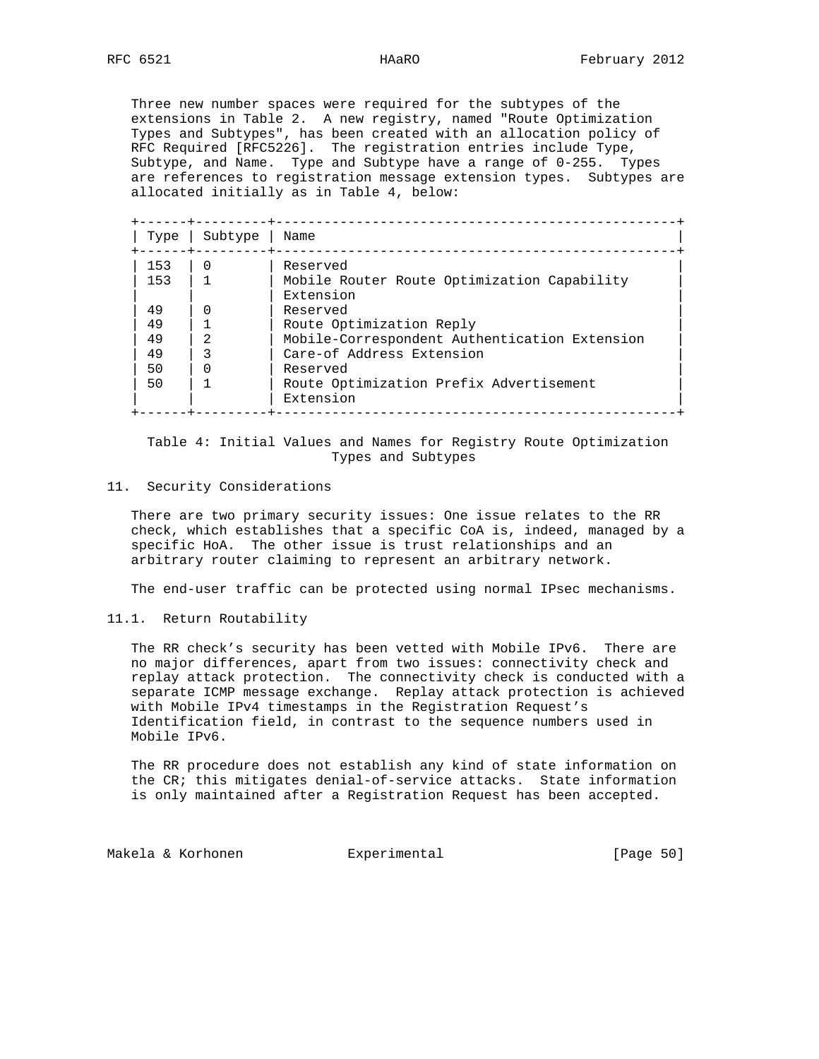Three new number spaces were required for the subtypes of the extensions in Table 2. A new registry, named "Route Optimization Types and Subtypes", has been created with an allocation policy of RFC Required [RFC5226]. The registration entries include Type, Subtype, and Name. Type and Subtype have a range of 0-255. Types are references to registration message extension types. Subtypes are allocated initially as in Table 4, below:

| Type | Subtype | Name |
|---|---|---|
| 153 | 0 | Reserved |
| 153 | 1 | Mobile Router Route Optimization Capability Extension |
| 49 | 0 | Reserved |
| 49 | 1 | Route Optimization Reply |
| 49 | 2 | Mobile-Correspondent Authentication Extension |
| 49 | 3 | Care-of Address Extension |
| 50 | 0 | Reserved |
| 50 | 1 | Route Optimization Prefix Advertisement Extension |

Table 4: Initial Values and Names for Registry Route Optimization Types and Subtypes

## 11. Security Considerations

There are two primary security issues: One issue relates to the RR check, which establishes that a specific CoA is, indeed, managed by a specific HoA. The other issue is trust relationships and an arbitrary router claiming to represent an arbitrary network.

The end-user traffic can be protected using normal IPsec mechanisms.

### 11.1. Return Routability

The RR check's security has been vetted with Mobile IPv6. There are no major differences, apart from two issues: connectivity check and replay attack protection. The connectivity check is conducted with a separate ICMP message exchange. Replay attack protection is achieved with Mobile IPv4 timestamps in the Registration Request's Identification field, in contrast to the sequence numbers used in Mobile IPv6.

The RR procedure does not establish any kind of state information on the CR; this mitigates denial-of-service attacks. State information is only maintained after a Registration Request has been accepted.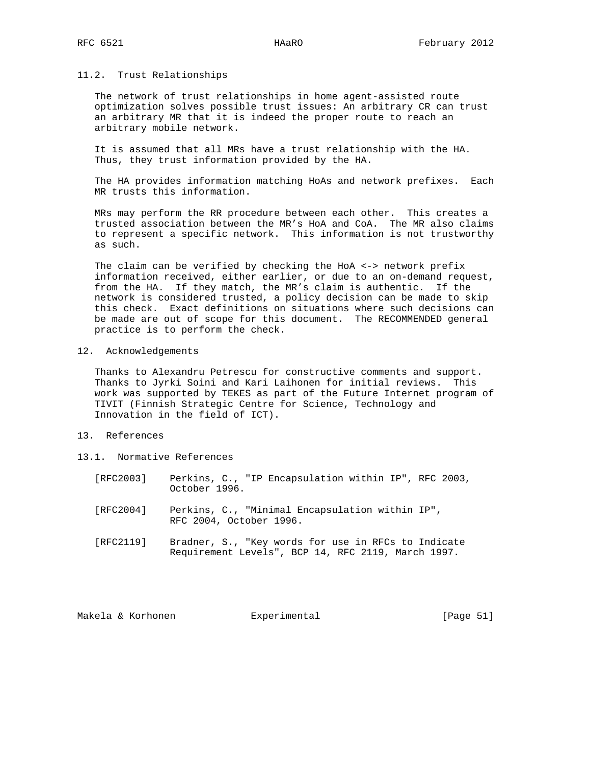### 11.2. Trust Relationships

The network of trust relationships in home agent-assisted route optimization solves possible trust issues: An arbitrary CR can trust an arbitrary MR that it is indeed the proper route to reach an arbitrary mobile network.

It is assumed that all MRs have a trust relationship with the HA. Thus, they trust information provided by the HA.

The HA provides information matching HoAs and network prefixes. Each MR trusts this information.

MRs may perform the RR procedure between each other. This creates a trusted association between the MR's HoA and CoA. The MR also claims to represent a specific network. This information is not trustworthy as such.

The claim can be verified by checking the HoA <-> network prefix information received, either earlier, or due to an on-demand request, from the HA. If they match, the MR's claim is authentic. If the network is considered trusted, a policy decision can be made to skip this check. Exact definitions on situations where such decisions can be made are out of scope for this document. The RECOMMENDED general practice is to perform the check.

## 12. Acknowledgements

Thanks to Alexandru Petrescu for constructive comments and support. Thanks to Jyrki Soini and Kari Laihonen for initial reviews. This work was supported by TEKES as part of the Future Internet program of TIVIT (Finnish Strategic Centre for Science, Technology and Innovation in the field of ICT).

## 13. References

### 13.1. Normative References

[RFC2003] Perkins, C., "IP Encapsulation within IP", RFC 2003, October 1996.

[RFC2004] Perkins, C., "Minimal Encapsulation within IP", RFC 2004, October 1996.

[RFC2119] Bradner, S., "Key words for use in RFCs to Indicate Requirement Levels", BCP 14, RFC 2119, March 1997.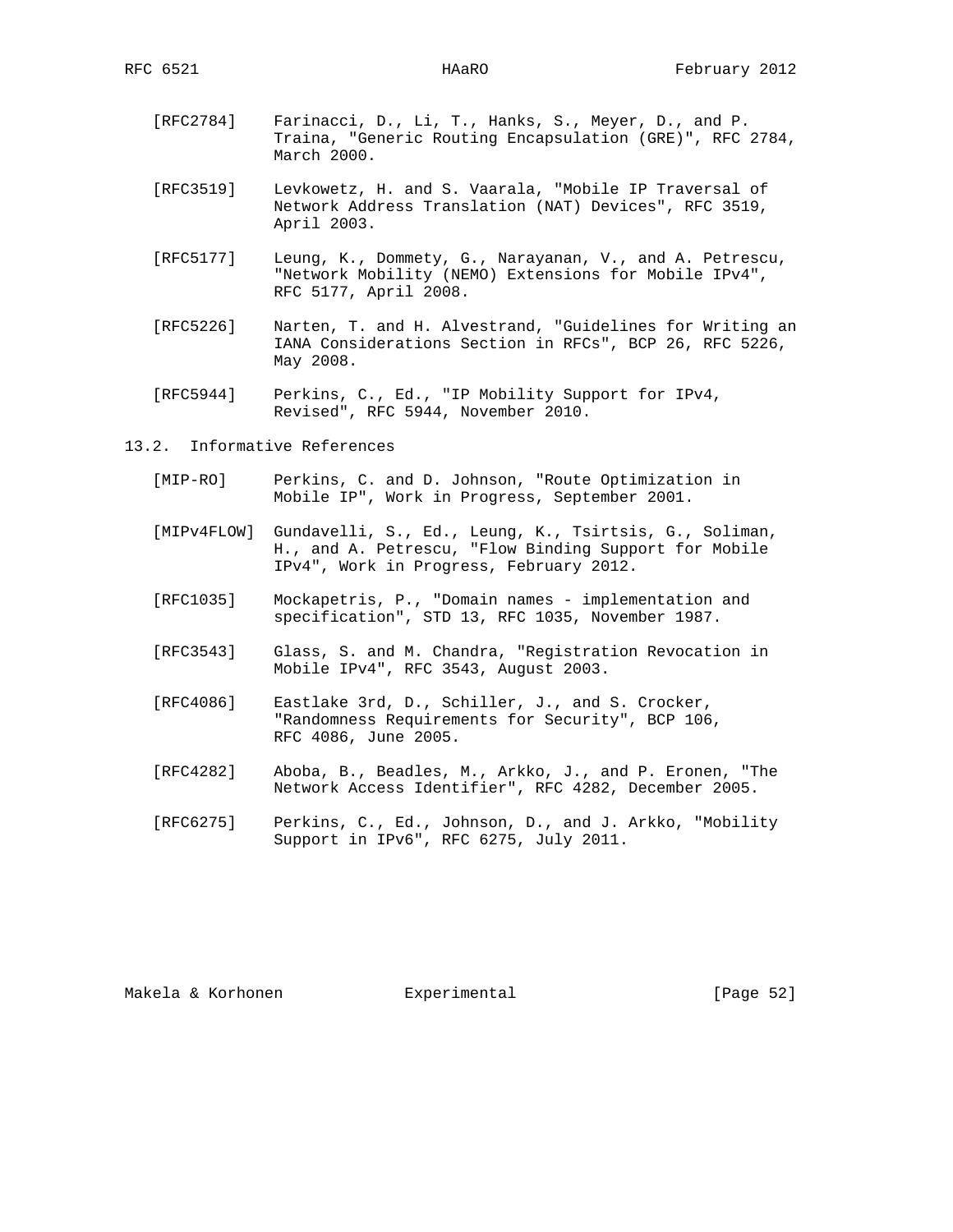[RFC2784] Farinacci, D., Li, T., Hanks, S., Meyer, D., and P. Traina, "Generic Routing Encapsulation (GRE)", RFC 2784, March 2000.

[RFC3519] Levkowetz, H. and S. Vaarala, "Mobile IP Traversal of Network Address Translation (NAT) Devices", RFC 3519, April 2003.

[RFC5177] Leung, K., Dommety, G., Narayanan, V., and A. Petrescu, "Network Mobility (NEMO) Extensions for Mobile IPv4", RFC 5177, April 2008.

[RFC5226] Narten, T. and H. Alvestrand, "Guidelines for Writing an IANA Considerations Section in RFCs", BCP 26, RFC 5226, May 2008.

[RFC5944] Perkins, C., Ed., "IP Mobility Support for IPv4, Revised", RFC 5944, November 2010.

### 13.2. Informative References

[MIP-RO] Perkins, C. and D. Johnson, "Route Optimization in Mobile IP", Work in Progress, September 2001.

[MIPv4FLOW] Gundavelli, S., Ed., Leung, K., Tsirtsis, G., Soliman, H., and A. Petrescu, "Flow Binding Support for Mobile IPv4", Work in Progress, February 2012.

[RFC1035] Mockapetris, P., "Domain names - implementation and specification", STD 13, RFC 1035, November 1987.

[RFC3543] Glass, S. and M. Chandra, "Registration Revocation in Mobile IPv4", RFC 3543, August 2003.

[RFC4086] Eastlake 3rd, D., Schiller, J., and S. Crocker, "Randomness Requirements for Security", BCP 106, RFC 4086, June 2005.

[RFC4282] Aboba, B., Beadles, M., Arkko, J., and P. Eronen, "The Network Access Identifier", RFC 4282, December 2005.

[RFC6275] Perkins, C., Ed., Johnson, D., and J. Arkko, "Mobility Support in IPv6", RFC 6275, July 2011.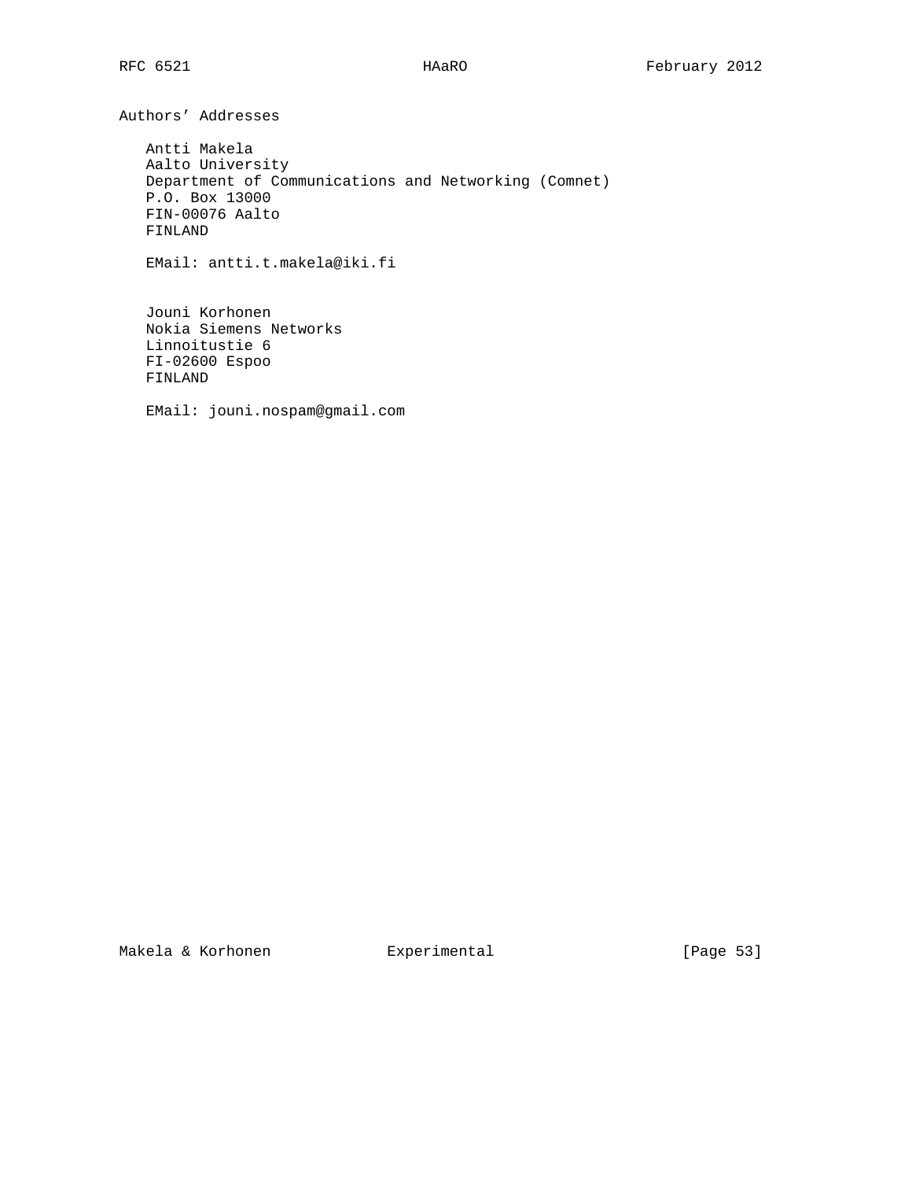## Authors' Addresses

Antti Makela
Aalto University
Department of Communications and Networking (Comnet)
P.O. Box 13000
FIN-00076 Aalto
FINLAND

EMail: antti.t.makela@iki.fi

Jouni Korhonen
Nokia Siemens Networks
Linnoitustie 6
FI-02600 Espoo
FINLAND

EMail: jouni.nospam@gmail.com